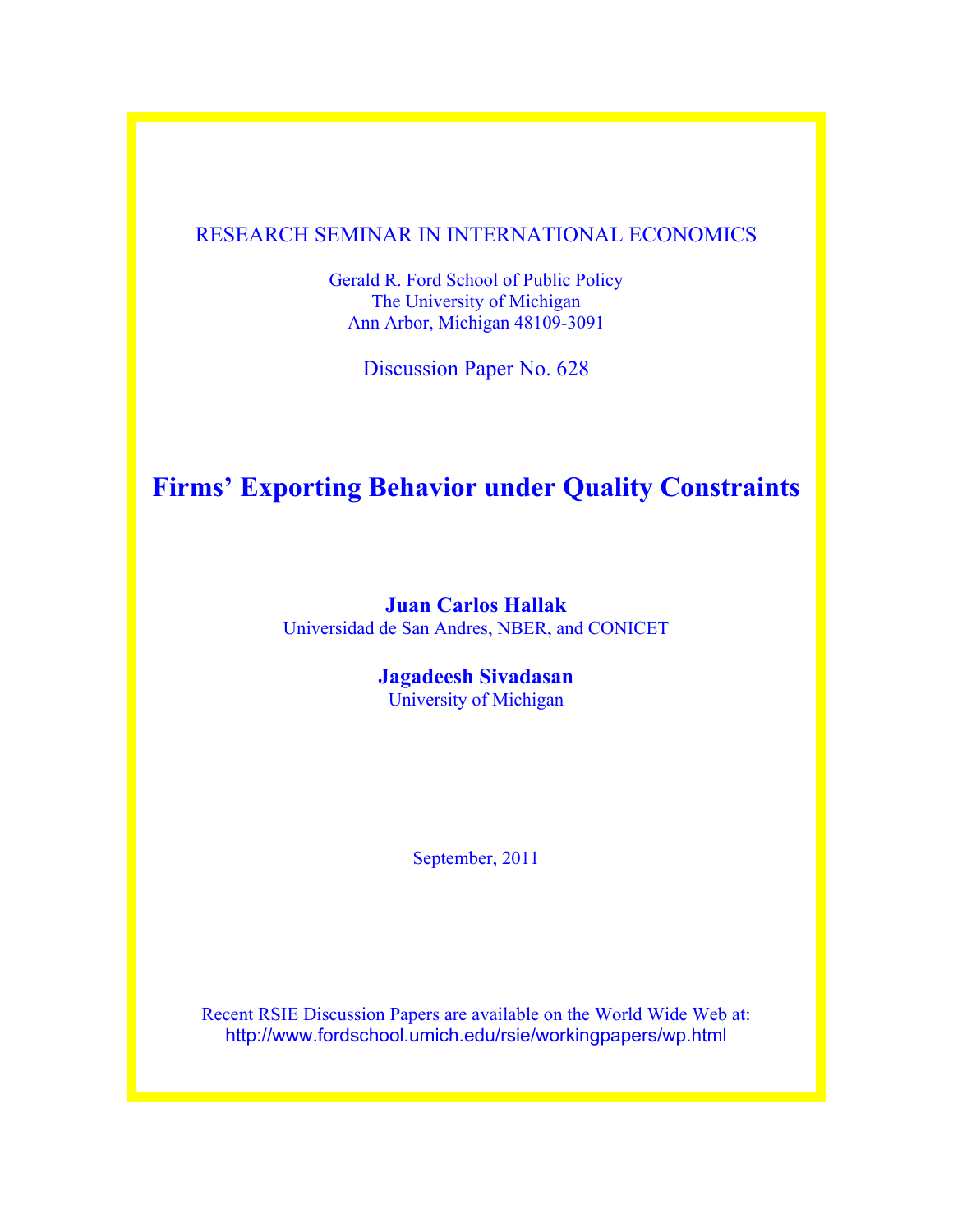RESEARCH SEMINAR IN INTERNATIONAL ECONOMICS

Gerald R. Ford School of Public Policy
The University of Michigan
Ann Arbor, Michigan 48109-3091

Discussion Paper No. 628

# Firms' Exporting Behavior under Quality Constraints

**Juan Carlos Hallak**
Universidad de San Andres, NBER, and CONICET

**Jagadeesh Sivadasan**
University of Michigan

September, 2011

Recent RSIE Discussion Papers are available on the World Wide Web at:
http://www.fordschool.umich.edu/rsie/workingpapers/wp.html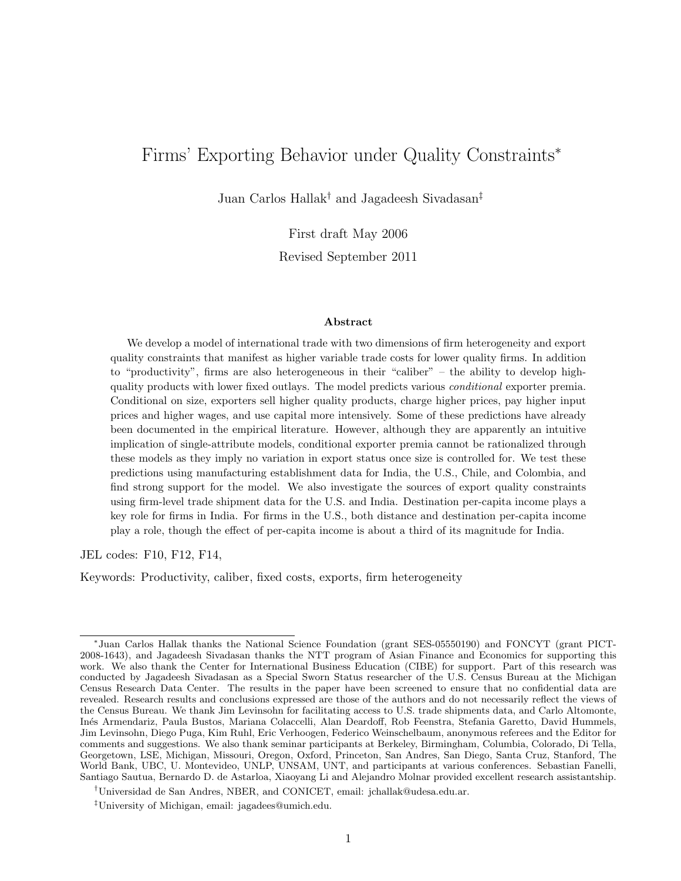# Firms' Exporting Behavior under Quality Constraints*

Juan Carlos Hallak† and Jagadeesh Sivadasan‡

First draft May 2006

Revised September 2011

### Abstract

We develop a model of international trade with two dimensions of firm heterogeneity and export quality constraints that manifest as higher variable trade costs for lower quality firms. In addition to "productivity", firms are also heterogeneous in their "caliber" – the ability to develop high-quality products with lower fixed outlays. The model predicts various *conditional* exporter premia. Conditional on size, exporters sell higher quality products, charge higher prices, pay higher input prices and higher wages, and use capital more intensively. Some of these predictions have already been documented in the empirical literature. However, although they are apparently an intuitive implication of single-attribute models, conditional exporter premia cannot be rationalized through these models as they imply no variation in export status once size is controlled for. We test these predictions using manufacturing establishment data for India, the U.S., Chile, and Colombia, and find strong support for the model. We also investigate the sources of export quality constraints using firm-level trade shipment data for the U.S. and India. Destination per-capita income plays a key role for firms in India. For firms in the U.S., both distance and destination per-capita income play a role, though the effect of per-capita income is about a third of its magnitude for India.

JEL codes: F10, F12, F14,

Keywords: Productivity, caliber, fixed costs, exports, firm heterogeneity

---

*Juan Carlos Hallak thanks the National Science Foundation (grant SES-05550190) and FONCYT (grant PICT-2008-1643), and Jagadeesh Sivadasan thanks the NTT program of Asian Finance and Economics for supporting this work. We also thank the Center for International Business Education (CIBE) for support. Part of this research was conducted by Jagadeesh Sivadasan as a Special Sworn Status researcher of the U.S. Census Bureau at the Michigan Census Research Data Center. The results in the paper have been screened to ensure that no confidential data are revealed. Research results and conclusions expressed are those of the authors and do not necessarily reflect the views of the Census Bureau. We thank Jim Levinsohn for facilitating access to U.S. trade shipments data, and Carlo Altomonte, Inés Armendariz, Paula Bustos, Mariana Colacelli, Alan Deardoff, Rob Feenstra, Stefania Garetto, David Hummels, Jim Levinsohn, Diego Puga, Kim Ruhl, Eric Verhoogen, Federico Weinschelbaum, anonymous referees and the Editor for comments and suggestions. We also thank seminar participants at Berkeley, Birmingham, Columbia, Colorado, Di Tella, Georgetown, LSE, Michigan, Missouri, Oregon, Oxford, Princeton, San Andres, San Diego, Santa Cruz, Stanford, The World Bank, UBC, U. Montevideo, UNLP, UNSAM, UNT, and participants at various conferences. Sebastian Fanelli, Santiago Sautua, Bernardo D. de Astarloa, Xiaoyang Li and Alejandro Molnar provided excellent research assistantship.

†Universidad de San Andres, NBER, and CONICET, email: jchallak@udesa.edu.ar.

‡University of Michigan, email: jagadees@umich.edu.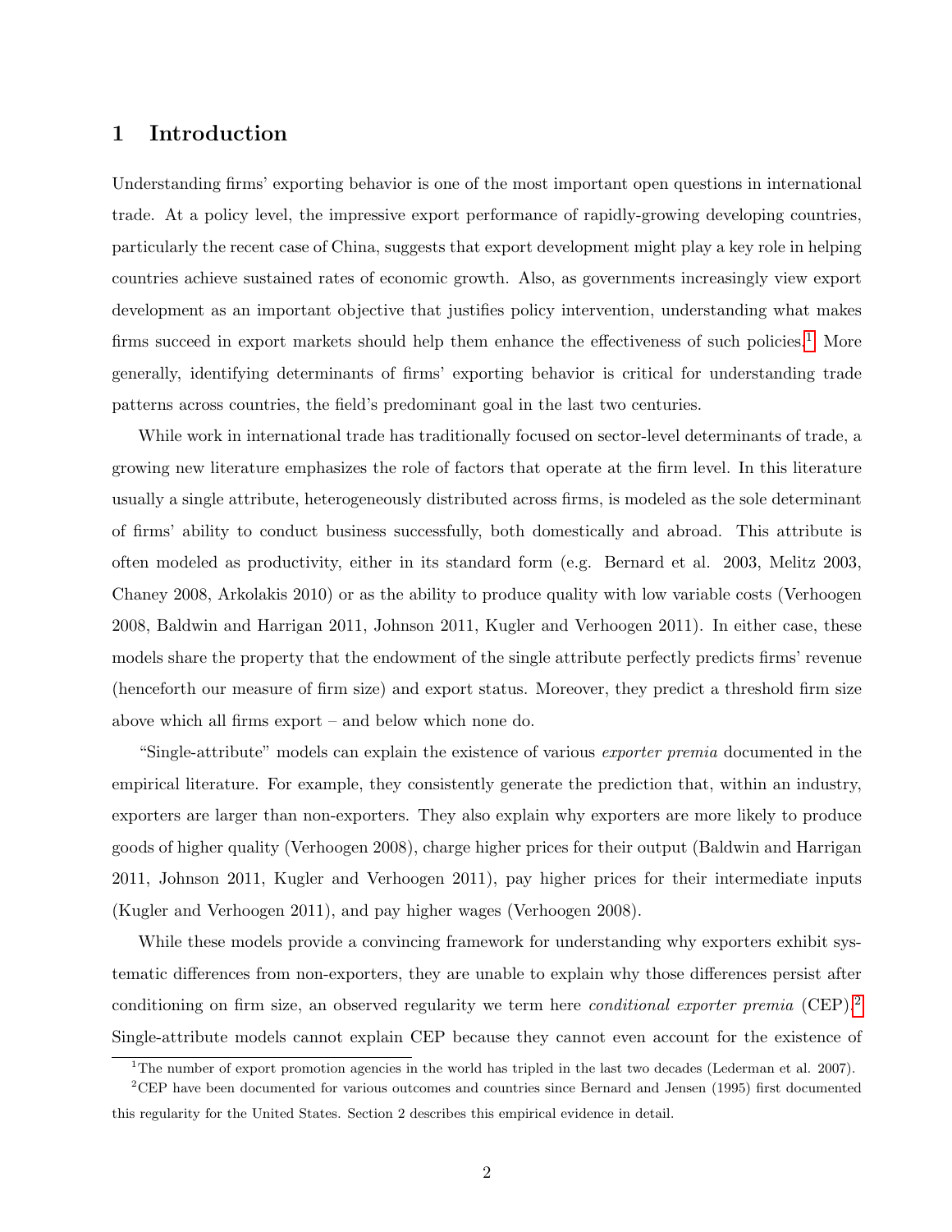## 1 Introduction

Understanding firms' exporting behavior is one of the most important open questions in international trade. At a policy level, the impressive export performance of rapidly-growing developing countries, particularly the recent case of China, suggests that export development might play a key role in helping countries achieve sustained rates of economic growth. Also, as governments increasingly view export development as an important objective that justifies policy intervention, understanding what makes firms succeed in export markets should help them enhance the effectiveness of such policies.[1] More generally, identifying determinants of firms' exporting behavior is critical for understanding trade patterns across countries, the field's predominant goal in the last two centuries.

While work in international trade has traditionally focused on sector-level determinants of trade, a growing new literature emphasizes the role of factors that operate at the firm level. In this literature usually a single attribute, heterogeneously distributed across firms, is modeled as the sole determinant of firms' ability to conduct business successfully, both domestically and abroad. This attribute is often modeled as productivity, either in its standard form (e.g. Bernard et al. 2003, Melitz 2003, Chaney 2008, Arkolakis 2010) or as the ability to produce quality with low variable costs (Verhoogen 2008, Baldwin and Harrigan 2011, Johnson 2011, Kugler and Verhoogen 2011). In either case, these models share the property that the endowment of the single attribute perfectly predicts firms' revenue (henceforth our measure of firm size) and export status. Moreover, they predict a threshold firm size above which all firms export – and below which none do.

"Single-attribute" models can explain the existence of various *exporter premia* documented in the empirical literature. For example, they consistently generate the prediction that, within an industry, exporters are larger than non-exporters. They also explain why exporters are more likely to produce goods of higher quality (Verhoogen 2008), charge higher prices for their output (Baldwin and Harrigan 2011, Johnson 2011, Kugler and Verhoogen 2011), pay higher prices for their intermediate inputs (Kugler and Verhoogen 2011), and pay higher wages (Verhoogen 2008).

While these models provide a convincing framework for understanding why exporters exhibit systematic differences from non-exporters, they are unable to explain why those differences persist after conditioning on firm size, an observed regularity we term here *conditional exporter premia* (CEP).[2] Single-attribute models cannot explain CEP because they cannot even account for the existence of

[1] The number of export promotion agencies in the world has tripled in the last two decades (Lederman et al. 2007).

[2] CEP have been documented for various outcomes and countries since Bernard and Jensen (1995) first documented this regularity for the United States. Section 2 describes this empirical evidence in detail.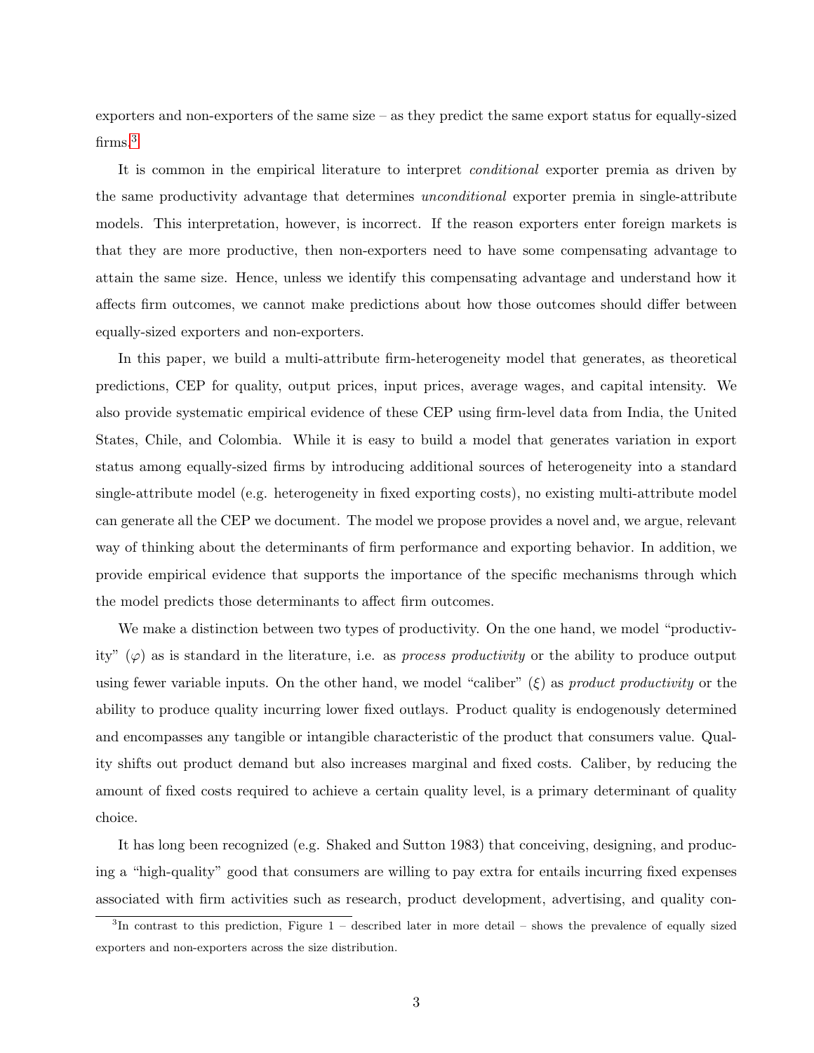exporters and non-exporters of the same size – as they predict the same export status for equally-sized firms.[3]

It is common in the empirical literature to interpret *conditional* exporter premia as driven by the same productivity advantage that determines *unconditional* exporter premia in single-attribute models. This interpretation, however, is incorrect. If the reason exporters enter foreign markets is that they are more productive, then non-exporters need to have some compensating advantage to attain the same size. Hence, unless we identify this compensating advantage and understand how it affects firm outcomes, we cannot make predictions about how those outcomes should differ between equally-sized exporters and non-exporters.

In this paper, we build a multi-attribute firm-heterogeneity model that generates, as theoretical predictions, CEP for quality, output prices, input prices, average wages, and capital intensity. We also provide systematic empirical evidence of these CEP using firm-level data from India, the United States, Chile, and Colombia. While it is easy to build a model that generates variation in export status among equally-sized firms by introducing additional sources of heterogeneity into a standard single-attribute model (e.g. heterogeneity in fixed exporting costs), no existing multi-attribute model can generate all the CEP we document. The model we propose provides a novel and, we argue, relevant way of thinking about the determinants of firm performance and exporting behavior. In addition, we provide empirical evidence that supports the importance of the specific mechanisms through which the model predicts those determinants to affect firm outcomes.

We make a distinction between two types of productivity. On the one hand, we model "productivity" ($\varphi$) as is standard in the literature, i.e. as *process productivity* or the ability to produce output using fewer variable inputs. On the other hand, we model "caliber" ($\xi$) as *product productivity* or the ability to produce quality incurring lower fixed outlays. Product quality is endogenously determined and encompasses any tangible or intangible characteristic of the product that consumers value. Quality shifts out product demand but also increases marginal and fixed costs. Caliber, by reducing the amount of fixed costs required to achieve a certain quality level, is a primary determinant of quality choice.

It has long been recognized (e.g. Shaked and Sutton 1983) that conceiving, designing, and producing a "high-quality" good that consumers are willing to pay extra for entails incurring fixed expenses associated with firm activities such as research, product development, advertising, and quality con-

[3] In contrast to this prediction, Figure 1 – described later in more detail – shows the prevalence of equally sized exporters and non-exporters across the size distribution.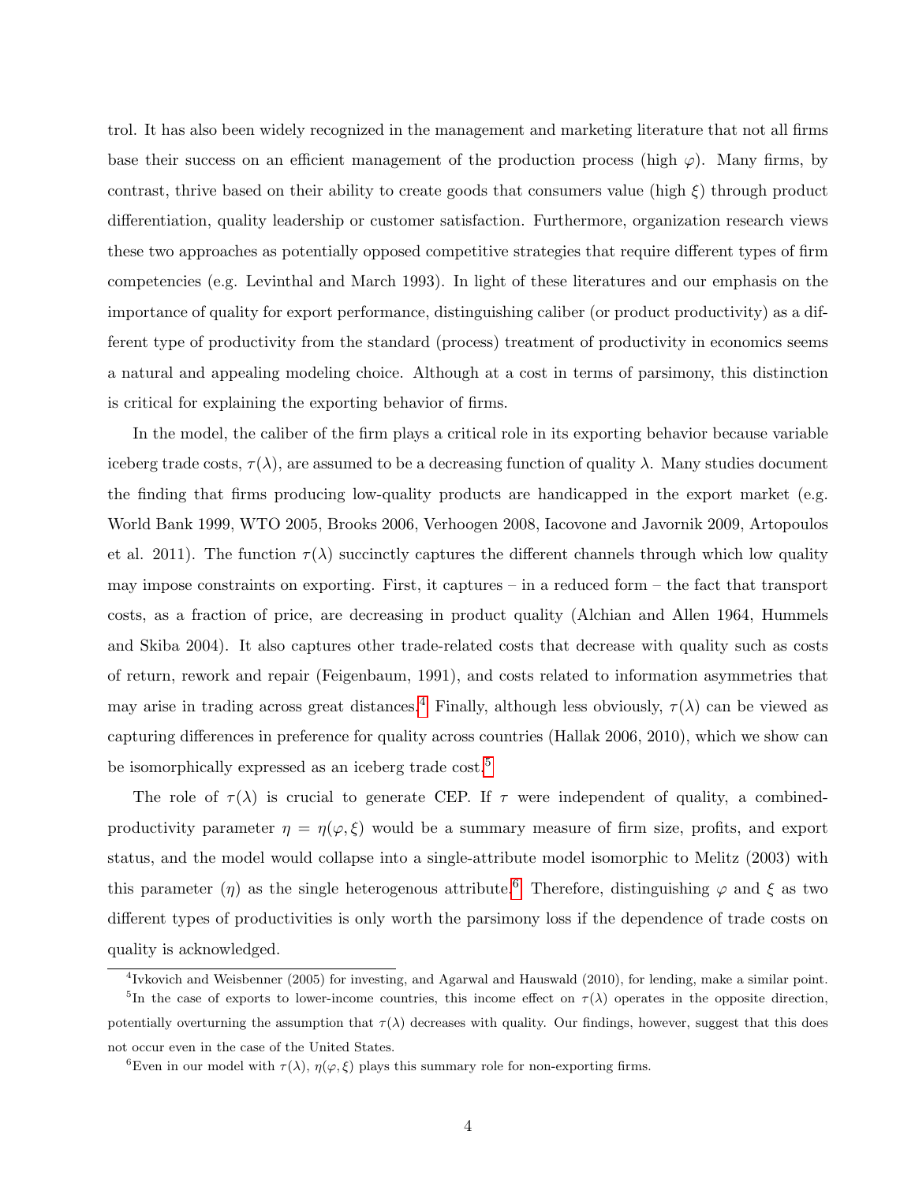trol. It has also been widely recognized in the management and marketing literature that not all firms base their success on an efficient management of the production process (high $\varphi$). Many firms, by contrast, thrive based on their ability to create goods that consumers value (high $\xi$) through product differentiation, quality leadership or customer satisfaction. Furthermore, organization research views these two approaches as potentially opposed competitive strategies that require different types of firm competencies (e.g. Levinthal and March 1993). In light of these literatures and our emphasis on the importance of quality for export performance, distinguishing caliber (or product productivity) as a different type of productivity from the standard (process) treatment of productivity in economics seems a natural and appealing modeling choice. Although at a cost in terms of parsimony, this distinction is critical for explaining the exporting behavior of firms.

In the model, the caliber of the firm plays a critical role in its exporting behavior because variable iceberg trade costs, $\tau(\lambda)$, are assumed to be a decreasing function of quality $\lambda$. Many studies document the finding that firms producing low-quality products are handicapped in the export market (e.g. World Bank 1999, WTO 2005, Brooks 2006, Verhoogen 2008, Iacovone and Javornik 2009, Artopoulos et al. 2011). The function $\tau(\lambda)$ succinctly captures the different channels through which low quality may impose constraints on exporting. First, it captures – in a reduced form – the fact that transport costs, as a fraction of price, are decreasing in product quality (Alchian and Allen 1964, Hummels and Skiba 2004). It also captures other trade-related costs that decrease with quality such as costs of return, rework and repair (Feigenbaum, 1991), and costs related to information asymmetries that may arise in trading across great distances.[4] Finally, although less obviously, $\tau(\lambda)$ can be viewed as capturing differences in preference for quality across countries (Hallak 2006, 2010), which we show can be isomorphically expressed as an iceberg trade cost.[5]

The role of $\tau(\lambda)$ is crucial to generate CEP. If $\tau$ were independent of quality, a combined-productivity parameter $\eta = \eta(\varphi, \xi)$ would be a summary measure of firm size, profits, and export status, and the model would collapse into a single-attribute model isomorphic to Melitz (2003) with this parameter ($\eta$) as the single heterogenous attribute.[6] Therefore, distinguishing $\varphi$ and $\xi$ as two different types of productivities is only worth the parsimony loss if the dependence of trade costs on quality is acknowledged.

---

[4] Ivkovich and Weisbenner (2005) for investing, and Agarwal and Hauswald (2010), for lending, make a similar point.

[5] In the case of exports to lower-income countries, this income effect on $\tau(\lambda)$ operates in the opposite direction, potentially overturning the assumption that $\tau(\lambda)$ decreases with quality. Our findings, however, suggest that this does not occur even in the case of the United States.

[6] Even in our model with $\tau(\lambda)$, $\eta(\varphi, \xi)$ plays this summary role for non-exporting firms.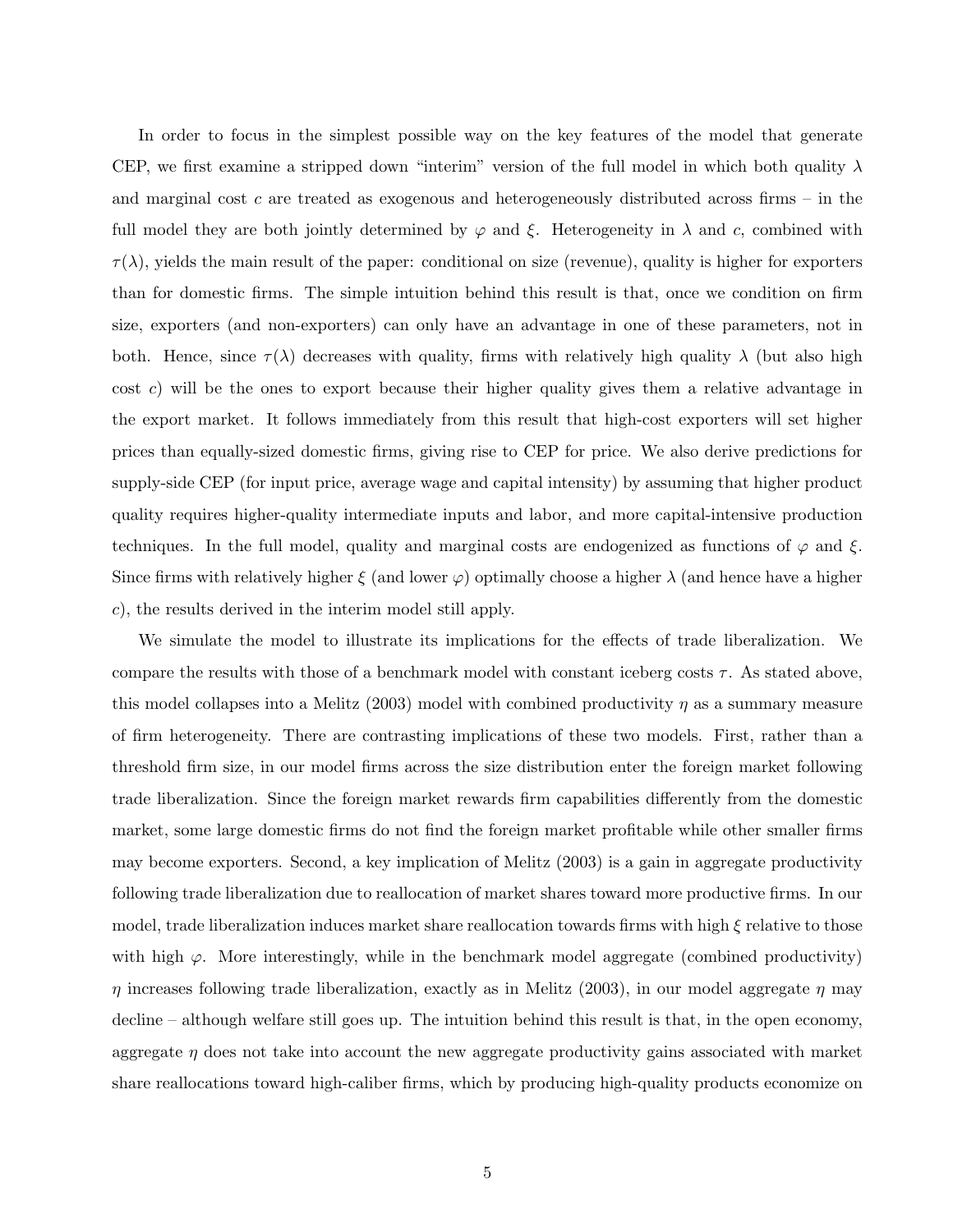In order to focus in the simplest possible way on the key features of the model that generate CEP, we first examine a stripped down "interim" version of the full model in which both quality $\lambda$ and marginal cost $c$ are treated as exogenous and heterogeneously distributed across firms – in the full model they are both jointly determined by $\varphi$ and $\xi$. Heterogeneity in $\lambda$ and $c$, combined with $\tau(\lambda)$, yields the main result of the paper: conditional on size (revenue), quality is higher for exporters than for domestic firms. The simple intuition behind this result is that, once we condition on firm size, exporters (and non-exporters) can only have an advantage in one of these parameters, not in both. Hence, since $\tau(\lambda)$ decreases with quality, firms with relatively high quality $\lambda$ (but also high cost $c$) will be the ones to export because their higher quality gives them a relative advantage in the export market. It follows immediately from this result that high-cost exporters will set higher prices than equally-sized domestic firms, giving rise to CEP for price. We also derive predictions for supply-side CEP (for input price, average wage and capital intensity) by assuming that higher product quality requires higher-quality intermediate inputs and labor, and more capital-intensive production techniques. In the full model, quality and marginal costs are endogenized as functions of $\varphi$ and $\xi$. Since firms with relatively higher $\xi$ (and lower $\varphi$) optimally choose a higher $\lambda$ (and hence have a higher $c$), the results derived in the interim model still apply.

We simulate the model to illustrate its implications for the effects of trade liberalization. We compare the results with those of a benchmark model with constant iceberg costs $\tau$. As stated above, this model collapses into a Melitz (2003) model with combined productivity $\eta$ as a summary measure of firm heterogeneity. There are contrasting implications of these two models. First, rather than a threshold firm size, in our model firms across the size distribution enter the foreign market following trade liberalization. Since the foreign market rewards firm capabilities differently from the domestic market, some large domestic firms do not find the foreign market profitable while other smaller firms may become exporters. Second, a key implication of Melitz (2003) is a gain in aggregate productivity following trade liberalization due to reallocation of market shares toward more productive firms. In our model, trade liberalization induces market share reallocation towards firms with high $\xi$ relative to those with high $\varphi$. More interestingly, while in the benchmark model aggregate (combined productivity) $\eta$ increases following trade liberalization, exactly as in Melitz (2003), in our model aggregate $\eta$ may decline – although welfare still goes up. The intuition behind this result is that, in the open economy, aggregate $\eta$ does not take into account the new aggregate productivity gains associated with market share reallocations toward high-caliber firms, which by producing high-quality products economize on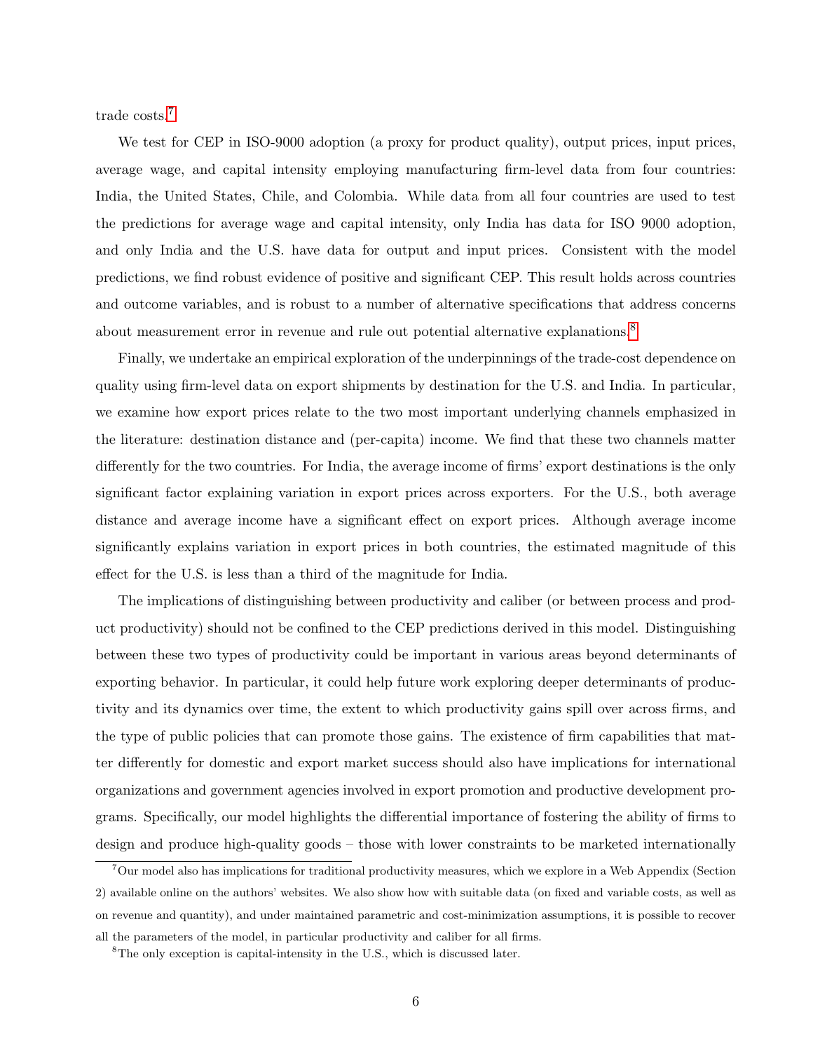trade costs.[7]

We test for CEP in ISO-9000 adoption (a proxy for product quality), output prices, input prices, average wage, and capital intensity employing manufacturing firm-level data from four countries: India, the United States, Chile, and Colombia. While data from all four countries are used to test the predictions for average wage and capital intensity, only India has data for ISO 9000 adoption, and only India and the U.S. have data for output and input prices. Consistent with the model predictions, we find robust evidence of positive and significant CEP. This result holds across countries and outcome variables, and is robust to a number of alternative specifications that address concerns about measurement error in revenue and rule out potential alternative explanations.[8]

Finally, we undertake an empirical exploration of the underpinnings of the trade-cost dependence on quality using firm-level data on export shipments by destination for the U.S. and India. In particular, we examine how export prices relate to the two most important underlying channels emphasized in the literature: destination distance and (per-capita) income. We find that these two channels matter differently for the two countries. For India, the average income of firms' export destinations is the only significant factor explaining variation in export prices across exporters. For the U.S., both average distance and average income have a significant effect on export prices. Although average income significantly explains variation in export prices in both countries, the estimated magnitude of this effect for the U.S. is less than a third of the magnitude for India.

The implications of distinguishing between productivity and caliber (or between process and product productivity) should not be confined to the CEP predictions derived in this model. Distinguishing between these two types of productivity could be important in various areas beyond determinants of exporting behavior. In particular, it could help future work exploring deeper determinants of productivity and its dynamics over time, the extent to which productivity gains spill over across firms, and the type of public policies that can promote those gains. The existence of firm capabilities that matter differently for domestic and export market success should also have implications for international organizations and government agencies involved in export promotion and productive development programs. Specifically, our model highlights the differential importance of fostering the ability of firms to design and produce high-quality goods – those with lower constraints to be marketed internationally

[7] Our model also has implications for traditional productivity measures, which we explore in a Web Appendix (Section 2) available online on the authors' websites. We also show how with suitable data (on fixed and variable costs, as well as on revenue and quantity), and under maintained parametric and cost-minimization assumptions, it is possible to recover all the parameters of the model, in particular productivity and caliber for all firms.

[8] The only exception is capital-intensity in the U.S., which is discussed later.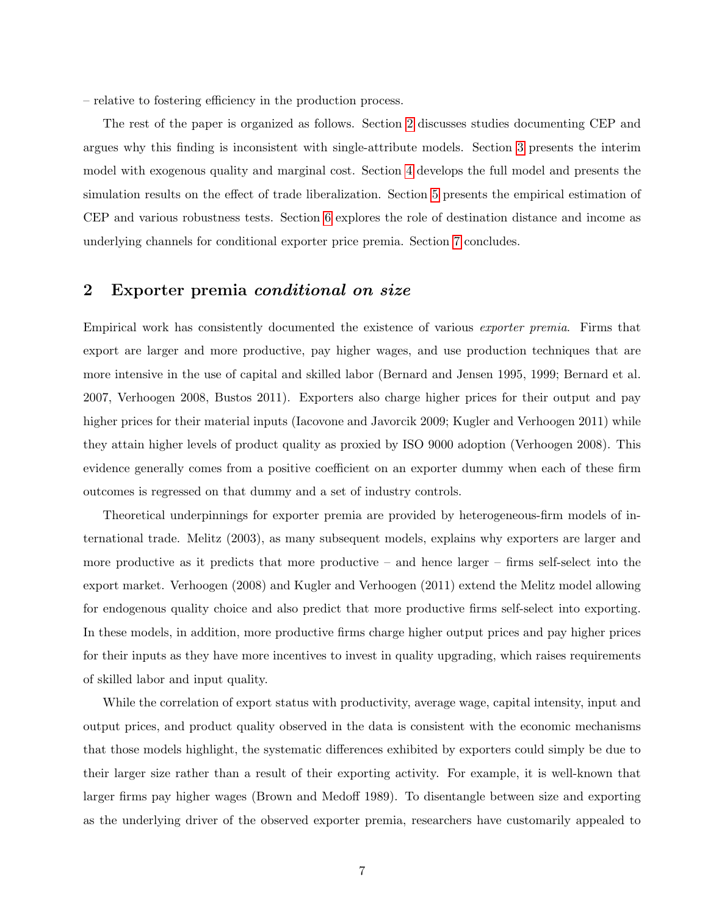– relative to fostering efficiency in the production process.

The rest of the paper is organized as follows. Section 2 discusses studies documenting CEP and argues why this finding is inconsistent with single-attribute models. Section 3 presents the interim model with exogenous quality and marginal cost. Section 4 develops the full model and presents the simulation results on the effect of trade liberalization. Section 5 presents the empirical estimation of CEP and various robustness tests. Section 6 explores the role of destination distance and income as underlying channels for conditional exporter price premia. Section 7 concludes.

## 2 Exporter premia *conditional on size*

Empirical work has consistently documented the existence of various *exporter premia*. Firms that export are larger and more productive, pay higher wages, and use production techniques that are more intensive in the use of capital and skilled labor (Bernard and Jensen 1995, 1999; Bernard et al. 2007, Verhoogen 2008, Bustos 2011). Exporters also charge higher prices for their output and pay higher prices for their material inputs (Iacovone and Javorcik 2009; Kugler and Verhoogen 2011) while they attain higher levels of product quality as proxied by ISO 9000 adoption (Verhoogen 2008). This evidence generally comes from a positive coefficient on an exporter dummy when each of these firm outcomes is regressed on that dummy and a set of industry controls.

Theoretical underpinnings for exporter premia are provided by heterogeneous-firm models of international trade. Melitz (2003), as many subsequent models, explains why exporters are larger and more productive as it predicts that more productive – and hence larger – firms self-select into the export market. Verhoogen (2008) and Kugler and Verhoogen (2011) extend the Melitz model allowing for endogenous quality choice and also predict that more productive firms self-select into exporting. In these models, in addition, more productive firms charge higher output prices and pay higher prices for their inputs as they have more incentives to invest in quality upgrading, which raises requirements of skilled labor and input quality.

While the correlation of export status with productivity, average wage, capital intensity, input and output prices, and product quality observed in the data is consistent with the economic mechanisms that those models highlight, the systematic differences exhibited by exporters could simply be due to their larger size rather than a result of their exporting activity. For example, it is well-known that larger firms pay higher wages (Brown and Medoff 1989). To disentangle between size and exporting as the underlying driver of the observed exporter premia, researchers have customarily appealed to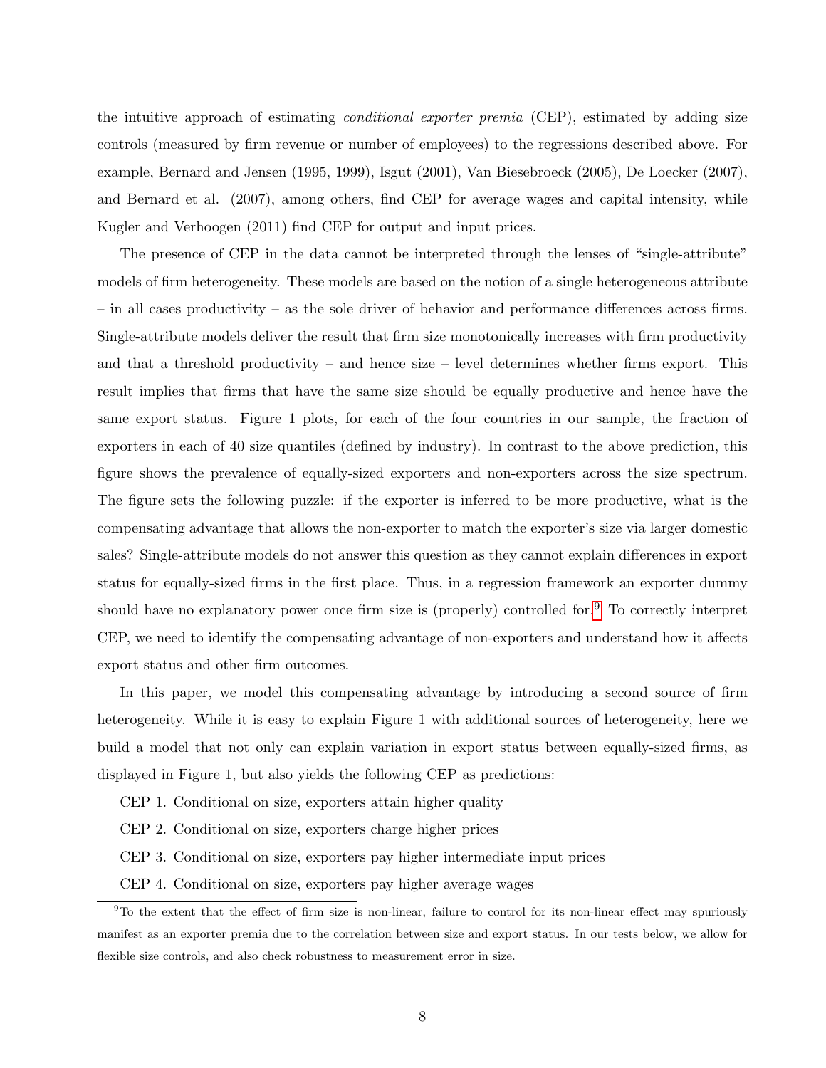the intuitive approach of estimating *conditional exporter premia* (CEP), estimated by adding size controls (measured by firm revenue or number of employees) to the regressions described above. For example, Bernard and Jensen (1995, 1999), Isgut (2001), Van Biesebroeck (2005), De Loecker (2007), and Bernard et al. (2007), among others, find CEP for average wages and capital intensity, while Kugler and Verhoogen (2011) find CEP for output and input prices.

The presence of CEP in the data cannot be interpreted through the lenses of "single-attribute" models of firm heterogeneity. These models are based on the notion of a single heterogeneous attribute – in all cases productivity – as the sole driver of behavior and performance differences across firms. Single-attribute models deliver the result that firm size monotonically increases with firm productivity and that a threshold productivity – and hence size – level determines whether firms export. This result implies that firms that have the same size should be equally productive and hence have the same export status. Figure 1 plots, for each of the four countries in our sample, the fraction of exporters in each of 40 size quantiles (defined by industry). In contrast to the above prediction, this figure shows the prevalence of equally-sized exporters and non-exporters across the size spectrum. The figure sets the following puzzle: if the exporter is inferred to be more productive, what is the compensating advantage that allows the non-exporter to match the exporter's size via larger domestic sales? Single-attribute models do not answer this question as they cannot explain differences in export status for equally-sized firms in the first place. Thus, in a regression framework an exporter dummy should have no explanatory power once firm size is (properly) controlled for.[9] To correctly interpret CEP, we need to identify the compensating advantage of non-exporters and understand how it affects export status and other firm outcomes.

In this paper, we model this compensating advantage by introducing a second source of firm heterogeneity. While it is easy to explain Figure 1 with additional sources of heterogeneity, here we build a model that not only can explain variation in export status between equally-sized firms, as displayed in Figure 1, but also yields the following CEP as predictions:

CEP 1. Conditional on size, exporters attain higher quality

CEP 2. Conditional on size, exporters charge higher prices

CEP 3. Conditional on size, exporters pay higher intermediate input prices

CEP 4. Conditional on size, exporters pay higher average wages

[9] To the extent that the effect of firm size is non-linear, failure to control for its non-linear effect may spuriously manifest as an exporter premia due to the correlation between size and export status. In our tests below, we allow for flexible size controls, and also check robustness to measurement error in size.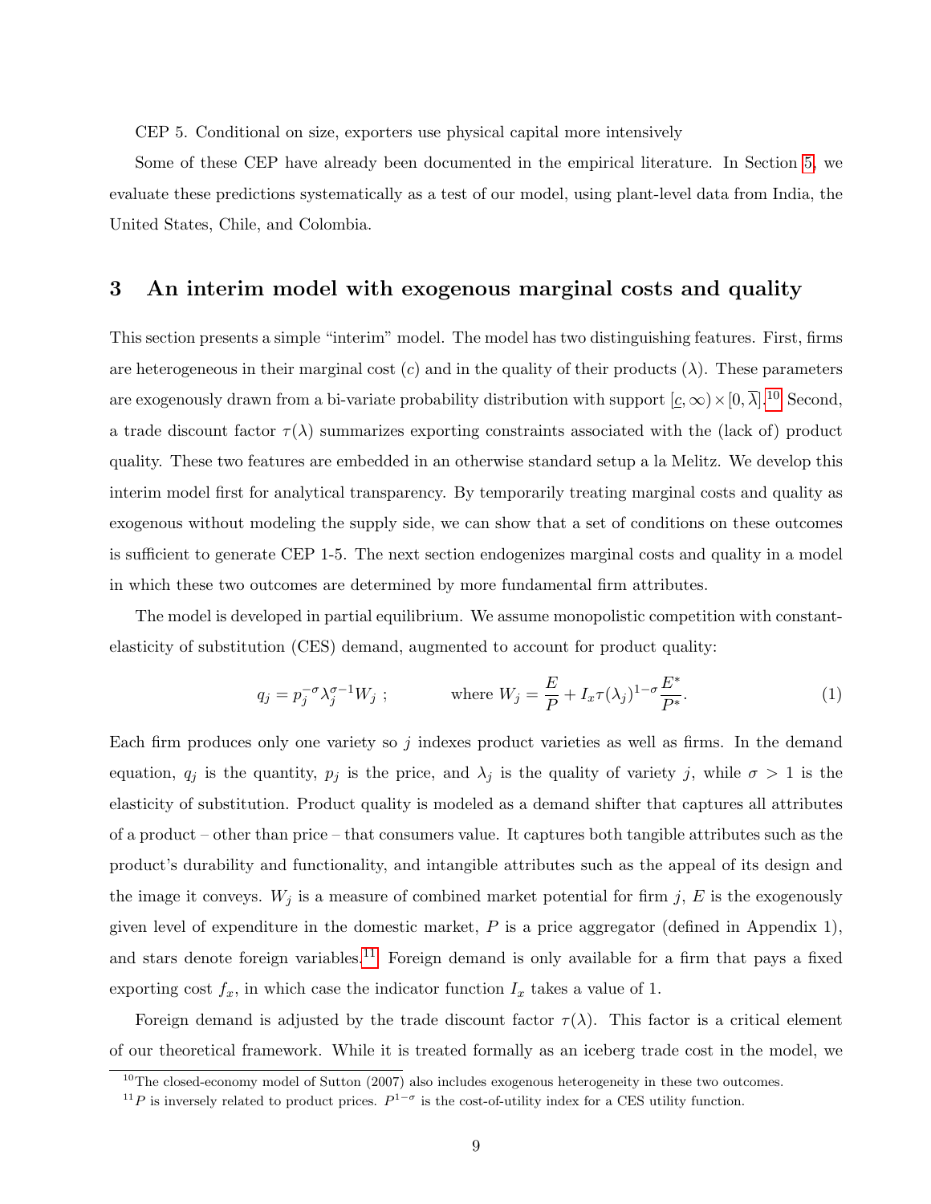CEP 5. Conditional on size, exporters use physical capital more intensively

Some of these CEP have already been documented in the empirical literature. In Section 5, we evaluate these predictions systematically as a test of our model, using plant-level data from India, the United States, Chile, and Colombia.

## 3 An interim model with exogenous marginal costs and quality

This section presents a simple "interim" model. The model has two distinguishing features. First, firms are heterogeneous in their marginal cost ($c$) and in the quality of their products ($\lambda$). These parameters are exogenously drawn from a bi-variate probability distribution with support $[\underline{c}, \infty) \times [0, \overline{\lambda}]$.[10] Second, a trade discount factor $\tau(\lambda)$ summarizes exporting constraints associated with the (lack of) product quality. These two features are embedded in an otherwise standard setup a la Melitz. We develop this interim model first for analytical transparency. By temporarily treating marginal costs and quality as exogenous without modeling the supply side, we can show that a set of conditions on these outcomes is sufficient to generate CEP 1-5. The next section endogenizes marginal costs and quality in a model in which these two outcomes are determined by more fundamental firm attributes.

The model is developed in partial equilibrium. We assume monopolistic competition with constant-elasticity of substitution (CES) demand, augmented to account for product quality:

$$q_j = p_j^{-\sigma} \lambda_j^{\sigma-1} W_j \; ; \qquad \text{where } W_j = \frac{E}{P} + I_x \tau(\lambda_j)^{1-\sigma} \frac{E^*}{P^*}. \tag{1}$$

Each firm produces only one variety so $j$ indexes product varieties as well as firms. In the demand equation, $q_j$ is the quantity, $p_j$ is the price, and $\lambda_j$ is the quality of variety $j$, while $\sigma > 1$ is the elasticity of substitution. Product quality is modeled as a demand shifter that captures all attributes of a product – other than price – that consumers value. It captures both tangible attributes such as the product's durability and functionality, and intangible attributes such as the appeal of its design and the image it conveys. $W_j$ is a measure of combined market potential for firm $j$, $E$ is the exogenously given level of expenditure in the domestic market, $P$ is a price aggregator (defined in Appendix 1), and stars denote foreign variables.[11] Foreign demand is only available for a firm that pays a fixed exporting cost $f_x$, in which case the indicator function $I_x$ takes a value of 1.

Foreign demand is adjusted by the trade discount factor $\tau(\lambda)$. This factor is a critical element of our theoretical framework. While it is treated formally as an iceberg trade cost in the model, we

[10] The closed-economy model of Sutton (2007) also includes exogenous heterogeneity in these two outcomes.

[11] $P$ is inversely related to product prices. $P^{1-\sigma}$ is the cost-of-utility index for a CES utility function.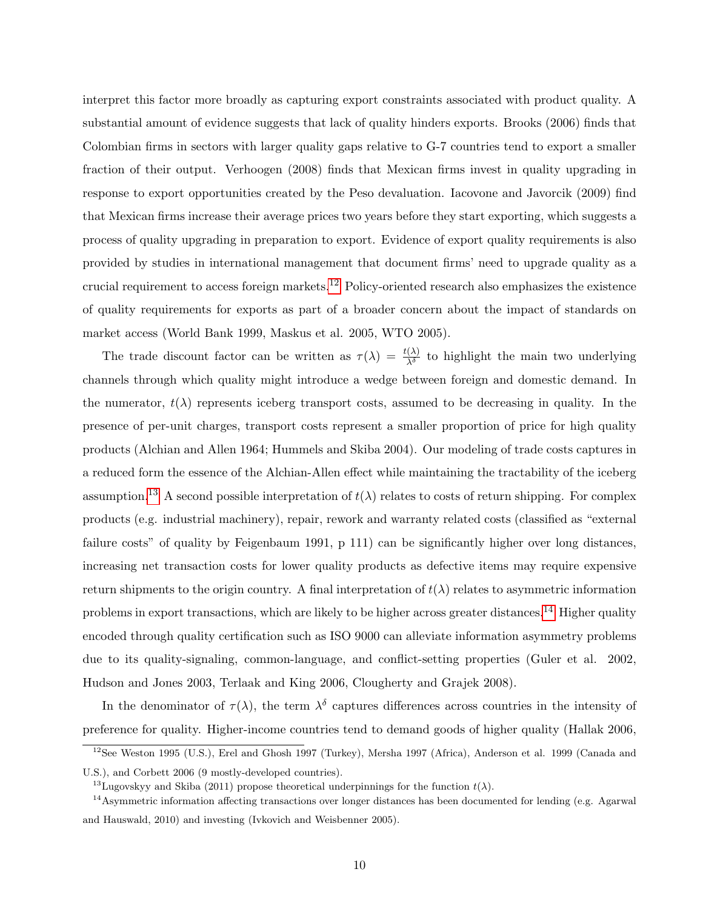interpret this factor more broadly as capturing export constraints associated with product quality. A substantial amount of evidence suggests that lack of quality hinders exports. Brooks (2006) finds that Colombian firms in sectors with larger quality gaps relative to G-7 countries tend to export a smaller fraction of their output. Verhoogen (2008) finds that Mexican firms invest in quality upgrading in response to export opportunities created by the Peso devaluation. Iacovone and Javorcik (2009) find that Mexican firms increase their average prices two years before they start exporting, which suggests a process of quality upgrading in preparation to export. Evidence of export quality requirements is also provided by studies in international management that document firms' need to upgrade quality as a crucial requirement to access foreign markets.[12] Policy-oriented research also emphasizes the existence of quality requirements for exports as part of a broader concern about the impact of standards on market access (World Bank 1999, Maskus et al. 2005, WTO 2005).

The trade discount factor can be written as $\tau(\lambda) = \frac{t(\lambda)}{\lambda^{\delta}}$ to highlight the main two underlying channels through which quality might introduce a wedge between foreign and domestic demand. In the numerator, $t(\lambda)$ represents iceberg transport costs, assumed to be decreasing in quality. In the presence of per-unit charges, transport costs represent a smaller proportion of price for high quality products (Alchian and Allen 1964; Hummels and Skiba 2004). Our modeling of trade costs captures in a reduced form the essence of the Alchian-Allen effect while maintaining the tractability of the iceberg assumption.[13] A second possible interpretation of $t(\lambda)$ relates to costs of return shipping. For complex products (e.g. industrial machinery), repair, rework and warranty related costs (classified as "external failure costs" of quality by Feigenbaum 1991, p 111) can be significantly higher over long distances, increasing net transaction costs for lower quality products as defective items may require expensive return shipments to the origin country. A final interpretation of $t(\lambda)$ relates to asymmetric information problems in export transactions, which are likely to be higher across greater distances.[14] Higher quality encoded through quality certification such as ISO 9000 can alleviate information asymmetry problems due to its quality-signaling, common-language, and conflict-setting properties (Guler et al. 2002, Hudson and Jones 2003, Terlaak and King 2006, Clougherty and Grajek 2008).

In the denominator of $\tau(\lambda)$, the term $\lambda^{\delta}$ captures differences across countries in the intensity of preference for quality. Higher-income countries tend to demand goods of higher quality (Hallak 2006,

---

[12] See Weston 1995 (U.S.), Erel and Ghosh 1997 (Turkey), Mersha 1997 (Africa), Anderson et al. 1999 (Canada and U.S.), and Corbett 2006 (9 mostly-developed countries).

[13] Lugovskyy and Skiba (2011) propose theoretical underpinnings for the function $t(\lambda)$.

[14] Asymmetric information affecting transactions over longer distances has been documented for lending (e.g. Agarwal and Hauswald, 2010) and investing (Ivkovich and Weisbenner 2005).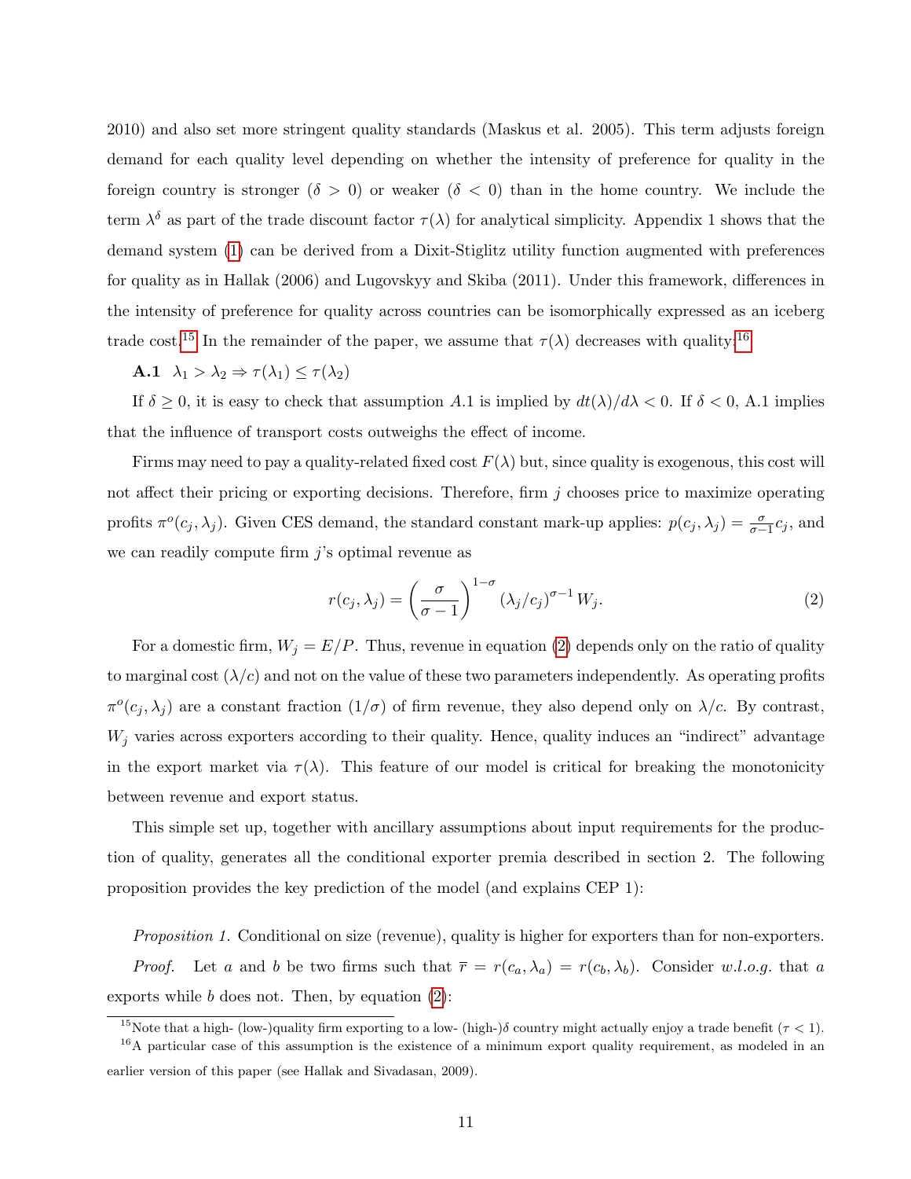2010) and also set more stringent quality standards (Maskus et al. 2005). This term adjusts foreign demand for each quality level depending on whether the intensity of preference for quality in the foreign country is stronger ($\delta > 0$) or weaker ($\delta < 0$) than in the home country. We include the term $\lambda^{\delta}$ as part of the trade discount factor $\tau(\lambda)$ for analytical simplicity. Appendix 1 shows that the demand system (1) can be derived from a Dixit-Stiglitz utility function augmented with preferences for quality as in Hallak (2006) and Lugovskyy and Skiba (2011). Under this framework, differences in the intensity of preference for quality across countries can be isomorphically expressed as an iceberg trade cost.[15] In the remainder of the paper, we assume that $\tau(\lambda)$ decreases with quality:[16]

**A.1** $\lambda_1 > \lambda_2 \Rightarrow \tau(\lambda_1) \leq \tau(\lambda_2)$

If $\delta \geq 0$, it is easy to check that assumption $A.1$ is implied by $dt(\lambda)/d\lambda < 0$. If $\delta < 0$, A.1 implies that the influence of transport costs outweighs the effect of income.

Firms may need to pay a quality-related fixed cost $F(\lambda)$ but, since quality is exogenous, this cost will not affect their pricing or exporting decisions. Therefore, firm $j$ chooses price to maximize operating profits $\pi^{o}(c_j, \lambda_j)$. Given CES demand, the standard constant mark-up applies: $p(c_j, \lambda_j) = \frac{\sigma}{\sigma-1}c_j$, and we can readily compute firm $j$'s optimal revenue as

$$r(c_j, \lambda_j) = \left(\frac{\sigma}{\sigma-1}\right)^{1-\sigma} (\lambda_j/c_j)^{\sigma-1} W_j. \tag{2}$$

For a domestic firm, $W_j = E/P$. Thus, revenue in equation (2) depends only on the ratio of quality to marginal cost ($\lambda/c$) and not on the value of these two parameters independently. As operating profits $\pi^{o}(c_j, \lambda_j)$ are a constant fraction ($1/\sigma$) of firm revenue, they also depend only on $\lambda/c$. By contrast, $W_j$ varies across exporters according to their quality. Hence, quality induces an "indirect" advantage in the export market via $\tau(\lambda)$. This feature of our model is critical for breaking the monotonicity between revenue and export status.

This simple set up, together with ancillary assumptions about input requirements for the production of quality, generates all the conditional exporter premia described in section 2. The following proposition provides the key prediction of the model (and explains CEP 1):

*Proposition 1.* Conditional on size (revenue), quality is higher for exporters than for non-exporters.

*Proof.* Let $a$ and $b$ be two firms such that $\overline{r} = r(c_a, \lambda_a) = r(c_b, \lambda_b)$. Consider *w.l.o.g.* that $a$ exports while $b$ does not. Then, by equation (2):

---

[15] Note that a high- (low-)quality firm exporting to a low- (high-)$\delta$ country might actually enjoy a trade benefit ($\tau < 1$).

[16] A particular case of this assumption is the existence of a minimum export quality requirement, as modeled in an earlier version of this paper (see Hallak and Sivadasan, 2009).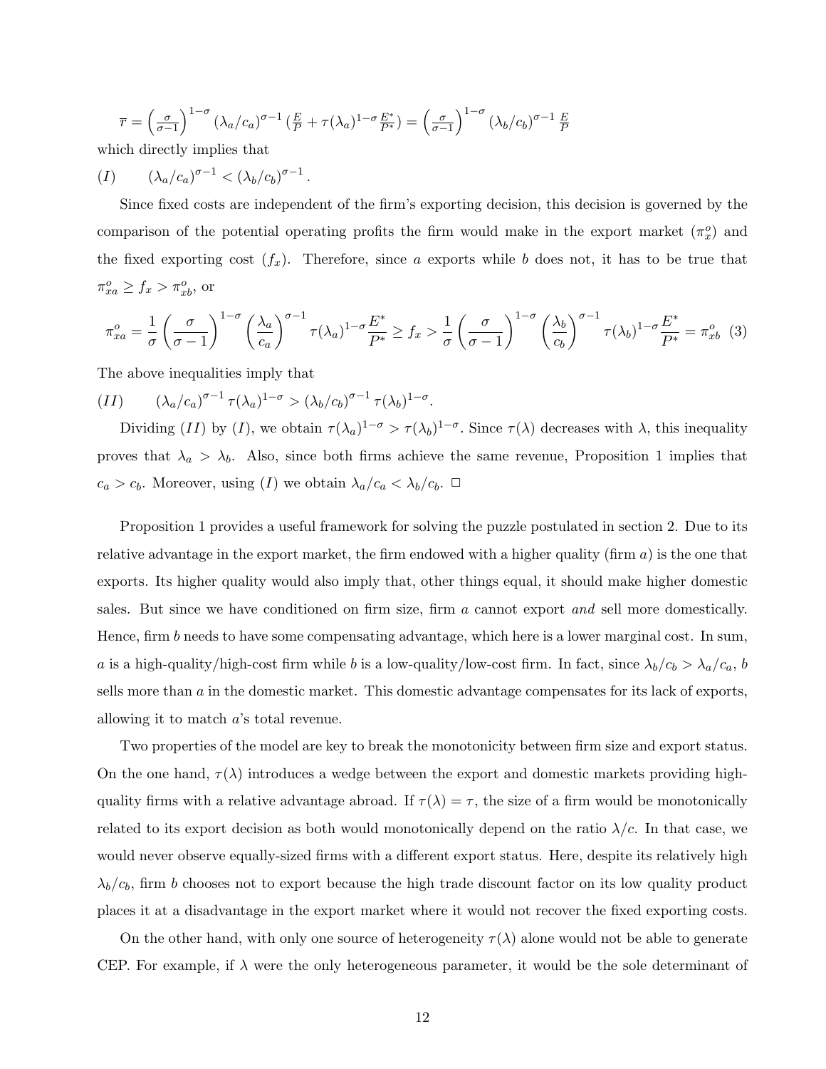$$\overline{r} = \left(\frac{\sigma}{\sigma-1}\right)^{1-\sigma} (\lambda_a/c_a)^{\sigma-1} \left(\tfrac{E}{P} + \tau(\lambda_a)^{1-\sigma}\tfrac{E^*}{P^*}\right) = \left(\frac{\sigma}{\sigma-1}\right)^{1-\sigma} (\lambda_b/c_b)^{\sigma-1} \tfrac{E}{P}$$

which directly implies that

$$(I) \qquad (\lambda_a/c_a)^{\sigma-1} < (\lambda_b/c_b)^{\sigma-1}.$$

Since fixed costs are independent of the firm's exporting decision, this decision is governed by the comparison of the potential operating profits the firm would make in the export market ($\pi^o_x$) and the fixed exporting cost ($f_x$). Therefore, since $a$ exports while $b$ does not, it has to be true that $\pi^o_{xa} \geq f_x > \pi^o_{xb}$, or

$$\pi^o_{xa} = \frac{1}{\sigma}\left(\frac{\sigma}{\sigma-1}\right)^{1-\sigma}\left(\frac{\lambda_a}{c_a}\right)^{\sigma-1}\tau(\lambda_a)^{1-\sigma}\frac{E^*}{P^*} \geq f_x > \frac{1}{\sigma}\left(\frac{\sigma}{\sigma-1}\right)^{1-\sigma}\left(\frac{\lambda_b}{c_b}\right)^{\sigma-1}\tau(\lambda_b)^{1-\sigma}\frac{E^*}{P^*} = \pi^o_{xb} \quad (3)$$

The above inequalities imply that

$$(II) \qquad (\lambda_a/c_a)^{\sigma-1}\tau(\lambda_a)^{1-\sigma} > (\lambda_b/c_b)^{\sigma-1}\tau(\lambda_b)^{1-\sigma}.$$

Dividing $(II)$ by $(I)$, we obtain $\tau(\lambda_a)^{1-\sigma} > \tau(\lambda_b)^{1-\sigma}$. Since $\tau(\lambda)$ decreases with $\lambda$, this inequality proves that $\lambda_a > \lambda_b$. Also, since both firms achieve the same revenue, Proposition 1 implies that $c_a > c_b$. Moreover, using $(I)$ we obtain $\lambda_a/c_a < \lambda_b/c_b$. □

Proposition 1 provides a useful framework for solving the puzzle postulated in section 2. Due to its relative advantage in the export market, the firm endowed with a higher quality (firm $a$) is the one that exports. Its higher quality would also imply that, other things equal, it should make higher domestic sales. But since we have conditioned on firm size, firm $a$ cannot export *and* sell more domestically. Hence, firm $b$ needs to have some compensating advantage, which here is a lower marginal cost. In sum, $a$ is a high-quality/high-cost firm while $b$ is a low-quality/low-cost firm. In fact, since $\lambda_b/c_b > \lambda_a/c_a$, $b$ sells more than $a$ in the domestic market. This domestic advantage compensates for its lack of exports, allowing it to match $a$'s total revenue.

Two properties of the model are key to break the monotonicity between firm size and export status. On the one hand, $\tau(\lambda)$ introduces a wedge between the export and domestic markets providing high-quality firms with a relative advantage abroad. If $\tau(\lambda) = \tau$, the size of a firm would be monotonically related to its export decision as both would monotonically depend on the ratio $\lambda/c$. In that case, we would never observe equally-sized firms with a different export status. Here, despite its relatively high $\lambda_b/c_b$, firm $b$ chooses not to export because the high trade discount factor on its low quality product places it at a disadvantage in the export market where it would not recover the fixed exporting costs.

On the other hand, with only one source of heterogeneity $\tau(\lambda)$ alone would not be able to generate CEP. For example, if $\lambda$ were the only heterogeneous parameter, it would be the sole determinant of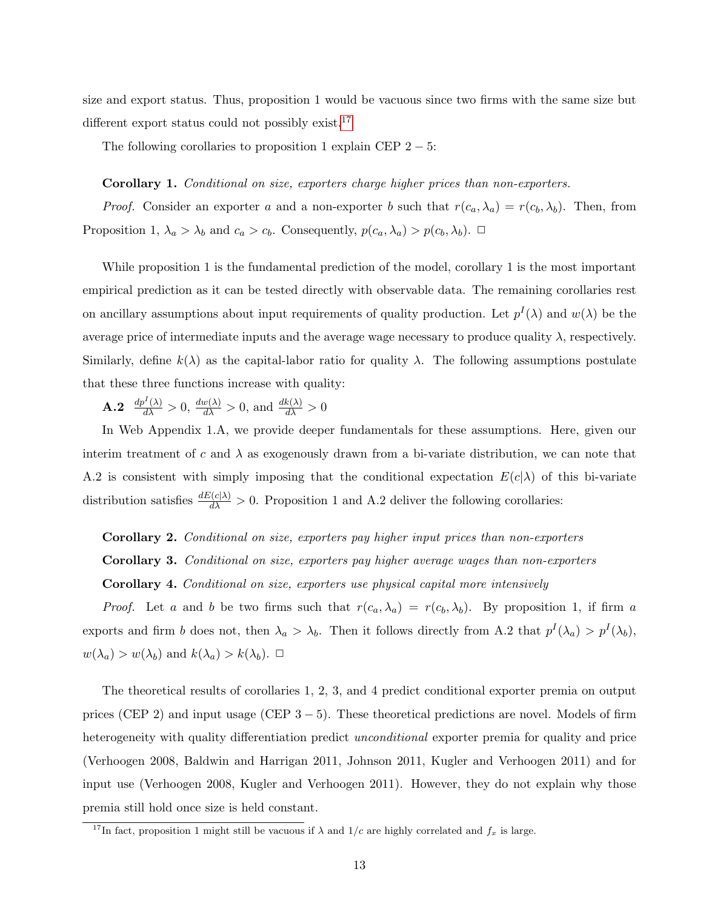size and export status. Thus, proposition 1 would be vacuous since two firms with the same size but different export status could not possibly exist.[17]

The following corollaries to proposition 1 explain CEP $2-5$:

**Corollary 1.** *Conditional on size, exporters charge higher prices than non-exporters.*

*Proof.* Consider an exporter $a$ and a non-exporter $b$ such that $r(c_a, \lambda_a) = r(c_b, \lambda_b)$. Then, from Proposition 1, $\lambda_a > \lambda_b$ and $c_a > c_b$. Consequently, $p(c_a, \lambda_a) > p(c_b, \lambda_b)$. □

While proposition 1 is the fundamental prediction of the model, corollary 1 is the most important empirical prediction as it can be tested directly with observable data. The remaining corollaries rest on ancillary assumptions about input requirements of quality production. Let $p^I(\lambda)$ and $w(\lambda)$ be the average price of intermediate inputs and the average wage necessary to produce quality $\lambda$, respectively. Similarly, define $k(\lambda)$ as the capital-labor ratio for quality $\lambda$. The following assumptions postulate that these three functions increase with quality:

**A.2** $\frac{dp^I(\lambda)}{d\lambda} > 0$, $\frac{dw(\lambda)}{d\lambda} > 0$, and $\frac{dk(\lambda)}{d\lambda} > 0$

In Web Appendix 1.A, we provide deeper fundamentals for these assumptions. Here, given our interim treatment of $c$ and $\lambda$ as exogenously drawn from a bi-variate distribution, we can note that A.2 is consistent with simply imposing that the conditional expectation $E(c|\lambda)$ of this bi-variate distribution satisfies $\frac{dE(c|\lambda)}{d\lambda} > 0$. Proposition 1 and A.2 deliver the following corollaries:

**Corollary 2.** *Conditional on size, exporters pay higher input prices than non-exporters*

**Corollary 3.** *Conditional on size, exporters pay higher average wages than non-exporters*

**Corollary 4.** *Conditional on size, exporters use physical capital more intensively*

*Proof.* Let $a$ and $b$ be two firms such that $r(c_a, \lambda_a) = r(c_b, \lambda_b)$. By proposition 1, if firm $a$ exports and firm $b$ does not, then $\lambda_a > \lambda_b$. Then it follows directly from A.2 that $p^I(\lambda_a) > p^I(\lambda_b)$, $w(\lambda_a) > w(\lambda_b)$ and $k(\lambda_a) > k(\lambda_b)$. □

The theoretical results of corollaries 1, 2, 3, and 4 predict conditional exporter premia on output prices (CEP 2) and input usage (CEP $3-5$). These theoretical predictions are novel. Models of firm heterogeneity with quality differentiation predict *unconditional* exporter premia for quality and price (Verhoogen 2008, Baldwin and Harrigan 2011, Johnson 2011, Kugler and Verhoogen 2011) and for input use (Verhoogen 2008, Kugler and Verhoogen 2011). However, they do not explain why those premia still hold once size is held constant.

[17] In fact, proposition 1 might still be vacuous if $\lambda$ and $1/c$ are highly correlated and $f_x$ is large.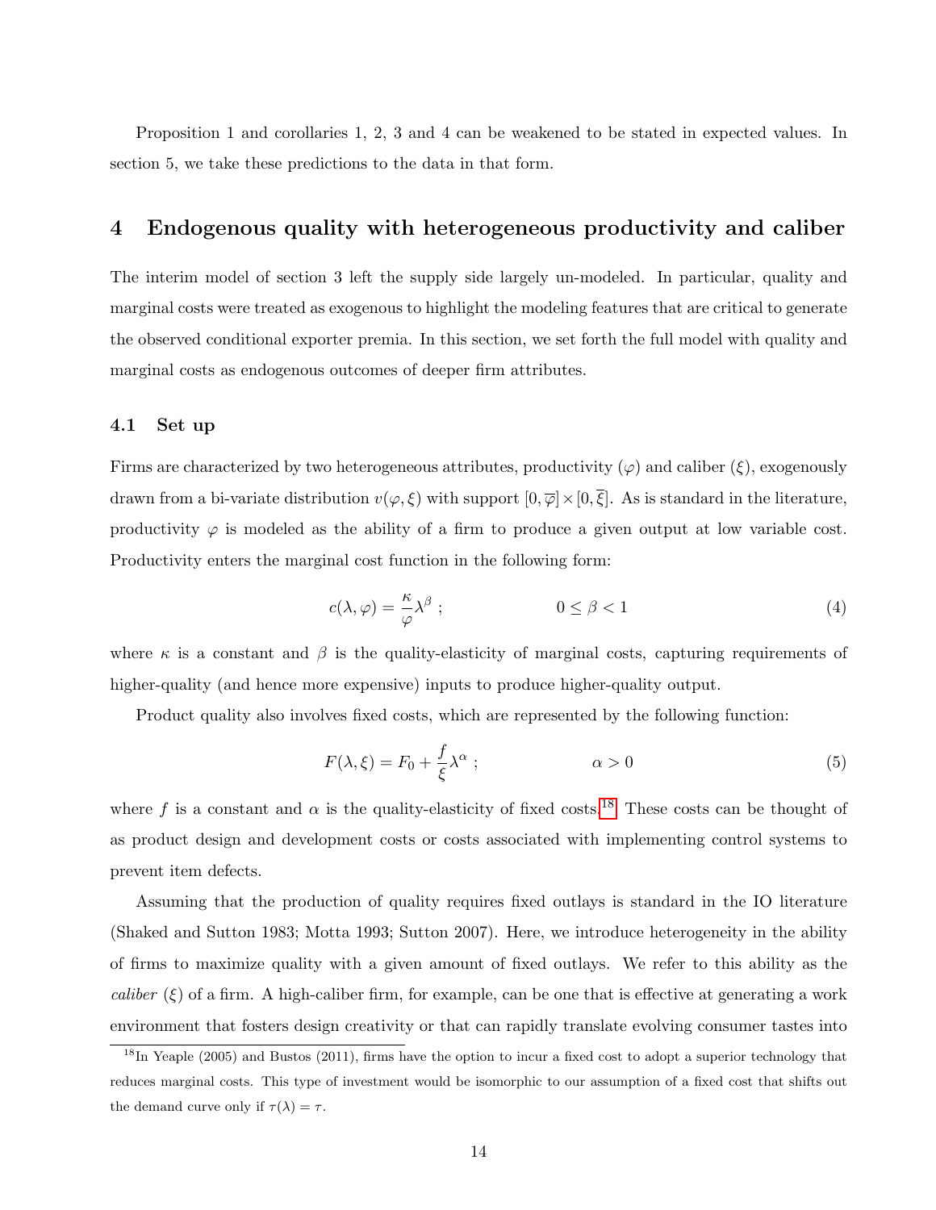Proposition 1 and corollaries 1, 2, 3 and 4 can be weakened to be stated in expected values. In section 5, we take these predictions to the data in that form.

# 4 Endogenous quality with heterogeneous productivity and caliber

The interim model of section 3 left the supply side largely un-modeled. In particular, quality and marginal costs were treated as exogenous to highlight the modeling features that are critical to generate the observed conditional exporter premia. In this section, we set forth the full model with quality and marginal costs as endogenous outcomes of deeper firm attributes.

## 4.1 Set up

Firms are characterized by two heterogeneous attributes, productivity ($\varphi$) and caliber ($\xi$), exogenously drawn from a bi-variate distribution $v(\varphi, \xi)$ with support $[0, \overline{\varphi}] \times [0, \overline{\xi}]$. As is standard in the literature, productivity $\varphi$ is modeled as the ability of a firm to produce a given output at low variable cost. Productivity enters the marginal cost function in the following form:

$$c(\lambda, \varphi) = \frac{\kappa}{\varphi}\lambda^{\beta} \; ; \qquad\qquad 0 \leq \beta < 1 \tag{4}$$

where $\kappa$ is a constant and $\beta$ is the quality-elasticity of marginal costs, capturing requirements of higher-quality (and hence more expensive) inputs to produce higher-quality output.

Product quality also involves fixed costs, which are represented by the following function:

$$F(\lambda, \xi) = F_0 + \frac{f}{\xi}\lambda^{\alpha} \; ; \qquad\qquad \alpha > 0 \tag{5}$$

where $f$ is a constant and $\alpha$ is the quality-elasticity of fixed costs.[18] These costs can be thought of as product design and development costs or costs associated with implementing control systems to prevent item defects.

Assuming that the production of quality requires fixed outlays is standard in the IO literature (Shaked and Sutton 1983; Motta 1993; Sutton 2007). Here, we introduce heterogeneity in the ability of firms to maximize quality with a given amount of fixed outlays. We refer to this ability as the *caliber* ($\xi$) of a firm. A high-caliber firm, for example, can be one that is effective at generating a work environment that fosters design creativity or that can rapidly translate evolving consumer tastes into

[18] In Yeaple (2005) and Bustos (2011), firms have the option to incur a fixed cost to adopt a superior technology that reduces marginal costs. This type of investment would be isomorphic to our assumption of a fixed cost that shifts out the demand curve only if $\tau(\lambda) = \tau$.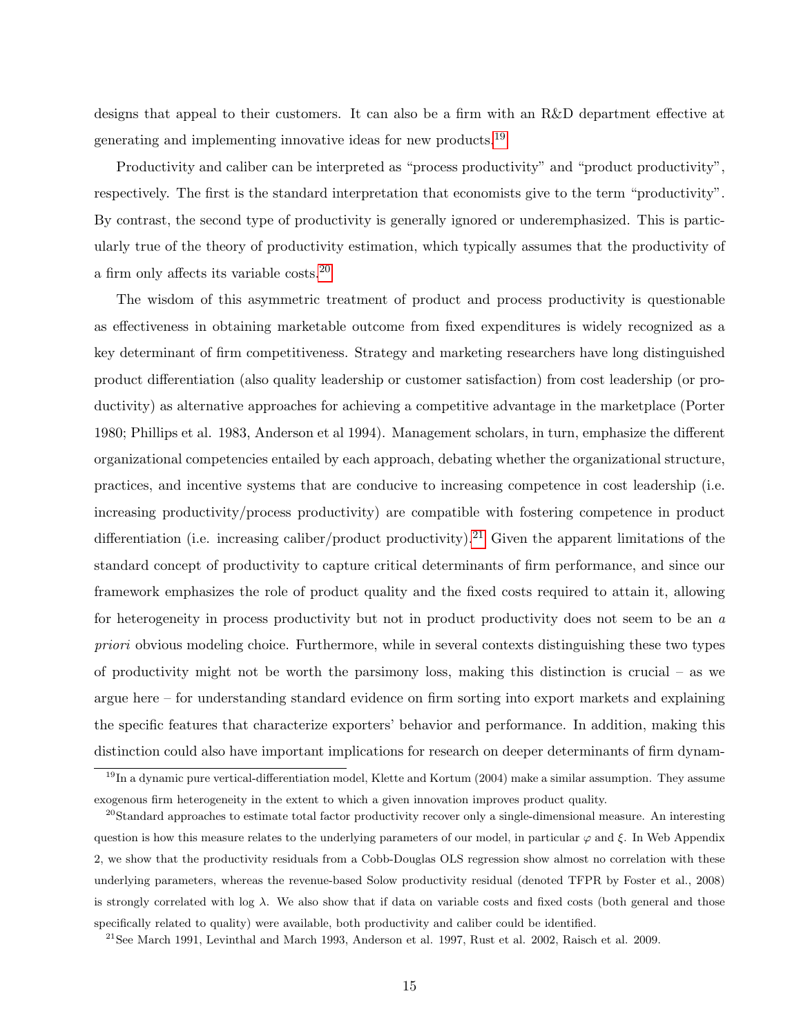designs that appeal to their customers. It can also be a firm with an R&D department effective at generating and implementing innovative ideas for new products.[19]

Productivity and caliber can be interpreted as "process productivity" and "product productivity", respectively. The first is the standard interpretation that economists give to the term "productivity". By contrast, the second type of productivity is generally ignored or underemphasized. This is particularly true of the theory of productivity estimation, which typically assumes that the productivity of a firm only affects its variable costs.[20]

The wisdom of this asymmetric treatment of product and process productivity is questionable as effectiveness in obtaining marketable outcome from fixed expenditures is widely recognized as a key determinant of firm competitiveness. Strategy and marketing researchers have long distinguished product differentiation (also quality leadership or customer satisfaction) from cost leadership (or productivity) as alternative approaches for achieving a competitive advantage in the marketplace (Porter 1980; Phillips et al. 1983, Anderson et al 1994). Management scholars, in turn, emphasize the different organizational competencies entailed by each approach, debating whether the organizational structure, practices, and incentive systems that are conducive to increasing competence in cost leadership (i.e. increasing productivity/process productivity) are compatible with fostering competence in product differentiation (i.e. increasing caliber/product productivity).[21] Given the apparent limitations of the standard concept of productivity to capture critical determinants of firm performance, and since our framework emphasizes the role of product quality and the fixed costs required to attain it, allowing for heterogeneity in process productivity but not in product productivity does not seem to be an *a priori* obvious modeling choice. Furthermore, while in several contexts distinguishing these two types of productivity might not be worth the parsimony loss, making this distinction is crucial – as we argue here – for understanding standard evidence on firm sorting into export markets and explaining the specific features that characterize exporters' behavior and performance. In addition, making this distinction could also have important implications for research on deeper determinants of firm dynam-

[19] In a dynamic pure vertical-differentiation model, Klette and Kortum (2004) make a similar assumption. They assume exogenous firm heterogeneity in the extent to which a given innovation improves product quality.

[20] Standard approaches to estimate total factor productivity recover only a single-dimensional measure. An interesting question is how this measure relates to the underlying parameters of our model, in particular $\varphi$ and $\xi$. In Web Appendix 2, we show that the productivity residuals from a Cobb-Douglas OLS regression show almost no correlation with these underlying parameters, whereas the revenue-based Solow productivity residual (denoted TFPR by Foster et al., 2008) is strongly correlated with log $\lambda$. We also show that if data on variable costs and fixed costs (both general and those specifically related to quality) were available, both productivity and caliber could be identified.

[21] See March 1991, Levinthal and March 1993, Anderson et al. 1997, Rust et al. 2002, Raisch et al. 2009.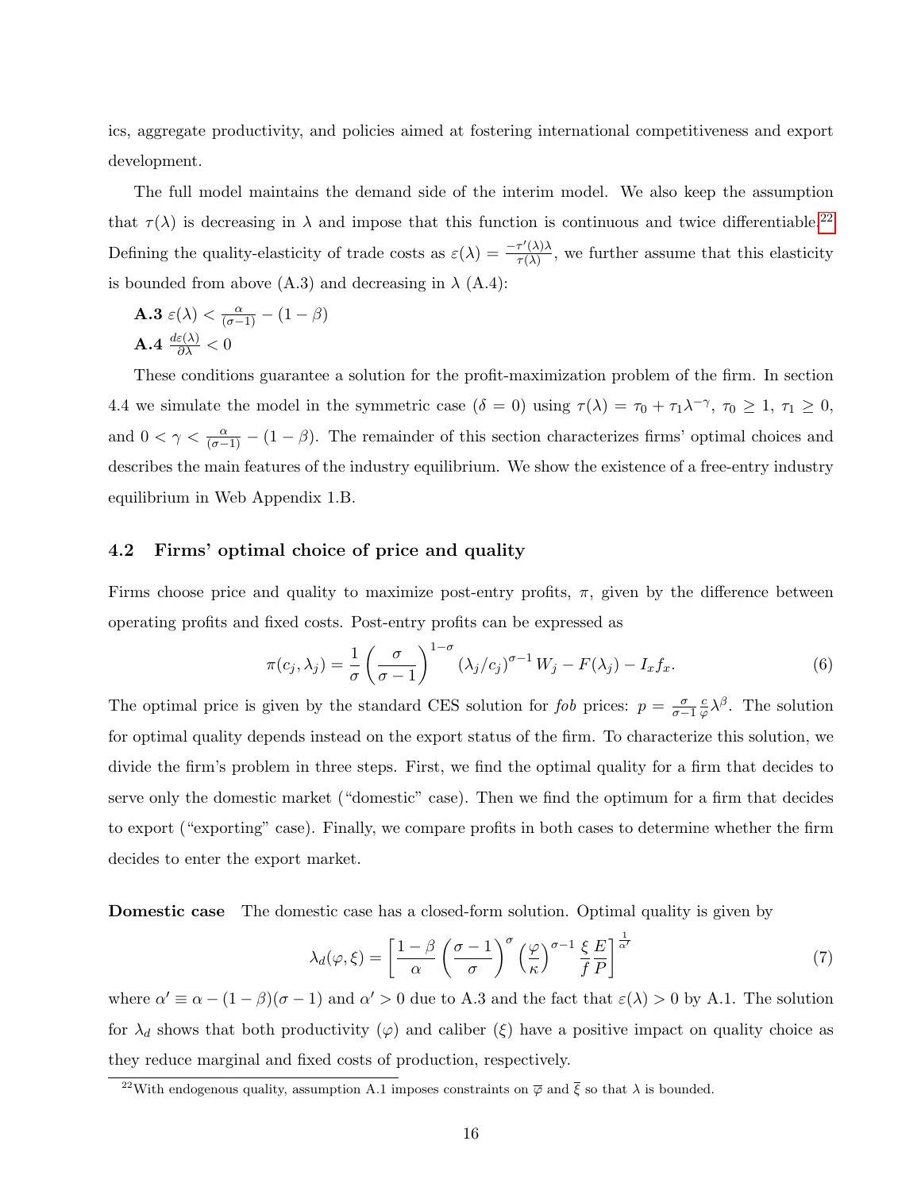ics, aggregate productivity, and policies aimed at fostering international competitiveness and export development.

The full model maintains the demand side of the interim model. We also keep the assumption that $\tau(\lambda)$ is decreasing in $\lambda$ and impose that this function is continuous and twice differentiable.[22] Defining the quality-elasticity of trade costs as $\varepsilon(\lambda) = \frac{-\tau'(\lambda)\lambda}{\tau(\lambda)}$, we further assume that this elasticity is bounded from above (A.3) and decreasing in $\lambda$ (A.4):

**A.3** $\varepsilon(\lambda) < \frac{\alpha}{(\sigma-1)} - (1-\beta)$

**A.4** $\frac{d\varepsilon(\lambda)}{\partial\lambda} < 0$

These conditions guarantee a solution for the profit-maximization problem of the firm. In section 4.4 we simulate the model in the symmetric case ($\delta = 0$) using $\tau(\lambda) = \tau_0 + \tau_1\lambda^{-\gamma}$, $\tau_0 \geq 1$, $\tau_1 \geq 0$, and $0 < \gamma < \frac{\alpha}{(\sigma-1)} - (1-\beta)$. The remainder of this section characterizes firms' optimal choices and describes the main features of the industry equilibrium. We show the existence of a free-entry industry equilibrium in Web Appendix 1.B.

### 4.2 Firms' optimal choice of price and quality

Firms choose price and quality to maximize post-entry profits, $\pi$, given by the difference between operating profits and fixed costs. Post-entry profits can be expressed as

$$\pi(c_j, \lambda_j) = \frac{1}{\sigma}\left(\frac{\sigma}{\sigma-1}\right)^{1-\sigma}(\lambda_j/c_j)^{\sigma-1}W_j - F(\lambda_j) - I_x f_x. \tag{6}$$

The optimal price is given by the standard CES solution for *fob* prices: $p = \frac{\sigma}{\sigma-1}\frac{c}{\varphi}\lambda^{\beta}$. The solution for optimal quality depends instead on the export status of the firm. To characterize this solution, we divide the firm's problem in three steps. First, we find the optimal quality for a firm that decides to serve only the domestic market ("domestic" case). Then we find the optimum for a firm that decides to export ("exporting" case). Finally, we compare profits in both cases to determine whether the firm decides to enter the export market.

**Domestic case** The domestic case has a closed-form solution. Optimal quality is given by

$$\lambda_d(\varphi, \xi) = \left[\frac{1-\beta}{\alpha}\left(\frac{\sigma-1}{\sigma}\right)^{\sigma}\left(\frac{\varphi}{\kappa}\right)^{\sigma-1}\frac{\xi}{f}\frac{E}{P}\right]^{\frac{1}{\alpha'}} \tag{7}$$

where $\alpha' \equiv \alpha - (1-\beta)(\sigma-1)$ and $\alpha' > 0$ due to A.3 and the fact that $\varepsilon(\lambda) > 0$ by A.1. The solution for $\lambda_d$ shows that both productivity ($\varphi$) and caliber ($\xi$) have a positive impact on quality choice as they reduce marginal and fixed costs of production, respectively.

[22] With endogenous quality, assumption A.1 imposes constraints on $\overline{\varphi}$ and $\overline{\xi}$ so that $\lambda$ is bounded.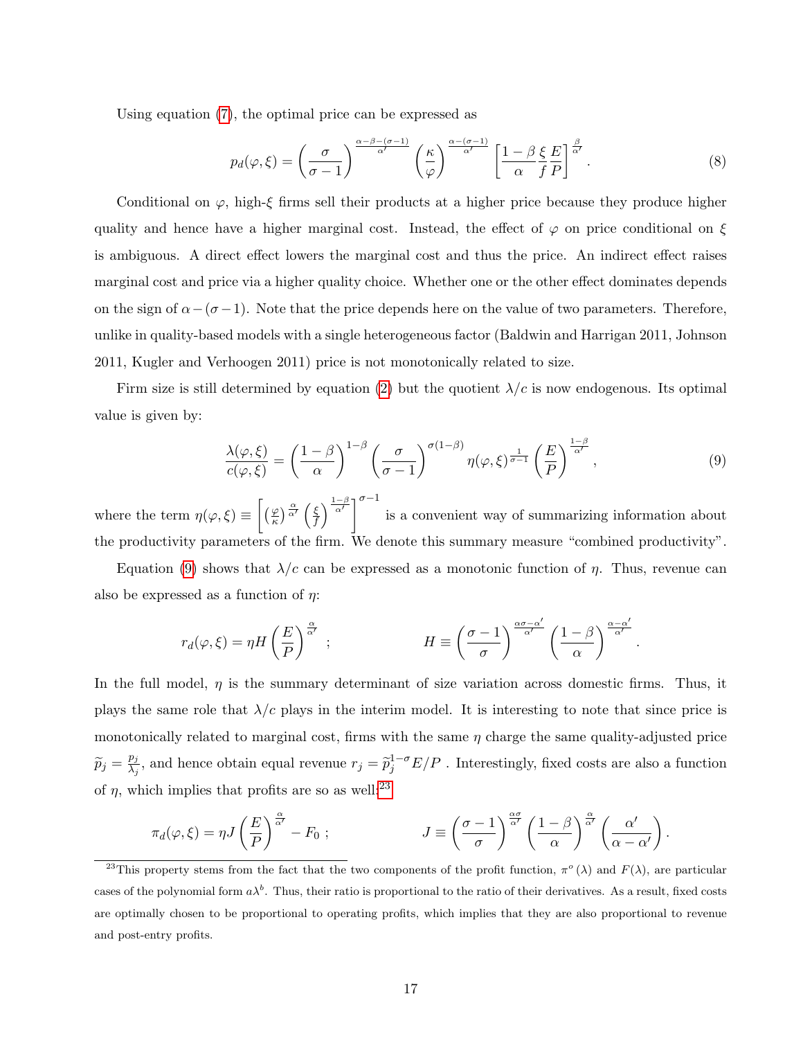Using equation (7), the optimal price can be expressed as

$$p_d(\varphi, \xi) = \left(\frac{\sigma}{\sigma - 1}\right)^{\frac{\alpha - \beta - (\sigma - 1)}{\alpha'}} \left(\frac{\kappa}{\varphi}\right)^{\frac{\alpha - (\sigma - 1)}{\alpha'}} \left[\frac{1 - \beta}{\alpha} \frac{\xi}{f} \frac{E}{P}\right]^{\frac{\beta}{\alpha'}}. \tag{8}$$

Conditional on $\varphi$, high-$\xi$ firms sell their products at a higher price because they produce higher quality and hence have a higher marginal cost. Instead, the effect of $\varphi$ on price conditional on $\xi$ is ambiguous. A direct effect lowers the marginal cost and thus the price. An indirect effect raises marginal cost and price via a higher quality choice. Whether one or the other effect dominates depends on the sign of $\alpha - (\sigma - 1)$. Note that the price depends here on the value of two parameters. Therefore, unlike in quality-based models with a single heterogeneous factor (Baldwin and Harrigan 2011, Johnson 2011, Kugler and Verhoogen 2011) price is not monotonically related to size.

Firm size is still determined by equation (2) but the quotient $\lambda/c$ is now endogenous. Its optimal value is given by:

$$\frac{\lambda(\varphi, \xi)}{c(\varphi, \xi)} = \left(\frac{1 - \beta}{\alpha}\right)^{1 - \beta} \left(\frac{\sigma}{\sigma - 1}\right)^{\sigma(1 - \beta)} \eta(\varphi, \xi)^{\frac{1}{\sigma - 1}} \left(\frac{E}{P}\right)^{\frac{1 - \beta}{\alpha'}}, \tag{9}$$

where the term $\eta(\varphi, \xi) \equiv \left[\left(\frac{\varphi}{\kappa}\right)^{\frac{\alpha}{\alpha'}} \left(\frac{\xi}{f}\right)^{\frac{1-\beta}{\alpha'}}\right]^{\sigma - 1}$ is a convenient way of summarizing information about the productivity parameters of the firm. We denote this summary measure "combined productivity".

Equation (9) shows that $\lambda/c$ can be expressed as a monotonic function of $\eta$. Thus, revenue can also be expressed as a function of $\eta$:

$$r_d(\varphi, \xi) = \eta H \left(\frac{E}{P}\right)^{\frac{\alpha}{\alpha'}} ; \qquad H \equiv \left(\frac{\sigma - 1}{\sigma}\right)^{\frac{\alpha\sigma - \alpha'}{\alpha'}} \left(\frac{1 - \beta}{\alpha}\right)^{\frac{\alpha - \alpha'}{\alpha'}}.$$

In the full model, $\eta$ is the summary determinant of size variation across domestic firms. Thus, it plays the same role that $\lambda/c$ plays in the interim model. It is interesting to note that since price is monotonically related to marginal cost, firms with the same $\eta$ charge the same quality-adjusted price $\widetilde{p}_j = \frac{p_j}{\lambda_j}$, and hence obtain equal revenue $r_j = \widetilde{p}_j^{1-\sigma} E/P$ . Interestingly, fixed costs are also a function of $\eta$, which implies that profits are so as well:[23]

$$\pi_d(\varphi, \xi) = \eta J \left(\frac{E}{P}\right)^{\frac{\alpha}{\alpha'}} - F_0 ; \qquad J \equiv \left(\frac{\sigma - 1}{\sigma}\right)^{\frac{\alpha\sigma}{\alpha'}} \left(\frac{1 - \beta}{\alpha}\right)^{\frac{\alpha}{\alpha'}} \left(\frac{\alpha'}{\alpha - \alpha'}\right).$$

[23] This property stems from the fact that the two components of the profit function, $\pi^o(\lambda)$ and $F(\lambda)$, are particular cases of the polynomial form $a\lambda^b$. Thus, their ratio is proportional to the ratio of their derivatives. As a result, fixed costs are optimally chosen to be proportional to operating profits, which implies that they are also proportional to revenue and post-entry profits.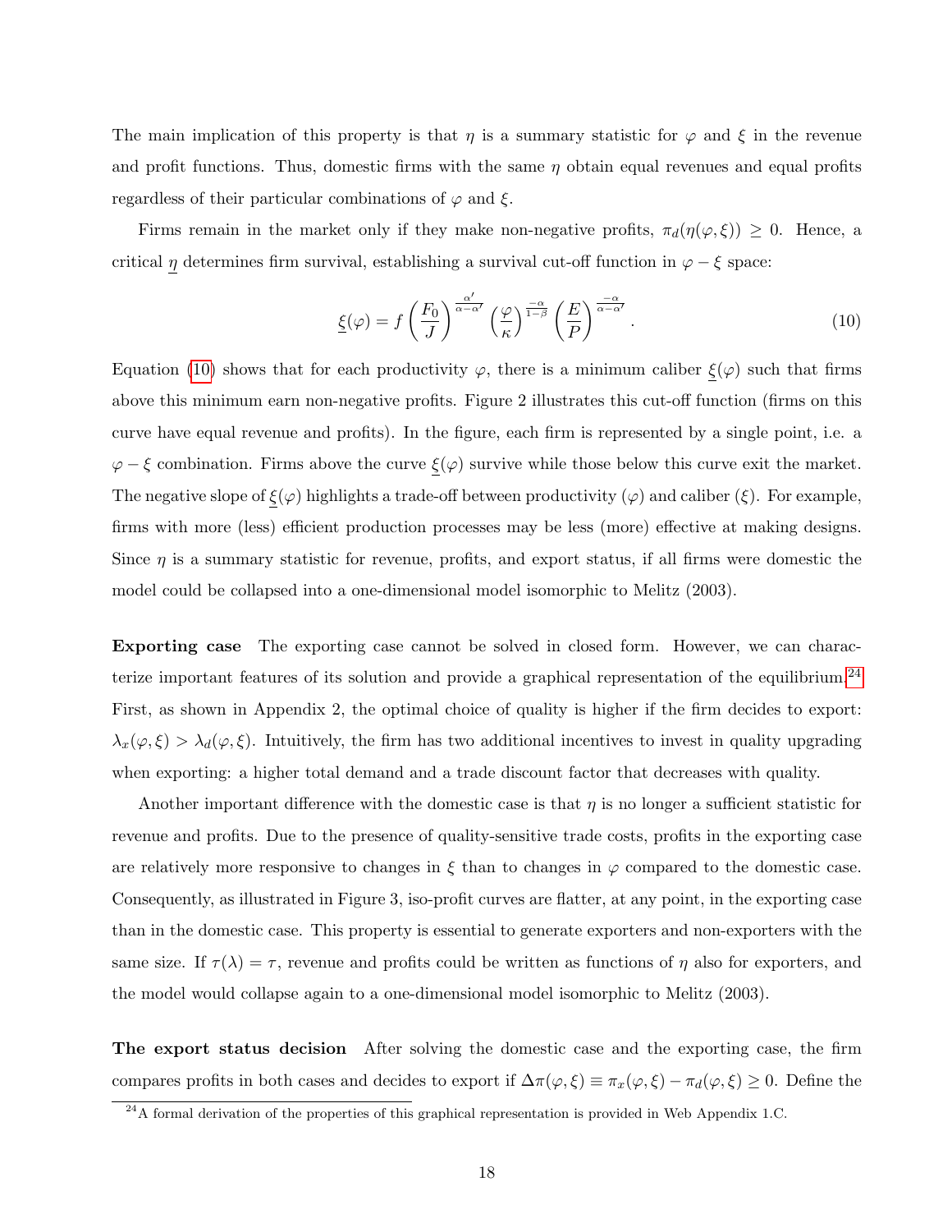The main implication of this property is that $\eta$ is a summary statistic for $\varphi$ and $\xi$ in the revenue and profit functions. Thus, domestic firms with the same $\eta$ obtain equal revenues and equal profits regardless of their particular combinations of $\varphi$ and $\xi$.

Firms remain in the market only if they make non-negative profits, $\pi_d(\eta(\varphi, \xi)) \geq 0$. Hence, a critical $\underline{\eta}$ determines firm survival, establishing a survival cut-off function in $\varphi - \xi$ space:

$$\underline{\xi}(\varphi) = f \left(\frac{F_0}{J}\right)^{\frac{\alpha'}{\alpha-\alpha'}} \left(\frac{\varphi}{\kappa}\right)^{\frac{-\alpha}{1-\beta}} \left(\frac{E}{P}\right)^{\frac{-\alpha}{\alpha-\alpha'}}. \tag{10}$$

Equation (10) shows that for each productivity $\varphi$, there is a minimum caliber $\underline{\xi}(\varphi)$ such that firms above this minimum earn non-negative profits. Figure 2 illustrates this cut-off function (firms on this curve have equal revenue and profits). In the figure, each firm is represented by a single point, i.e. a $\varphi - \xi$ combination. Firms above the curve $\underline{\xi}(\varphi)$ survive while those below this curve exit the market. The negative slope of $\underline{\xi}(\varphi)$ highlights a trade-off between productivity ($\varphi$) and caliber ($\xi$). For example, firms with more (less) efficient production processes may be less (more) effective at making designs. Since $\eta$ is a summary statistic for revenue, profits, and export status, if all firms were domestic the model could be collapsed into a one-dimensional model isomorphic to Melitz (2003).

**Exporting case** The exporting case cannot be solved in closed form. However, we can characterize important features of its solution and provide a graphical representation of the equilibrium.[24] First, as shown in Appendix 2, the optimal choice of quality is higher if the firm decides to export: $\lambda_x(\varphi, \xi) > \lambda_d(\varphi, \xi)$. Intuitively, the firm has two additional incentives to invest in quality upgrading when exporting: a higher total demand and a trade discount factor that decreases with quality.

Another important difference with the domestic case is that $\eta$ is no longer a sufficient statistic for revenue and profits. Due to the presence of quality-sensitive trade costs, profits in the exporting case are relatively more responsive to changes in $\xi$ than to changes in $\varphi$ compared to the domestic case. Consequently, as illustrated in Figure 3, iso-profit curves are flatter, at any point, in the exporting case than in the domestic case. This property is essential to generate exporters and non-exporters with the same size. If $\tau(\lambda) = \tau$, revenue and profits could be written as functions of $\eta$ also for exporters, and the model would collapse again to a one-dimensional model isomorphic to Melitz (2003).

**The export status decision** After solving the domestic case and the exporting case, the firm compares profits in both cases and decides to export if $\Delta\pi(\varphi, \xi) \equiv \pi_x(\varphi, \xi) - \pi_d(\varphi, \xi) \geq 0$. Define the

[24] A formal derivation of the properties of this graphical representation is provided in Web Appendix 1.C.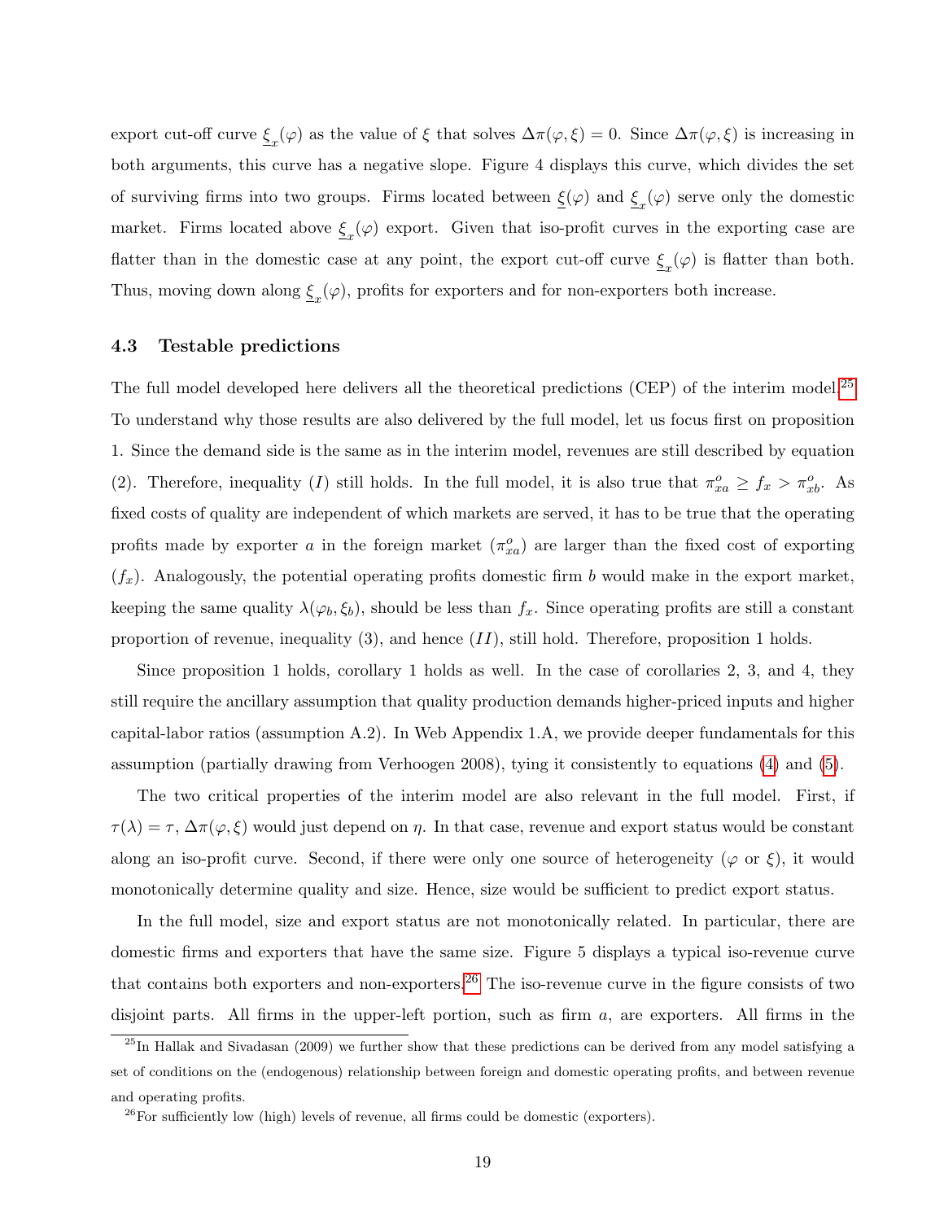export cut-off curve $\underline{\xi}_x(\varphi)$ as the value of $\xi$ that solves $\Delta\pi(\varphi, \xi) = 0$. Since $\Delta\pi(\varphi, \xi)$ is increasing in both arguments, this curve has a negative slope. Figure 4 displays this curve, which divides the set of surviving firms into two groups. Firms located between $\underline{\xi}(\varphi)$ and $\underline{\xi}_x(\varphi)$ serve only the domestic market. Firms located above $\underline{\xi}_x(\varphi)$ export. Given that iso-profit curves in the exporting case are flatter than in the domestic case at any point, the export cut-off curve $\underline{\xi}_x(\varphi)$ is flatter than both. Thus, moving down along $\underline{\xi}_x(\varphi)$, profits for exporters and for non-exporters both increase.

### 4.3 Testable predictions

The full model developed here delivers all the theoretical predictions (CEP) of the interim model.[25] To understand why those results are also delivered by the full model, let us focus first on proposition 1. Since the demand side is the same as in the interim model, revenues are still described by equation (2). Therefore, inequality $(I)$ still holds. In the full model, it is also true that $\pi^o_{xa} \geq f_x > \pi^o_{xb}$. As fixed costs of quality are independent of which markets are served, it has to be true that the operating profits made by exporter $a$ in the foreign market ($\pi^o_{xa}$) are larger than the fixed cost of exporting ($f_x$). Analogously, the potential operating profits domestic firm $b$ would make in the export market, keeping the same quality $\lambda(\varphi_b, \xi_b)$, should be less than $f_x$. Since operating profits are still a constant proportion of revenue, inequality (3), and hence $(II)$, still hold. Therefore, proposition 1 holds.

Since proposition 1 holds, corollary 1 holds as well. In the case of corollaries 2, 3, and 4, they still require the ancillary assumption that quality production demands higher-priced inputs and higher capital-labor ratios (assumption A.2). In Web Appendix 1.A, we provide deeper fundamentals for this assumption (partially drawing from Verhoogen 2008), tying it consistently to equations (4) and (5).

The two critical properties of the interim model are also relevant in the full model. First, if $\tau(\lambda) = \tau$, $\Delta\pi(\varphi, \xi)$ would just depend on $\eta$. In that case, revenue and export status would be constant along an iso-profit curve. Second, if there were only one source of heterogeneity ($\varphi$ or $\xi$), it would monotonically determine quality and size. Hence, size would be sufficient to predict export status.

In the full model, size and export status are not monotonically related. In particular, there are domestic firms and exporters that have the same size. Figure 5 displays a typical iso-revenue curve that contains both exporters and non-exporters.[26] The iso-revenue curve in the figure consists of two disjoint parts. All firms in the upper-left portion, such as firm $a$, are exporters. All firms in the

[25] In Hallak and Sivadasan (2009) we further show that these predictions can be derived from any model satisfying a set of conditions on the (endogenous) relationship between foreign and domestic operating profits, and between revenue and operating profits.

[26] For sufficiently low (high) levels of revenue, all firms could be domestic (exporters).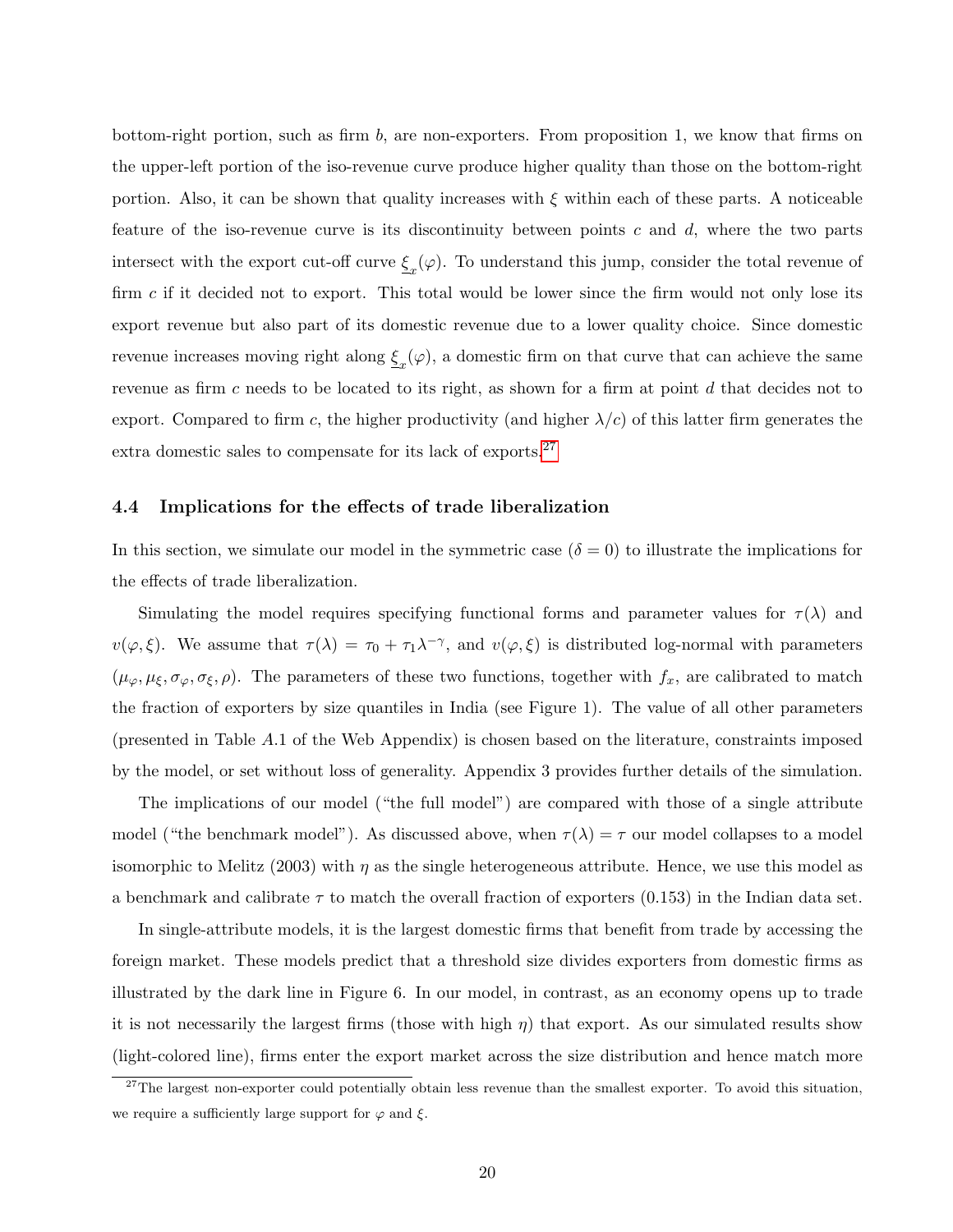bottom-right portion, such as firm $b$, are non-exporters. From proposition 1, we know that firms on the upper-left portion of the iso-revenue curve produce higher quality than those on the bottom-right portion. Also, it can be shown that quality increases with $\xi$ within each of these parts. A noticeable feature of the iso-revenue curve is its discontinuity between points $c$ and $d$, where the two parts intersect with the export cut-off curve $\underline{\xi}_x(\varphi)$. To understand this jump, consider the total revenue of firm $c$ if it decided not to export. This total would be lower since the firm would not only lose its export revenue but also part of its domestic revenue due to a lower quality choice. Since domestic revenue increases moving right along $\underline{\xi}_x(\varphi)$, a domestic firm on that curve that can achieve the same revenue as firm $c$ needs to be located to its right, as shown for a firm at point $d$ that decides not to export. Compared to firm $c$, the higher productivity (and higher $\lambda/c$) of this latter firm generates the extra domestic sales to compensate for its lack of exports.[27]

### 4.4 Implications for the effects of trade liberalization

In this section, we simulate our model in the symmetric case ($\delta = 0$) to illustrate the implications for the effects of trade liberalization.

Simulating the model requires specifying functional forms and parameter values for $\tau(\lambda)$ and $v(\varphi, \xi)$. We assume that $\tau(\lambda) = \tau_0 + \tau_1 \lambda^{-\gamma}$, and $v(\varphi, \xi)$ is distributed log-normal with parameters $(\mu_\varphi, \mu_\xi, \sigma_\varphi, \sigma_\xi, \rho)$. The parameters of these two functions, together with $f_x$, are calibrated to match the fraction of exporters by size quantiles in India (see Figure 1). The value of all other parameters (presented in Table $A.1$ of the Web Appendix) is chosen based on the literature, constraints imposed by the model, or set without loss of generality. Appendix 3 provides further details of the simulation.

The implications of our model ("the full model") are compared with those of a single attribute model ("the benchmark model"). As discussed above, when $\tau(\lambda) = \tau$ our model collapses to a model isomorphic to Melitz (2003) with $\eta$ as the single heterogeneous attribute. Hence, we use this model as a benchmark and calibrate $\tau$ to match the overall fraction of exporters (0.153) in the Indian data set.

In single-attribute models, it is the largest domestic firms that benefit from trade by accessing the foreign market. These models predict that a threshold size divides exporters from domestic firms as illustrated by the dark line in Figure 6. In our model, in contrast, as an economy opens up to trade it is not necessarily the largest firms (those with high $\eta$) that export. As our simulated results show (light-colored line), firms enter the export market across the size distribution and hence match more

[27] The largest non-exporter could potentially obtain less revenue than the smallest exporter. To avoid this situation, we require a sufficiently large support for $\varphi$ and $\xi$.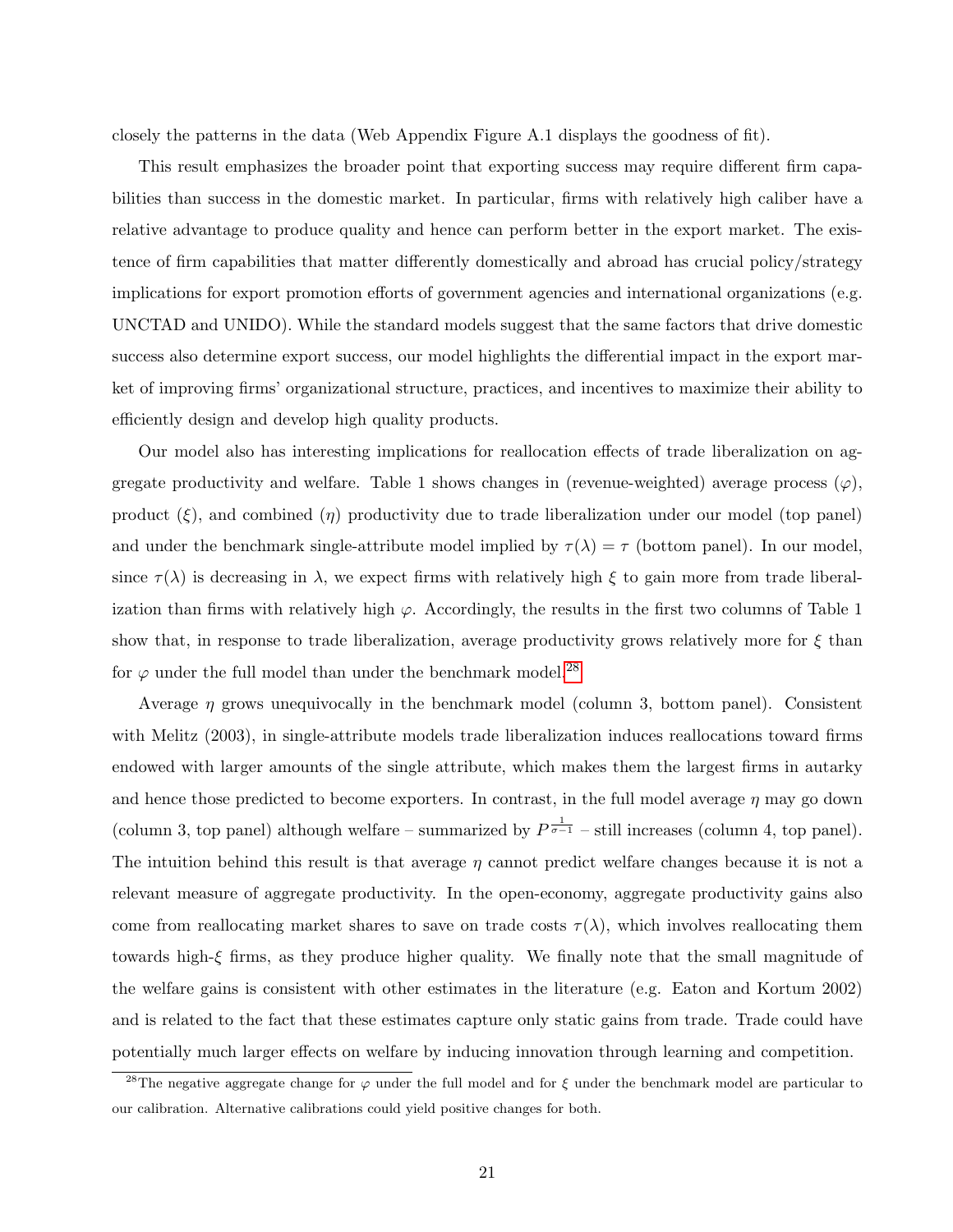closely the patterns in the data (Web Appendix Figure A.1 displays the goodness of fit).

This result emphasizes the broader point that exporting success may require different firm capabilities than success in the domestic market. In particular, firms with relatively high caliber have a relative advantage to produce quality and hence can perform better in the export market. The existence of firm capabilities that matter differently domestically and abroad has crucial policy/strategy implications for export promotion efforts of government agencies and international organizations (e.g. UNCTAD and UNIDO). While the standard models suggest that the same factors that drive domestic success also determine export success, our model highlights the differential impact in the export market of improving firms' organizational structure, practices, and incentives to maximize their ability to efficiently design and develop high quality products.

Our model also has interesting implications for reallocation effects of trade liberalization on aggregate productivity and welfare. Table 1 shows changes in (revenue-weighted) average process ($\varphi$), product ($\xi$), and combined ($\eta$) productivity due to trade liberalization under our model (top panel) and under the benchmark single-attribute model implied by $\tau(\lambda) = \tau$ (bottom panel). In our model, since $\tau(\lambda)$ is decreasing in $\lambda$, we expect firms with relatively high $\xi$ to gain more from trade liberalization than firms with relatively high $\varphi$. Accordingly, the results in the first two columns of Table 1 show that, in response to trade liberalization, average productivity grows relatively more for $\xi$ than for $\varphi$ under the full model than under the benchmark model.[28]

Average $\eta$ grows unequivocally in the benchmark model (column 3, bottom panel). Consistent with Melitz (2003), in single-attribute models trade liberalization induces reallocations toward firms endowed with larger amounts of the single attribute, which makes them the largest firms in autarky and hence those predicted to become exporters. In contrast, in the full model average $\eta$ may go down (column 3, top panel) although welfare – summarized by $P^{\frac{1}{\sigma-1}}$ – still increases (column 4, top panel). The intuition behind this result is that average $\eta$ cannot predict welfare changes because it is not a relevant measure of aggregate productivity. In the open-economy, aggregate productivity gains also come from reallocating market shares to save on trade costs $\tau(\lambda)$, which involves reallocating them towards high-$\xi$ firms, as they produce higher quality. We finally note that the small magnitude of the welfare gains is consistent with other estimates in the literature (e.g. Eaton and Kortum 2002) and is related to the fact that these estimates capture only static gains from trade. Trade could have potentially much larger effects on welfare by inducing innovation through learning and competition.

[28]The negative aggregate change for $\varphi$ under the full model and for $\xi$ under the benchmark model are particular to our calibration. Alternative calibrations could yield positive changes for both.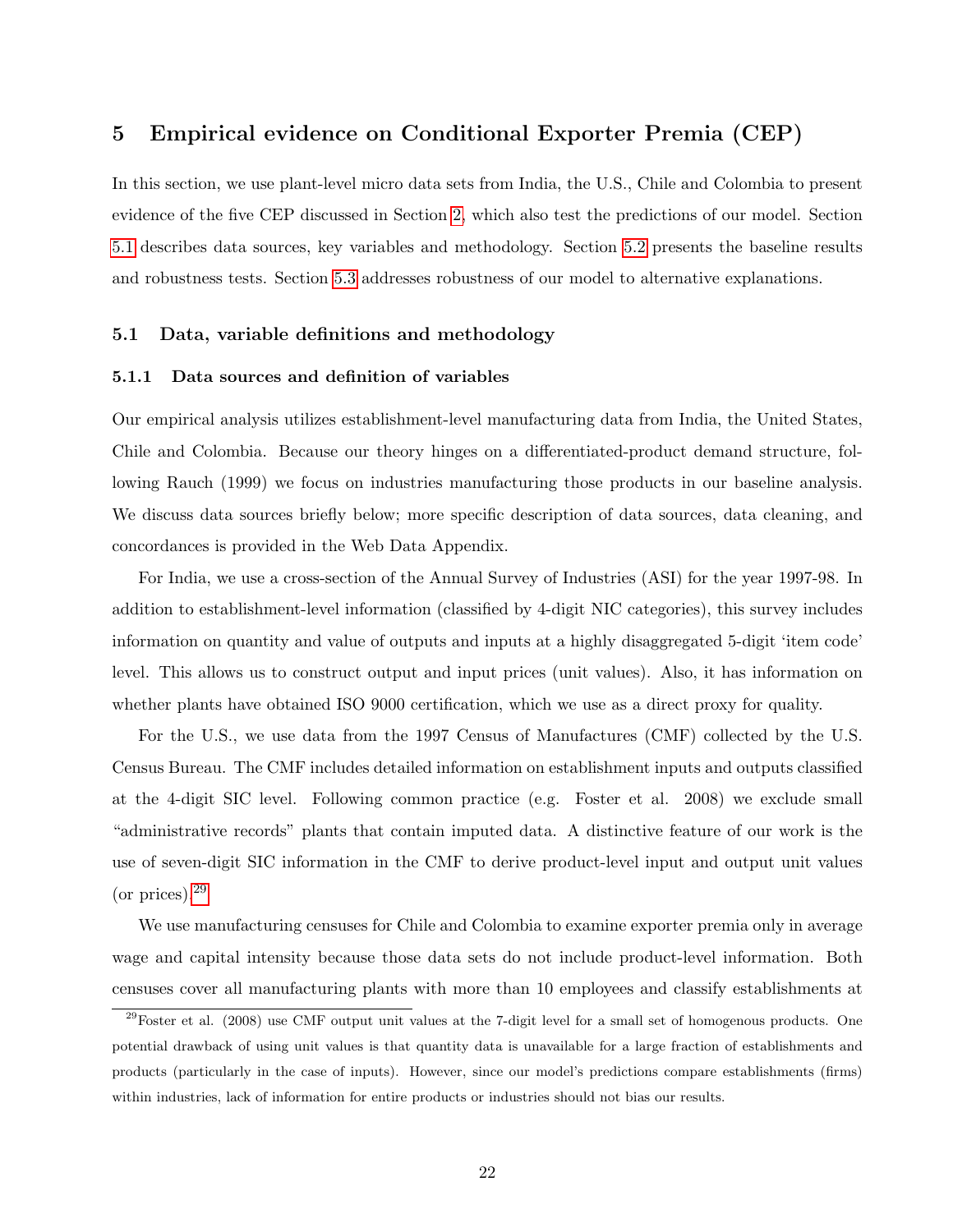## 5 Empirical evidence on Conditional Exporter Premia (CEP)

In this section, we use plant-level micro data sets from India, the U.S., Chile and Colombia to present evidence of the five CEP discussed in Section 2, which also test the predictions of our model. Section 5.1 describes data sources, key variables and methodology. Section 5.2 presents the baseline results and robustness tests. Section 5.3 addresses robustness of our model to alternative explanations.

### 5.1 Data, variable definitions and methodology

#### 5.1.1 Data sources and definition of variables

Our empirical analysis utilizes establishment-level manufacturing data from India, the United States, Chile and Colombia. Because our theory hinges on a differentiated-product demand structure, following Rauch (1999) we focus on industries manufacturing those products in our baseline analysis. We discuss data sources briefly below; more specific description of data sources, data cleaning, and concordances is provided in the Web Data Appendix.

For India, we use a cross-section of the Annual Survey of Industries (ASI) for the year 1997-98. In addition to establishment-level information (classified by 4-digit NIC categories), this survey includes information on quantity and value of outputs and inputs at a highly disaggregated 5-digit 'item code' level. This allows us to construct output and input prices (unit values). Also, it has information on whether plants have obtained ISO 9000 certification, which we use as a direct proxy for quality.

For the U.S., we use data from the 1997 Census of Manufactures (CMF) collected by the U.S. Census Bureau. The CMF includes detailed information on establishment inputs and outputs classified at the 4-digit SIC level. Following common practice (e.g. Foster et al. 2008) we exclude small "administrative records" plants that contain imputed data. A distinctive feature of our work is the use of seven-digit SIC information in the CMF to derive product-level input and output unit values (or prices).[29]

We use manufacturing censuses for Chile and Colombia to examine exporter premia only in average wage and capital intensity because those data sets do not include product-level information. Both censuses cover all manufacturing plants with more than 10 employees and classify establishments at

[29] Foster et al. (2008) use CMF output unit values at the 7-digit level for a small set of homogenous products. One potential drawback of using unit values is that quantity data is unavailable for a large fraction of establishments and products (particularly in the case of inputs). However, since our model's predictions compare establishments (firms) within industries, lack of information for entire products or industries should not bias our results.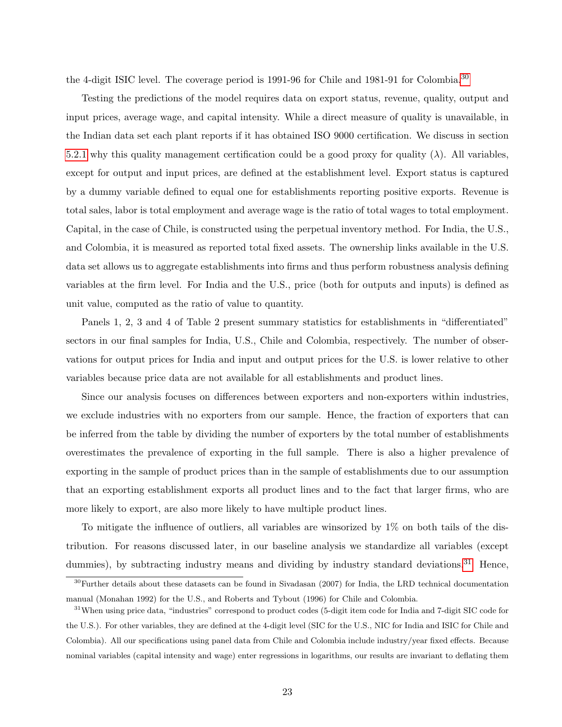the 4-digit ISIC level. The coverage period is 1991-96 for Chile and 1981-91 for Colombia.[30]

Testing the predictions of the model requires data on export status, revenue, quality, output and input prices, average wage, and capital intensity. While a direct measure of quality is unavailable, in the Indian data set each plant reports if it has obtained ISO 9000 certification. We discuss in section 5.2.1 why this quality management certification could be a good proxy for quality ($\lambda$). All variables, except for output and input prices, are defined at the establishment level. Export status is captured by a dummy variable defined to equal one for establishments reporting positive exports. Revenue is total sales, labor is total employment and average wage is the ratio of total wages to total employment. Capital, in the case of Chile, is constructed using the perpetual inventory method. For India, the U.S., and Colombia, it is measured as reported total fixed assets. The ownership links available in the U.S. data set allows us to aggregate establishments into firms and thus perform robustness analysis defining variables at the firm level. For India and the U.S., price (both for outputs and inputs) is defined as unit value, computed as the ratio of value to quantity.

Panels 1, 2, 3 and 4 of Table 2 present summary statistics for establishments in "differentiated" sectors in our final samples for India, U.S., Chile and Colombia, respectively. The number of observations for output prices for India and input and output prices for the U.S. is lower relative to other variables because price data are not available for all establishments and product lines.

Since our analysis focuses on differences between exporters and non-exporters within industries, we exclude industries with no exporters from our sample. Hence, the fraction of exporters that can be inferred from the table by dividing the number of exporters by the total number of establishments overestimates the prevalence of exporting in the full sample. There is also a higher prevalence of exporting in the sample of product prices than in the sample of establishments due to our assumption that an exporting establishment exports all product lines and to the fact that larger firms, who are more likely to export, are also more likely to have multiple product lines.

To mitigate the influence of outliers, all variables are winsorized by 1% on both tails of the distribution. For reasons discussed later, in our baseline analysis we standardize all variables (except dummies), by subtracting industry means and dividing by industry standard deviations.[31] Hence,

[30] Further details about these datasets can be found in Sivadasan (2007) for India, the LRD technical documentation manual (Monahan 1992) for the U.S., and Roberts and Tybout (1996) for Chile and Colombia.

[31] When using price data, "industries" correspond to product codes (5-digit item code for India and 7-digit SIC code for the U.S.). For other variables, they are defined at the 4-digit level (SIC for the U.S., NIC for India and ISIC for Chile and Colombia). All our specifications using panel data from Chile and Colombia include industry/year fixed effects. Because nominal variables (capital intensity and wage) enter regressions in logarithms, our results are invariant to deflating them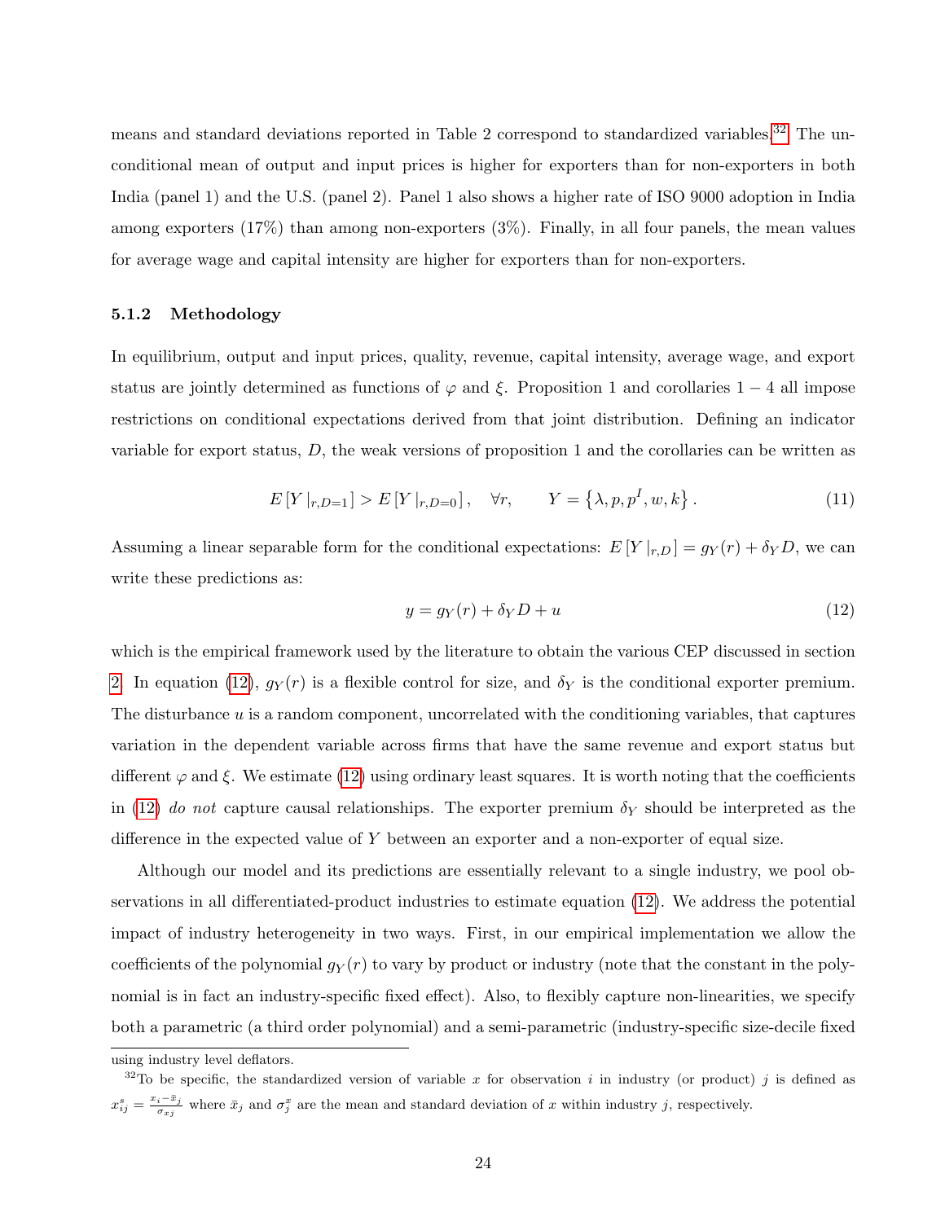means and standard deviations reported in Table 2 correspond to standardized variables.[32] The unconditional mean of output and input prices is higher for exporters than for non-exporters in both India (panel 1) and the U.S. (panel 2). Panel 1 also shows a higher rate of ISO 9000 adoption in India among exporters (17%) than among non-exporters (3%). Finally, in all four panels, the mean values for average wage and capital intensity are higher for exporters than for non-exporters.

#### 5.1.2 Methodology

In equilibrium, output and input prices, quality, revenue, capital intensity, average wage, and export status are jointly determined as functions of $\varphi$ and $\xi$. Proposition 1 and corollaries $1-4$ all impose restrictions on conditional expectations derived from that joint distribution. Defining an indicator variable for export status, $D$, the weak versions of proposition 1 and the corollaries can be written as

$$E\left[Y\,|_{r,D=1}\right] > E\left[Y\,|_{r,D=0}\right], \quad \forall r, \qquad Y = \left\{\lambda, p, p^I, w, k\right\}. \tag{11}$$

Assuming a linear separable form for the conditional expectations: $E\left[Y\,|_{r,D}\right] = g_Y(r) + \delta_Y D$, we can write these predictions as:

$$y = g_Y(r) + \delta_Y D + u \tag{12}$$

which is the empirical framework used by the literature to obtain the various CEP discussed in section 2. In equation (12), $g_Y(r)$ is a flexible control for size, and $\delta_Y$ is the conditional exporter premium. The disturbance $u$ is a random component, uncorrelated with the conditioning variables, that captures variation in the dependent variable across firms that have the same revenue and export status but different $\varphi$ and $\xi$. We estimate (12) using ordinary least squares. It is worth noting that the coefficients in (12) *do not* capture causal relationships. The exporter premium $\delta_Y$ should be interpreted as the difference in the expected value of $Y$ between an exporter and a non-exporter of equal size.

Although our model and its predictions are essentially relevant to a single industry, we pool observations in all differentiated-product industries to estimate equation (12). We address the potential impact of industry heterogeneity in two ways. First, in our empirical implementation we allow the coefficients of the polynomial $g_Y(r)$ to vary by product or industry (note that the constant in the polynomial is in fact an industry-specific fixed effect). Also, to flexibly capture non-linearities, we specify both a parametric (a third order polynomial) and a semi-parametric (industry-specific size-decile fixed

---

using industry level deflators.

[32] To be specific, the standardized version of variable $x$ for observation $i$ in industry (or product) $j$ is defined as $x^s_{ij} = \frac{x_i - \bar{x}_j}{\sigma_{xj}}$ where $\bar{x}_j$ and $\sigma^x_j$ are the mean and standard deviation of $x$ within industry $j$, respectively.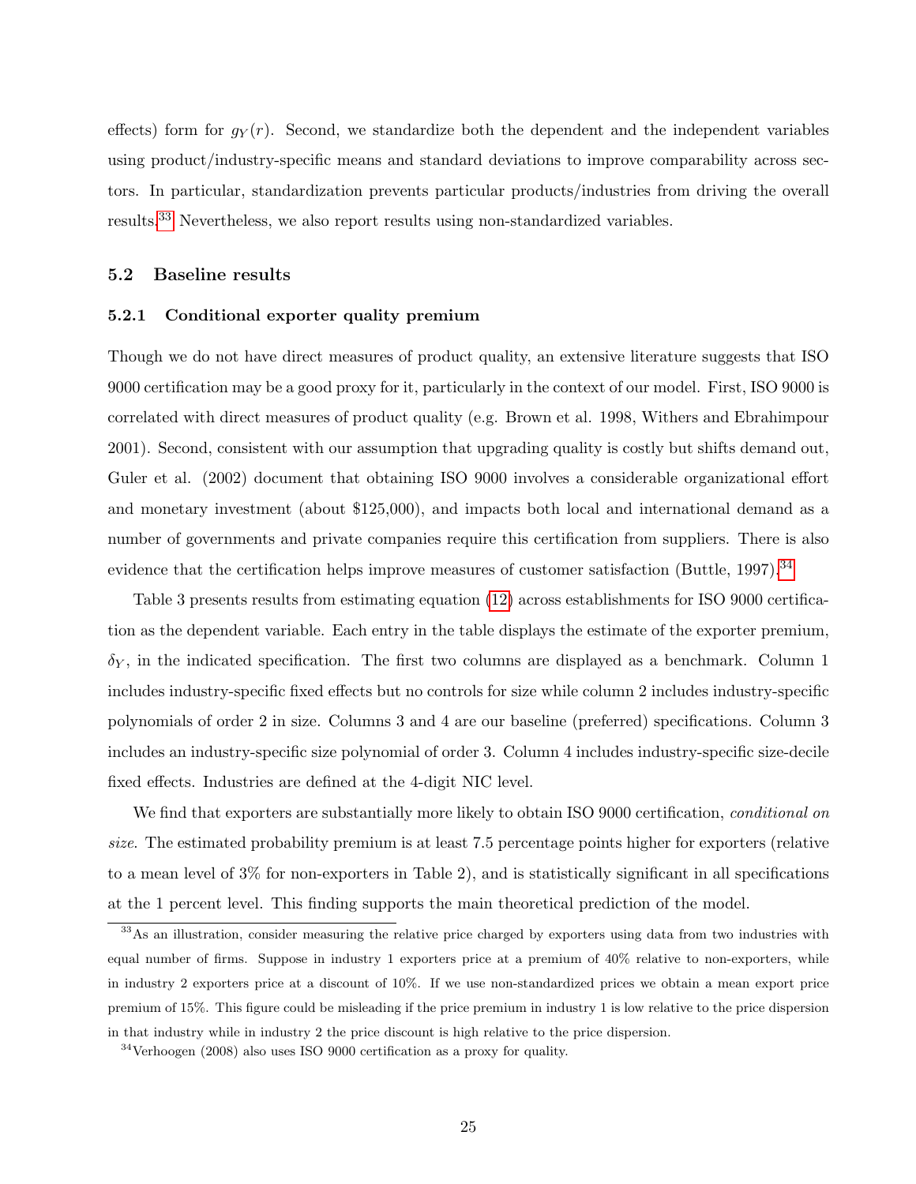effects) form for $g_Y(r)$. Second, we standardize both the dependent and the independent variables using product/industry-specific means and standard deviations to improve comparability across sectors. In particular, standardization prevents particular products/industries from driving the overall results.[33] Nevertheless, we also report results using non-standardized variables.

## 5.2 Baseline results

### 5.2.1 Conditional exporter quality premium

Though we do not have direct measures of product quality, an extensive literature suggests that ISO 9000 certification may be a good proxy for it, particularly in the context of our model. First, ISO 9000 is correlated with direct measures of product quality (e.g. Brown et al. 1998, Withers and Ebrahimpour 2001). Second, consistent with our assumption that upgrading quality is costly but shifts demand out, Guler et al. (2002) document that obtaining ISO 9000 involves a considerable organizational effort and monetary investment (about $125,000), and impacts both local and international demand as a number of governments and private companies require this certification from suppliers. There is also evidence that the certification helps improve measures of customer satisfaction (Buttle, 1997).[34]

Table 3 presents results from estimating equation (12) across establishments for ISO 9000 certification as the dependent variable. Each entry in the table displays the estimate of the exporter premium, $\delta_Y$, in the indicated specification. The first two columns are displayed as a benchmark. Column 1 includes industry-specific fixed effects but no controls for size while column 2 includes industry-specific polynomials of order 2 in size. Columns 3 and 4 are our baseline (preferred) specifications. Column 3 includes an industry-specific size polynomial of order 3. Column 4 includes industry-specific size-decile fixed effects. Industries are defined at the 4-digit NIC level.

We find that exporters are substantially more likely to obtain ISO 9000 certification, *conditional on size*. The estimated probability premium is at least 7.5 percentage points higher for exporters (relative to a mean level of 3% for non-exporters in Table 2), and is statistically significant in all specifications at the 1 percent level. This finding supports the main theoretical prediction of the model.

---

[33] As an illustration, consider measuring the relative price charged by exporters using data from two industries with equal number of firms. Suppose in industry 1 exporters price at a premium of 40% relative to non-exporters, while in industry 2 exporters price at a discount of 10%. If we use non-standardized prices we obtain a mean export price premium of 15%. This figure could be misleading if the price premium in industry 1 is low relative to the price dispersion in that industry while in industry 2 the price discount is high relative to the price dispersion.

[34] Verhoogen (2008) also uses ISO 9000 certification as a proxy for quality.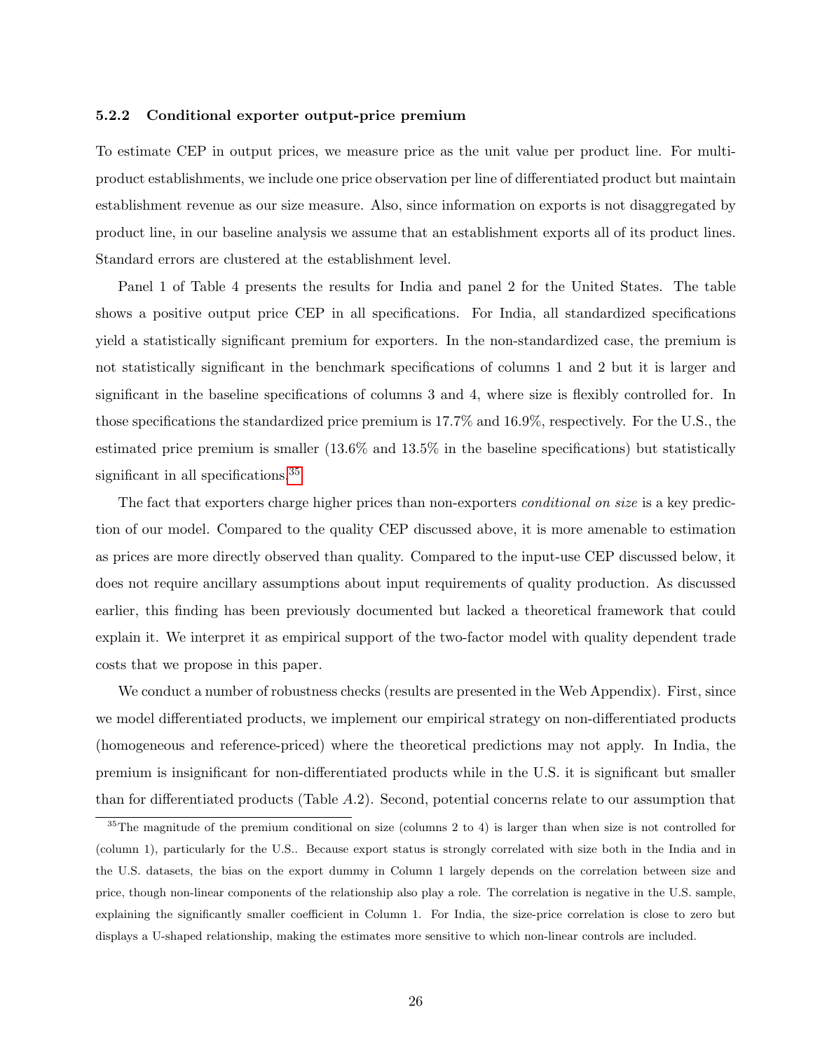### 5.2.2 Conditional exporter output-price premium

To estimate CEP in output prices, we measure price as the unit value per product line. For multi-product establishments, we include one price observation per line of differentiated product but maintain establishment revenue as our size measure. Also, since information on exports is not disaggregated by product line, in our baseline analysis we assume that an establishment exports all of its product lines. Standard errors are clustered at the establishment level.

Panel 1 of Table 4 presents the results for India and panel 2 for the United States. The table shows a positive output price CEP in all specifications. For India, all standardized specifications yield a statistically significant premium for exporters. In the non-standardized case, the premium is not statistically significant in the benchmark specifications of columns 1 and 2 but it is larger and significant in the baseline specifications of columns 3 and 4, where size is flexibly controlled for. In those specifications the standardized price premium is 17.7% and 16.9%, respectively. For the U.S., the estimated price premium is smaller (13.6% and 13.5% in the baseline specifications) but statistically significant in all specifications.[35]

The fact that exporters charge higher prices than non-exporters *conditional on size* is a key prediction of our model. Compared to the quality CEP discussed above, it is more amenable to estimation as prices are more directly observed than quality. Compared to the input-use CEP discussed below, it does not require ancillary assumptions about input requirements of quality production. As discussed earlier, this finding has been previously documented but lacked a theoretical framework that could explain it. We interpret it as empirical support of the two-factor model with quality dependent trade costs that we propose in this paper.

We conduct a number of robustness checks (results are presented in the Web Appendix). First, since we model differentiated products, we implement our empirical strategy on non-differentiated products (homogeneous and reference-priced) where the theoretical predictions may not apply. In India, the premium is insignificant for non-differentiated products while in the U.S. it is significant but smaller than for differentiated products (Table *A*.2). Second, potential concerns relate to our assumption that

[35] The magnitude of the premium conditional on size (columns 2 to 4) is larger than when size is not controlled for (column 1), particularly for the U.S.. Because export status is strongly correlated with size both in the India and in the U.S. datasets, the bias on the export dummy in Column 1 largely depends on the correlation between size and price, though non-linear components of the relationship also play a role. The correlation is negative in the U.S. sample, explaining the significantly smaller coefficient in Column 1. For India, the size-price correlation is close to zero but displays a U-shaped relationship, making the estimates more sensitive to which non-linear controls are included.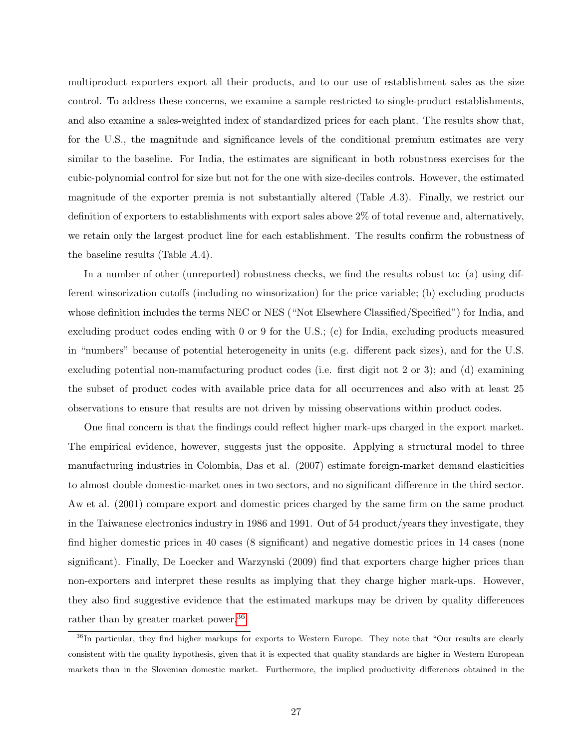multiproduct exporters export all their products, and to our use of establishment sales as the size control. To address these concerns, we examine a sample restricted to single-product establishments, and also examine a sales-weighted index of standardized prices for each plant. The results show that, for the U.S., the magnitude and significance levels of the conditional premium estimates are very similar to the baseline. For India, the estimates are significant in both robustness exercises for the cubic-polynomial control for size but not for the one with size-deciles controls. However, the estimated magnitude of the exporter premia is not substantially altered (Table $A.3$). Finally, we restrict our definition of exporters to establishments with export sales above 2% of total revenue and, alternatively, we retain only the largest product line for each establishment. The results confirm the robustness of the baseline results (Table $A.4$).

In a number of other (unreported) robustness checks, we find the results robust to: (a) using different winsorization cutoffs (including no winsorization) for the price variable; (b) excluding products whose definition includes the terms NEC or NES ("Not Elsewhere Classified/Specified") for India, and excluding product codes ending with 0 or 9 for the U.S.; (c) for India, excluding products measured in "numbers" because of potential heterogeneity in units (e.g. different pack sizes), and for the U.S. excluding potential non-manufacturing product codes (i.e. first digit not 2 or 3); and (d) examining the subset of product codes with available price data for all occurrences and also with at least 25 observations to ensure that results are not driven by missing observations within product codes.

One final concern is that the findings could reflect higher mark-ups charged in the export market. The empirical evidence, however, suggests just the opposite. Applying a structural model to three manufacturing industries in Colombia, Das et al. (2007) estimate foreign-market demand elasticities to almost double domestic-market ones in two sectors, and no significant difference in the third sector. Aw et al. (2001) compare export and domestic prices charged by the same firm on the same product in the Taiwanese electronics industry in 1986 and 1991. Out of 54 product/years they investigate, they find higher domestic prices in 40 cases (8 significant) and negative domestic prices in 14 cases (none significant). Finally, De Loecker and Warzynski (2009) find that exporters charge higher prices than non-exporters and interpret these results as implying that they charge higher mark-ups. However, they also find suggestive evidence that the estimated markups may be driven by quality differences rather than by greater market power.[36]

[36] In particular, they find higher markups for exports to Western Europe. They note that "Our results are clearly consistent with the quality hypothesis, given that it is expected that quality standards are higher in Western European markets than in the Slovenian domestic market. Furthermore, the implied productivity differences obtained in the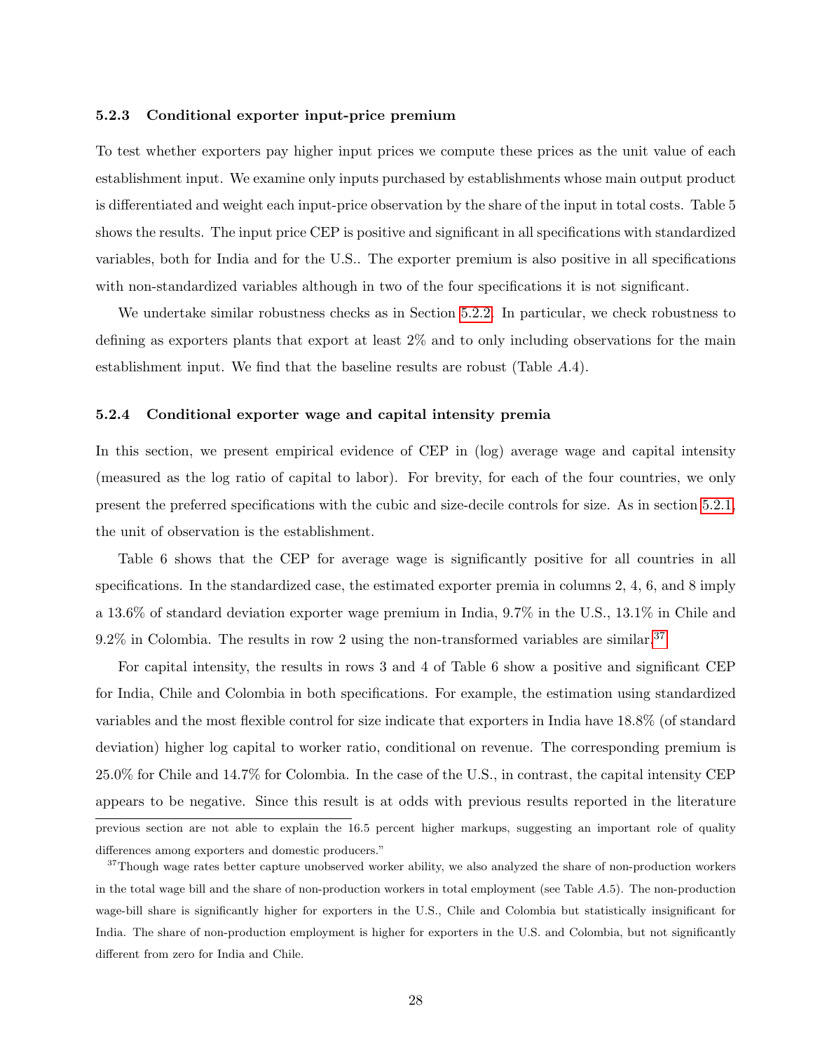### 5.2.3 Conditional exporter input-price premium

To test whether exporters pay higher input prices we compute these prices as the unit value of each establishment input. We examine only inputs purchased by establishments whose main output product is differentiated and weight each input-price observation by the share of the input in total costs. Table 5 shows the results. The input price CEP is positive and significant in all specifications with standardized variables, both for India and for the U.S.. The exporter premium is also positive in all specifications with non-standardized variables although in two of the four specifications it is not significant.

We undertake similar robustness checks as in Section 5.2.2. In particular, we check robustness to defining as exporters plants that export at least 2% and to only including observations for the main establishment input. We find that the baseline results are robust (Table $A.4$).

### 5.2.4 Conditional exporter wage and capital intensity premia

In this section, we present empirical evidence of CEP in (log) average wage and capital intensity (measured as the log ratio of capital to labor). For brevity, for each of the four countries, we only present the preferred specifications with the cubic and size-decile controls for size. As in section 5.2.1, the unit of observation is the establishment.

Table 6 shows that the CEP for average wage is significantly positive for all countries in all specifications. In the standardized case, the estimated exporter premia in columns 2, 4, 6, and 8 imply a 13.6% of standard deviation exporter wage premium in India, 9.7% in the U.S., 13.1% in Chile and 9.2% in Colombia. The results in row 2 using the non-transformed variables are similar.[37]

For capital intensity, the results in rows 3 and 4 of Table 6 show a positive and significant CEP for India, Chile and Colombia in both specifications. For example, the estimation using standardized variables and the most flexible control for size indicate that exporters in India have 18.8% (of standard deviation) higher log capital to worker ratio, conditional on revenue. The corresponding premium is 25.0% for Chile and 14.7% for Colombia. In the case of the U.S., in contrast, the capital intensity CEP appears to be negative. Since this result is at odds with previous results reported in the literature

previous section are not able to explain the 16.5 percent higher markups, suggesting an important role of quality differences among exporters and domestic producers."

[37] Though wage rates better capture unobserved worker ability, we also analyzed the share of non-production workers in the total wage bill and the share of non-production workers in total employment (see Table $A.5$). The non-production wage-bill share is significantly higher for exporters in the U.S., Chile and Colombia but statistically insignificant for India. The share of non-production employment is higher for exporters in the U.S. and Colombia, but not significantly different from zero for India and Chile.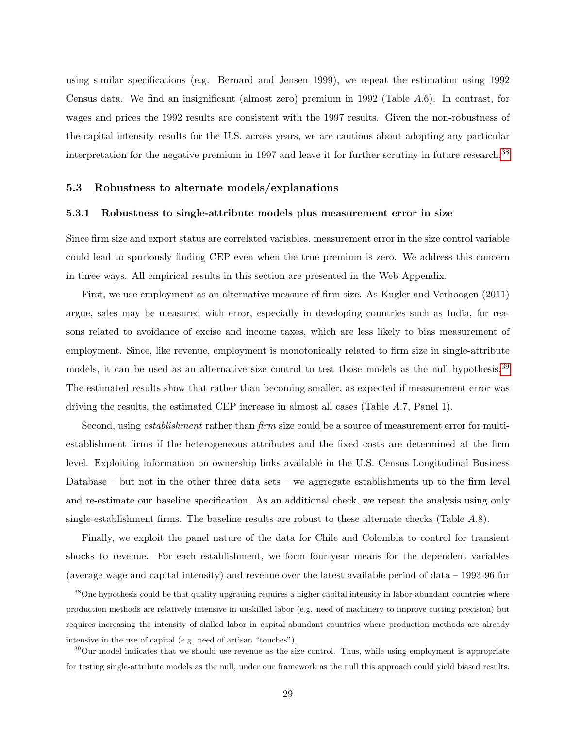using similar specifications (e.g. Bernard and Jensen 1999), we repeat the estimation using 1992 Census data. We find an insignificant (almost zero) premium in 1992 (Table $A.6$). In contrast, for wages and prices the 1992 results are consistent with the 1997 results. Given the non-robustness of the capital intensity results for the U.S. across years, we are cautious about adopting any particular interpretation for the negative premium in 1997 and leave it for further scrutiny in future research.[38]

### 5.3 Robustness to alternate models/explanations

#### 5.3.1 Robustness to single-attribute models plus measurement error in size

Since firm size and export status are correlated variables, measurement error in the size control variable could lead to spuriously finding CEP even when the true premium is zero. We address this concern in three ways. All empirical results in this section are presented in the Web Appendix.

First, we use employment as an alternative measure of firm size. As Kugler and Verhoogen (2011) argue, sales may be measured with error, especially in developing countries such as India, for reasons related to avoidance of excise and income taxes, which are less likely to bias measurement of employment. Since, like revenue, employment is monotonically related to firm size in single-attribute models, it can be used as an alternative size control to test those models as the null hypothesis.[39] The estimated results show that rather than becoming smaller, as expected if measurement error was driving the results, the estimated CEP increase in almost all cases (Table $A.7$, Panel 1).

Second, using *establishment* rather than *firm* size could be a source of measurement error for multi-establishment firms if the heterogeneous attributes and the fixed costs are determined at the firm level. Exploiting information on ownership links available in the U.S. Census Longitudinal Business Database – but not in the other three data sets – we aggregate establishments up to the firm level and re-estimate our baseline specification. As an additional check, we repeat the analysis using only single-establishment firms. The baseline results are robust to these alternate checks (Table $A.8$).

Finally, we exploit the panel nature of the data for Chile and Colombia to control for transient shocks to revenue. For each establishment, we form four-year means for the dependent variables (average wage and capital intensity) and revenue over the latest available period of data – 1993-96 for

---

[38] One hypothesis could be that quality upgrading requires a higher capital intensity in labor-abundant countries where production methods are relatively intensive in unskilled labor (e.g. need of machinery to improve cutting precision) but requires increasing the intensity of skilled labor in capital-abundant countries where production methods are already intensive in the use of capital (e.g. need of artisan "touches").

[39] Our model indicates that we should use revenue as the size control. Thus, while using employment is appropriate for testing single-attribute models as the null, under our framework as the null this approach could yield biased results.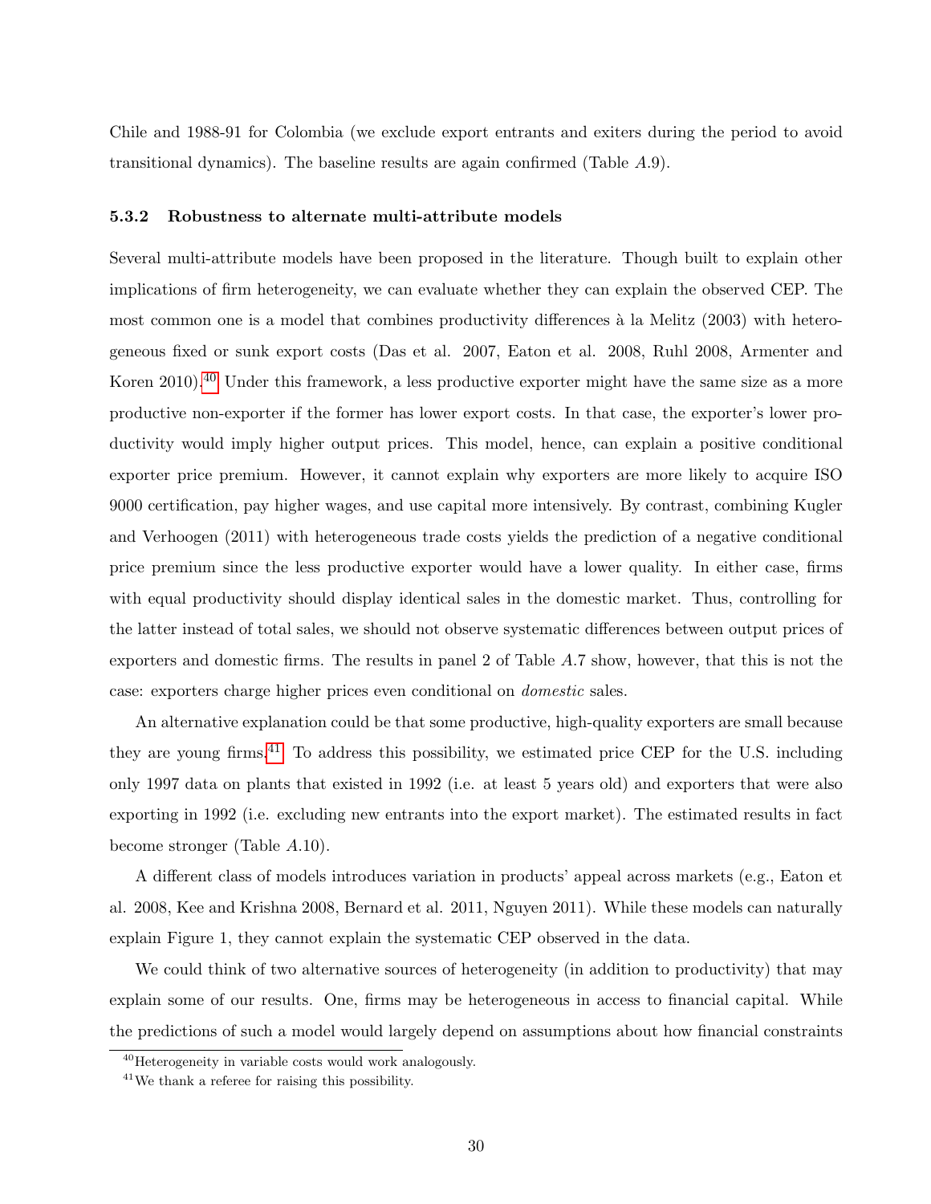Chile and 1988-91 for Colombia (we exclude export entrants and exiters during the period to avoid transitional dynamics). The baseline results are again confirmed (Table $A.9$).

### 5.3.2 Robustness to alternate multi-attribute models

Several multi-attribute models have been proposed in the literature. Though built to explain other implications of firm heterogeneity, we can evaluate whether they can explain the observed CEP. The most common one is a model that combines productivity differences à la Melitz (2003) with heterogeneous fixed or sunk export costs (Das et al. 2007, Eaton et al. 2008, Ruhl 2008, Armenter and Koren 2010).[40] Under this framework, a less productive exporter might have the same size as a more productive non-exporter if the former has lower export costs. In that case, the exporter's lower productivity would imply higher output prices. This model, hence, can explain a positive conditional exporter price premium. However, it cannot explain why exporters are more likely to acquire ISO 9000 certification, pay higher wages, and use capital more intensively. By contrast, combining Kugler and Verhoogen (2011) with heterogeneous trade costs yields the prediction of a negative conditional price premium since the less productive exporter would have a lower quality. In either case, firms with equal productivity should display identical sales in the domestic market. Thus, controlling for the latter instead of total sales, we should not observe systematic differences between output prices of exporters and domestic firms. The results in panel 2 of Table $A.7$ show, however, that this is not the case: exporters charge higher prices even conditional on *domestic* sales.

An alternative explanation could be that some productive, high-quality exporters are small because they are young firms.[41] To address this possibility, we estimated price CEP for the U.S. including only 1997 data on plants that existed in 1992 (i.e. at least 5 years old) and exporters that were also exporting in 1992 (i.e. excluding new entrants into the export market). The estimated results in fact become stronger (Table $A.10$).

A different class of models introduces variation in products' appeal across markets (e.g., Eaton et al. 2008, Kee and Krishna 2008, Bernard et al. 2011, Nguyen 2011). While these models can naturally explain Figure 1, they cannot explain the systematic CEP observed in the data.

We could think of two alternative sources of heterogeneity (in addition to productivity) that may explain some of our results. One, firms may be heterogeneous in access to financial capital. While the predictions of such a model would largely depend on assumptions about how financial constraints

[40] Heterogeneity in variable costs would work analogously.

[41] We thank a referee for raising this possibility.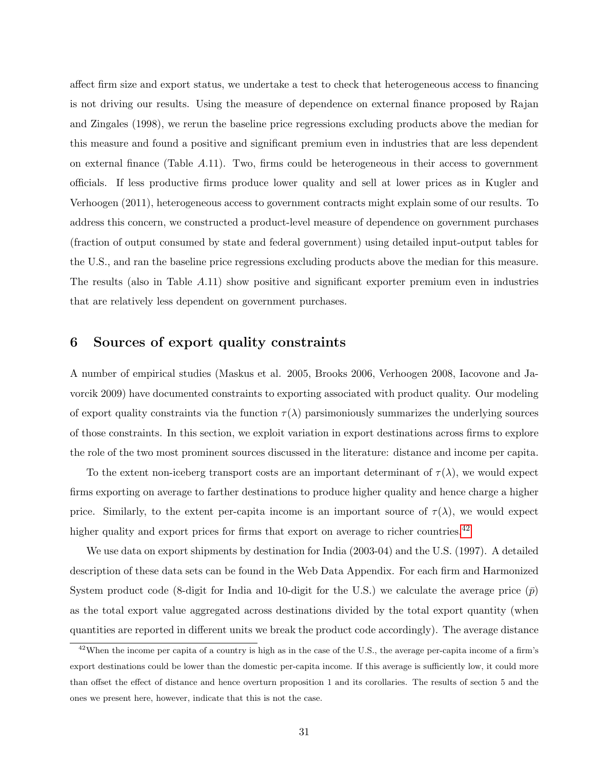affect firm size and export status, we undertake a test to check that heterogeneous access to financing is not driving our results. Using the measure of dependence on external finance proposed by Rajan and Zingales (1998), we rerun the baseline price regressions excluding products above the median for this measure and found a positive and significant premium even in industries that are less dependent on external finance (Table $A.11$). Two, firms could be heterogeneous in their access to government officials. If less productive firms produce lower quality and sell at lower prices as in Kugler and Verhoogen (2011), heterogeneous access to government contracts might explain some of our results. To address this concern, we constructed a product-level measure of dependence on government purchases (fraction of output consumed by state and federal government) using detailed input-output tables for the U.S., and ran the baseline price regressions excluding products above the median for this measure. The results (also in Table $A.11$) show positive and significant exporter premium even in industries that are relatively less dependent on government purchases.

## 6 Sources of export quality constraints

A number of empirical studies (Maskus et al. 2005, Brooks 2006, Verhoogen 2008, Iacovone and Javorcik 2009) have documented constraints to exporting associated with product quality. Our modeling of export quality constraints via the function $\tau(\lambda)$ parsimoniously summarizes the underlying sources of those constraints. In this section, we exploit variation in export destinations across firms to explore the role of the two most prominent sources discussed in the literature: distance and income per capita.

To the extent non-iceberg transport costs are an important determinant of $\tau(\lambda)$, we would expect firms exporting on average to farther destinations to produce higher quality and hence charge a higher price. Similarly, to the extent per-capita income is an important source of $\tau(\lambda)$, we would expect higher quality and export prices for firms that export on average to richer countries.[42]

We use data on export shipments by destination for India (2003-04) and the U.S. (1997). A detailed description of these data sets can be found in the Web Data Appendix. For each firm and Harmonized System product code (8-digit for India and 10-digit for the U.S.) we calculate the average price ($\bar{p}$) as the total export value aggregated across destinations divided by the total export quantity (when quantities are reported in different units we break the product code accordingly). The average distance

[42] When the income per capita of a country is high as in the case of the U.S., the average per-capita income of a firm's export destinations could be lower than the domestic per-capita income. If this average is sufficiently low, it could more than offset the effect of distance and hence overturn proposition 1 and its corollaries. The results of section 5 and the ones we present here, however, indicate that this is not the case.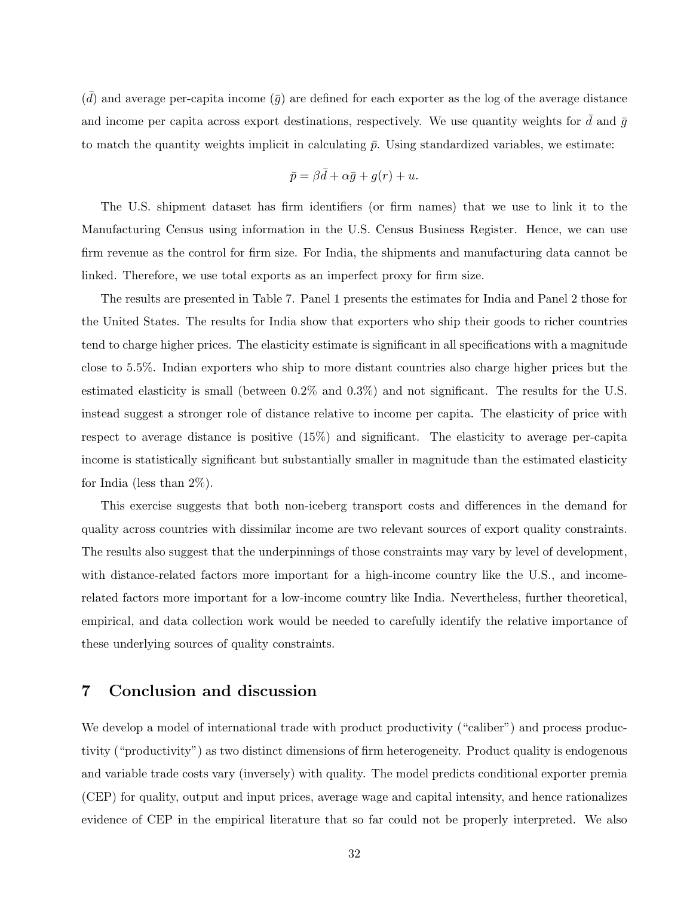($\bar{d}$) and average per-capita income ($\bar{g}$) are defined for each exporter as the log of the average distance and income per capita across export destinations, respectively. We use quantity weights for $\bar{d}$ and $\bar{g}$ to match the quantity weights implicit in calculating $\bar{p}$. Using standardized variables, we estimate:

$$\bar{p} = \beta \bar{d} + \alpha \bar{g} + g(r) + u.$$

The U.S. shipment dataset has firm identifiers (or firm names) that we use to link it to the Manufacturing Census using information in the U.S. Census Business Register. Hence, we can use firm revenue as the control for firm size. For India, the shipments and manufacturing data cannot be linked. Therefore, we use total exports as an imperfect proxy for firm size.

The results are presented in Table 7. Panel 1 presents the estimates for India and Panel 2 those for the United States. The results for India show that exporters who ship their goods to richer countries tend to charge higher prices. The elasticity estimate is significant in all specifications with a magnitude close to 5.5%. Indian exporters who ship to more distant countries also charge higher prices but the estimated elasticity is small (between 0.2% and 0.3%) and not significant. The results for the U.S. instead suggest a stronger role of distance relative to income per capita. The elasticity of price with respect to average distance is positive (15%) and significant. The elasticity to average per-capita income is statistically significant but substantially smaller in magnitude than the estimated elasticity for India (less than 2%).

This exercise suggests that both non-iceberg transport costs and differences in the demand for quality across countries with dissimilar income are two relevant sources of export quality constraints. The results also suggest that the underpinnings of those constraints may vary by level of development, with distance-related factors more important for a high-income country like the U.S., and income-related factors more important for a low-income country like India. Nevertheless, further theoretical, empirical, and data collection work would be needed to carefully identify the relative importance of these underlying sources of quality constraints.

## 7 Conclusion and discussion

We develop a model of international trade with product productivity ("caliber") and process productivity ("productivity") as two distinct dimensions of firm heterogeneity. Product quality is endogenous and variable trade costs vary (inversely) with quality. The model predicts conditional exporter premia (CEP) for quality, output and input prices, average wage and capital intensity, and hence rationalizes evidence of CEP in the empirical literature that so far could not be properly interpreted. We also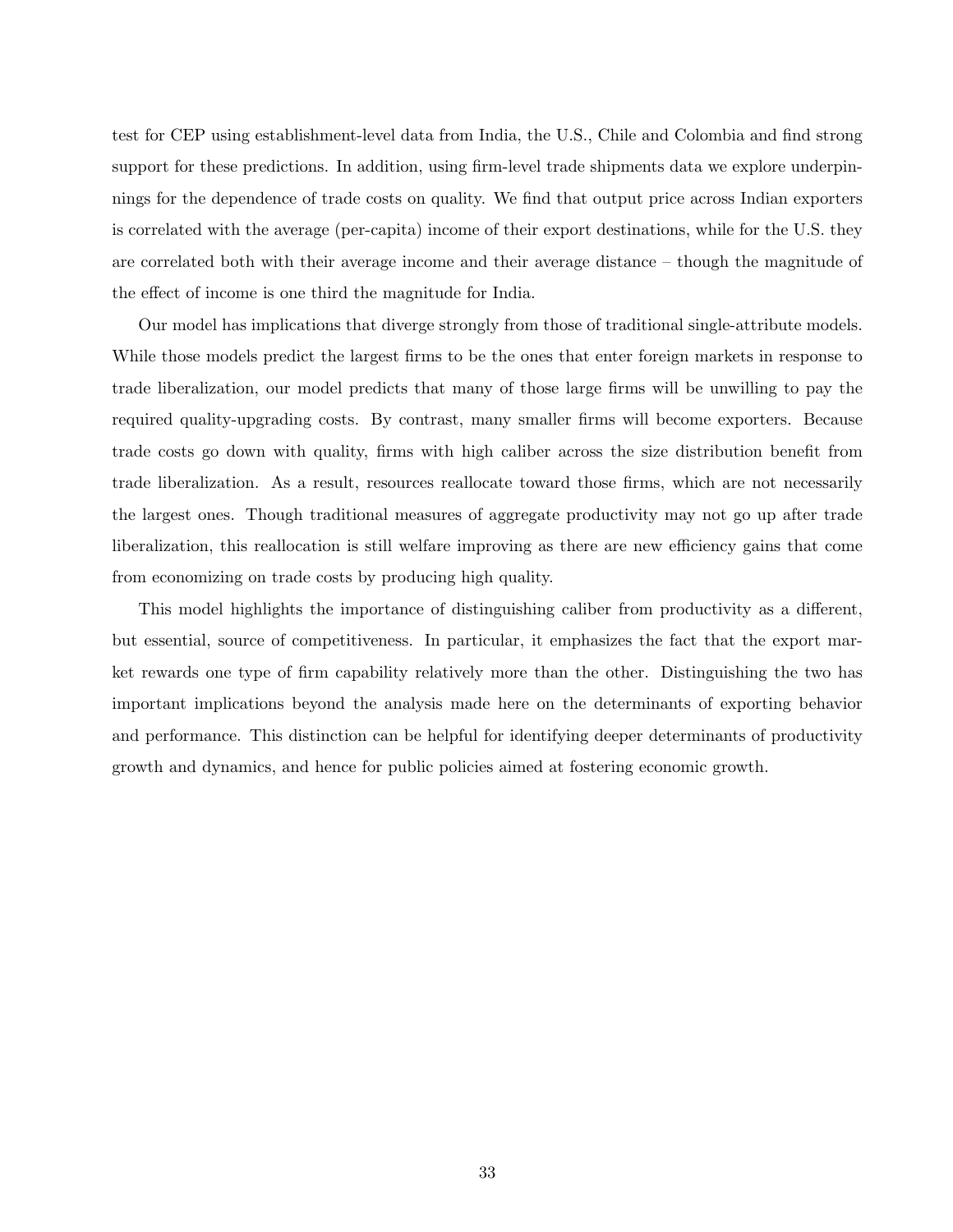test for CEP using establishment-level data from India, the U.S., Chile and Colombia and find strong support for these predictions. In addition, using firm-level trade shipments data we explore underpinnings for the dependence of trade costs on quality. We find that output price across Indian exporters is correlated with the average (per-capita) income of their export destinations, while for the U.S. they are correlated both with their average income and their average distance – though the magnitude of the effect of income is one third the magnitude for India.

Our model has implications that diverge strongly from those of traditional single-attribute models. While those models predict the largest firms to be the ones that enter foreign markets in response to trade liberalization, our model predicts that many of those large firms will be unwilling to pay the required quality-upgrading costs. By contrast, many smaller firms will become exporters. Because trade costs go down with quality, firms with high caliber across the size distribution benefit from trade liberalization. As a result, resources reallocate toward those firms, which are not necessarily the largest ones. Though traditional measures of aggregate productivity may not go up after trade liberalization, this reallocation is still welfare improving as there are new efficiency gains that come from economizing on trade costs by producing high quality.

This model highlights the importance of distinguishing caliber from productivity as a different, but essential, source of competitiveness. In particular, it emphasizes the fact that the export market rewards one type of firm capability relatively more than the other. Distinguishing the two has important implications beyond the analysis made here on the determinants of exporting behavior and performance. This distinction can be helpful for identifying deeper determinants of productivity growth and dynamics, and hence for public policies aimed at fostering economic growth.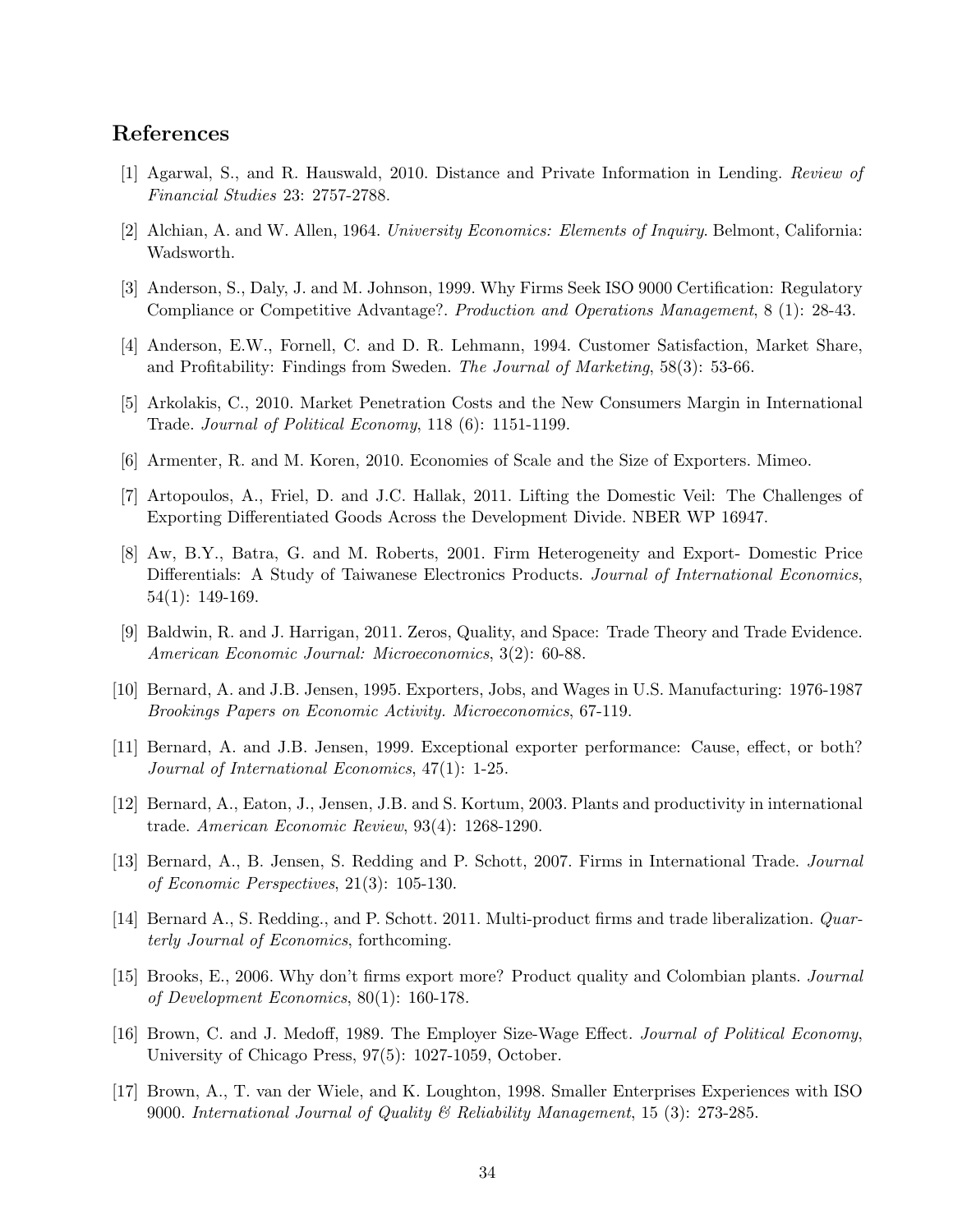## References

[1] Agarwal, S., and R. Hauswald, 2010. Distance and Private Information in Lending. *Review of Financial Studies* 23: 2757-2788.

[2] Alchian, A. and W. Allen, 1964. *University Economics: Elements of Inquiry*. Belmont, California: Wadsworth.

[3] Anderson, S., Daly, J. and M. Johnson, 1999. Why Firms Seek ISO 9000 Certification: Regulatory Compliance or Competitive Advantage?. *Production and Operations Management*, 8 (1): 28-43.

[4] Anderson, E.W., Fornell, C. and D. R. Lehmann, 1994. Customer Satisfaction, Market Share, and Profitability: Findings from Sweden. *The Journal of Marketing*, 58(3): 53-66.

[5] Arkolakis, C., 2010. Market Penetration Costs and the New Consumers Margin in International Trade. *Journal of Political Economy*, 118 (6): 1151-1199.

[6] Armenter, R. and M. Koren, 2010. Economies of Scale and the Size of Exporters. Mimeo.

[7] Artopoulos, A., Friel, D. and J.C. Hallak, 2011. Lifting the Domestic Veil: The Challenges of Exporting Differentiated Goods Across the Development Divide. NBER WP 16947.

[8] Aw, B.Y., Batra, G. and M. Roberts, 2001. Firm Heterogeneity and Export- Domestic Price Differentials: A Study of Taiwanese Electronics Products. *Journal of International Economics*, 54(1): 149-169.

[9] Baldwin, R. and J. Harrigan, 2011. Zeros, Quality, and Space: Trade Theory and Trade Evidence. *American Economic Journal: Microeconomics*, 3(2): 60-88.

[10] Bernard, A. and J.B. Jensen, 1995. Exporters, Jobs, and Wages in U.S. Manufacturing: 1976-1987 *Brookings Papers on Economic Activity. Microeconomics*, 67-119.

[11] Bernard, A. and J.B. Jensen, 1999. Exceptional exporter performance: Cause, effect, or both? *Journal of International Economics*, 47(1): 1-25.

[12] Bernard, A., Eaton, J., Jensen, J.B. and S. Kortum, 2003. Plants and productivity in international trade. *American Economic Review*, 93(4): 1268-1290.

[13] Bernard, A., B. Jensen, S. Redding and P. Schott, 2007. Firms in International Trade. *Journal of Economic Perspectives*, 21(3): 105-130.

[14] Bernard A., S. Redding., and P. Schott. 2011. Multi-product firms and trade liberalization. *Quarterly Journal of Economics*, forthcoming.

[15] Brooks, E., 2006. Why don't firms export more? Product quality and Colombian plants. *Journal of Development Economics*, 80(1): 160-178.

[16] Brown, C. and J. Medoff, 1989. The Employer Size-Wage Effect. *Journal of Political Economy*, University of Chicago Press, 97(5): 1027-1059, October.

[17] Brown, A., T. van der Wiele, and K. Loughton, 1998. Smaller Enterprises Experiences with ISO 9000. *International Journal of Quality & Reliability Management*, 15 (3): 273-285.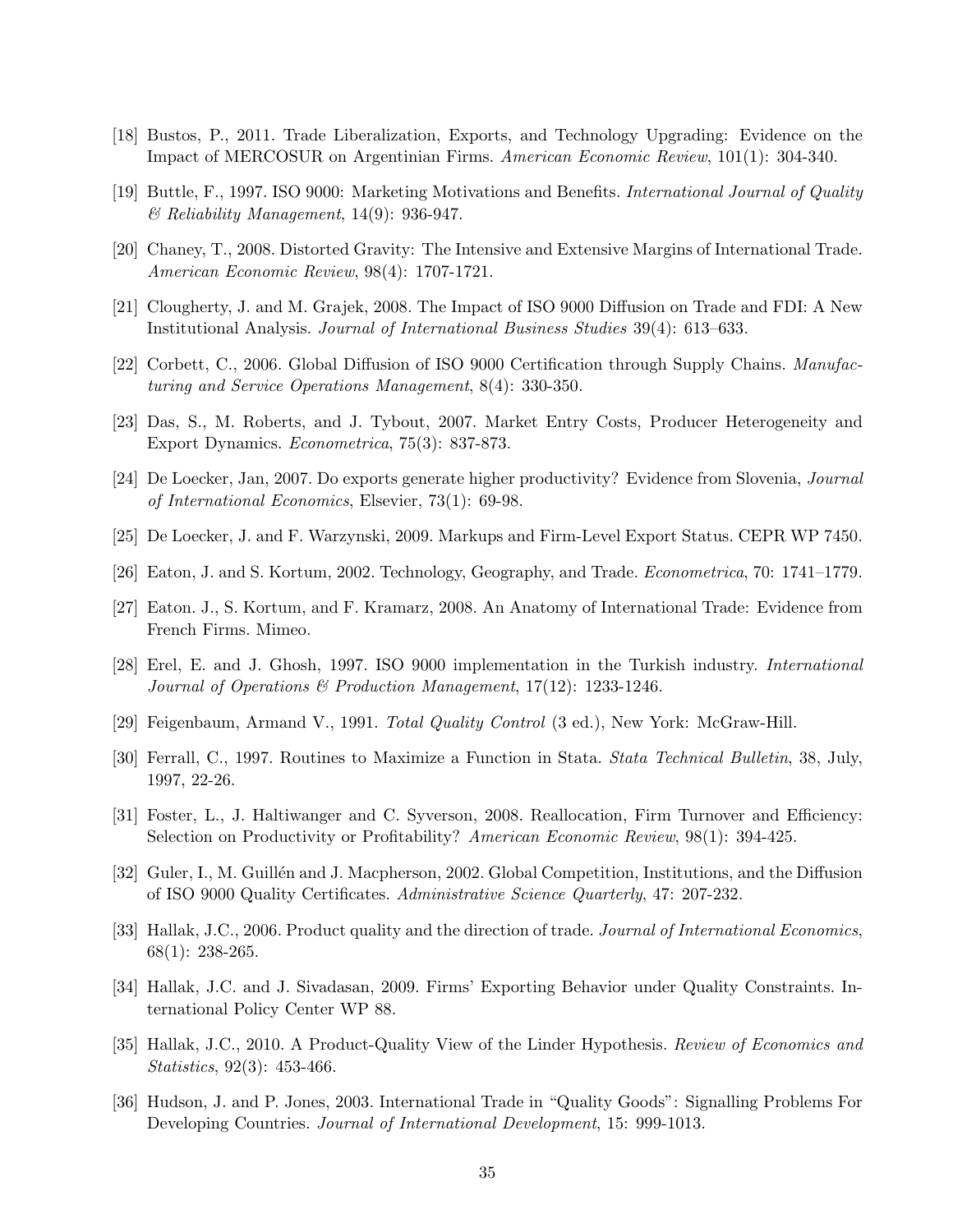[18] Bustos, P., 2011. Trade Liberalization, Exports, and Technology Upgrading: Evidence on the Impact of MERCOSUR on Argentinian Firms. *American Economic Review*, 101(1): 304-340.

[19] Buttle, F., 1997. ISO 9000: Marketing Motivations and Benefits. *International Journal of Quality & Reliability Management*, 14(9): 936-947.

[20] Chaney, T., 2008. Distorted Gravity: The Intensive and Extensive Margins of International Trade. *American Economic Review*, 98(4): 1707-1721.

[21] Clougherty, J. and M. Grajek, 2008. The Impact of ISO 9000 Diffusion on Trade and FDI: A New Institutional Analysis. *Journal of International Business Studies* 39(4): 613–633.

[22] Corbett, C., 2006. Global Diffusion of ISO 9000 Certification through Supply Chains. *Manufacturing and Service Operations Management*, 8(4): 330-350.

[23] Das, S., M. Roberts, and J. Tybout, 2007. Market Entry Costs, Producer Heterogeneity and Export Dynamics. *Econometrica*, 75(3): 837-873.

[24] De Loecker, Jan, 2007. Do exports generate higher productivity? Evidence from Slovenia, *Journal of International Economics*, Elsevier, 73(1): 69-98.

[25] De Loecker, J. and F. Warzynski, 2009. Markups and Firm-Level Export Status. CEPR WP 7450.

[26] Eaton, J. and S. Kortum, 2002. Technology, Geography, and Trade. *Econometrica*, 70: 1741–1779.

[27] Eaton. J., S. Kortum, and F. Kramarz, 2008. An Anatomy of International Trade: Evidence from French Firms. Mimeo.

[28] Erel, E. and J. Ghosh, 1997. ISO 9000 implementation in the Turkish industry. *International Journal of Operations & Production Management*, 17(12): 1233-1246.

[29] Feigenbaum, Armand V., 1991. *Total Quality Control* (3 ed.), New York: McGraw-Hill.

[30] Ferrall, C., 1997. Routines to Maximize a Function in Stata. *Stata Technical Bulletin*, 38, July, 1997, 22-26.

[31] Foster, L., J. Haltiwanger and C. Syverson, 2008. Reallocation, Firm Turnover and Efficiency: Selection on Productivity or Profitability? *American Economic Review*, 98(1): 394-425.

[32] Guler, I., M. Guillén and J. Macpherson, 2002. Global Competition, Institutions, and the Diffusion of ISO 9000 Quality Certificates. *Administrative Science Quarterly*, 47: 207-232.

[33] Hallak, J.C., 2006. Product quality and the direction of trade. *Journal of International Economics*, 68(1): 238-265.

[34] Hallak, J.C. and J. Sivadasan, 2009. Firms' Exporting Behavior under Quality Constraints. International Policy Center WP 88.

[35] Hallak, J.C., 2010. A Product-Quality View of the Linder Hypothesis. *Review of Economics and Statistics*, 92(3): 453-466.

[36] Hudson, J. and P. Jones, 2003. International Trade in "Quality Goods": Signalling Problems For Developing Countries. *Journal of International Development*, 15: 999-1013.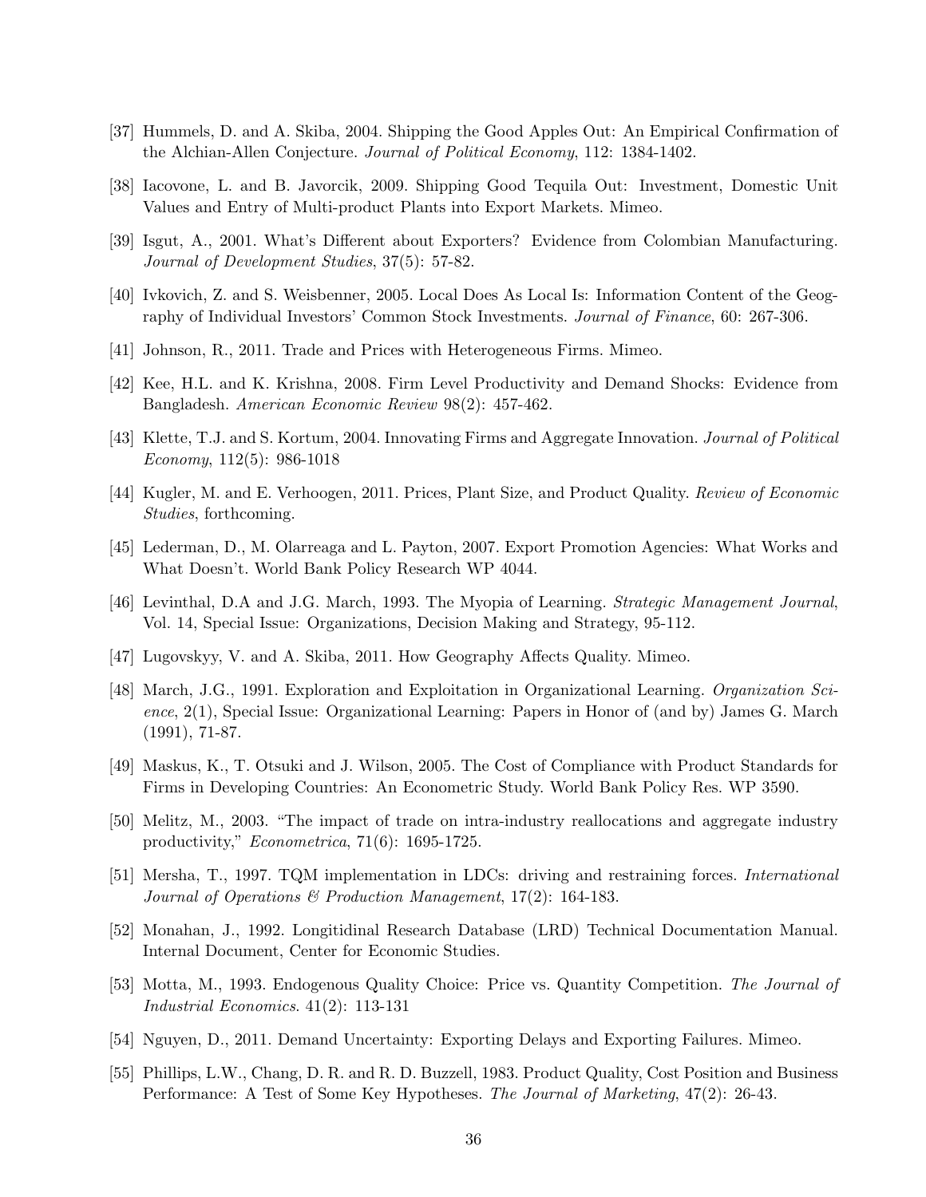[37] Hummels, D. and A. Skiba, 2004. Shipping the Good Apples Out: An Empirical Confirmation of the Alchian-Allen Conjecture. *Journal of Political Economy*, 112: 1384-1402.

[38] Iacovone, L. and B. Javorcik, 2009. Shipping Good Tequila Out: Investment, Domestic Unit Values and Entry of Multi-product Plants into Export Markets. Mimeo.

[39] Isgut, A., 2001. What's Different about Exporters? Evidence from Colombian Manufacturing. *Journal of Development Studies*, 37(5): 57-82.

[40] Ivkovich, Z. and S. Weisbenner, 2005. Local Does As Local Is: Information Content of the Geography of Individual Investors' Common Stock Investments. *Journal of Finance*, 60: 267-306.

[41] Johnson, R., 2011. Trade and Prices with Heterogeneous Firms. Mimeo.

[42] Kee, H.L. and K. Krishna, 2008. Firm Level Productivity and Demand Shocks: Evidence from Bangladesh. *American Economic Review* 98(2): 457-462.

[43] Klette, T.J. and S. Kortum, 2004. Innovating Firms and Aggregate Innovation. *Journal of Political Economy*, 112(5): 986-1018

[44] Kugler, M. and E. Verhoogen, 2011. Prices, Plant Size, and Product Quality. *Review of Economic Studies*, forthcoming.

[45] Lederman, D., M. Olarreaga and L. Payton, 2007. Export Promotion Agencies: What Works and What Doesn't. World Bank Policy Research WP 4044.

[46] Levinthal, D.A and J.G. March, 1993. The Myopia of Learning. *Strategic Management Journal*, Vol. 14, Special Issue: Organizations, Decision Making and Strategy, 95-112.

[47] Lugovskyy, V. and A. Skiba, 2011. How Geography Affects Quality. Mimeo.

[48] March, J.G., 1991. Exploration and Exploitation in Organizational Learning. *Organization Science*, 2(1), Special Issue: Organizational Learning: Papers in Honor of (and by) James G. March (1991), 71-87.

[49] Maskus, K., T. Otsuki and J. Wilson, 2005. The Cost of Compliance with Product Standards for Firms in Developing Countries: An Econometric Study. World Bank Policy Res. WP 3590.

[50] Melitz, M., 2003. "The impact of trade on intra-industry reallocations and aggregate industry productivity," *Econometrica*, 71(6): 1695-1725.

[51] Mersha, T., 1997. TQM implementation in LDCs: driving and restraining forces. *International Journal of Operations & Production Management*, 17(2): 164-183.

[52] Monahan, J., 1992. Longitidinal Research Database (LRD) Technical Documentation Manual. Internal Document, Center for Economic Studies.

[53] Motta, M., 1993. Endogenous Quality Choice: Price vs. Quantity Competition. *The Journal of Industrial Economics*. 41(2): 113-131

[54] Nguyen, D., 2011. Demand Uncertainty: Exporting Delays and Exporting Failures. Mimeo.

[55] Phillips, L.W., Chang, D. R. and R. D. Buzzell, 1983. Product Quality, Cost Position and Business Performance: A Test of Some Key Hypotheses. *The Journal of Marketing*, 47(2): 26-43.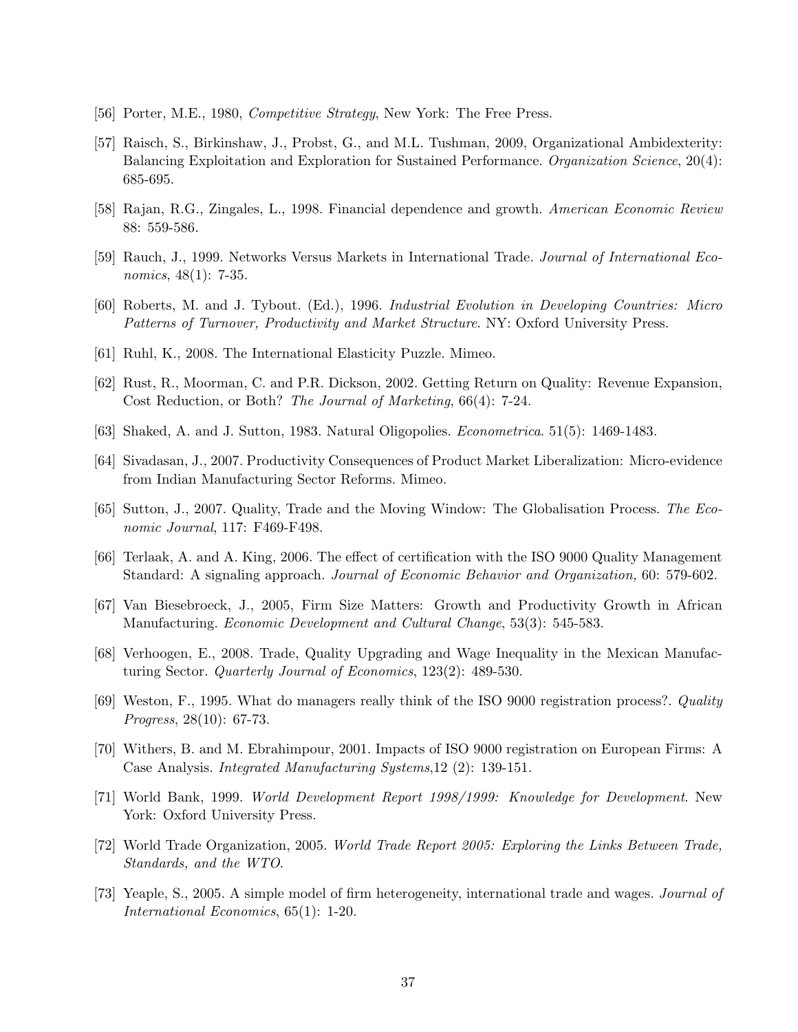[56] Porter, M.E., 1980, *Competitive Strategy*, New York: The Free Press.

[57] Raisch, S., Birkinshaw, J., Probst, G., and M.L. Tushman, 2009, Organizational Ambidexterity: Balancing Exploitation and Exploration for Sustained Performance. *Organization Science*, 20(4): 685-695.

[58] Rajan, R.G., Zingales, L., 1998. Financial dependence and growth. *American Economic Review* 88: 559-586.

[59] Rauch, J., 1999. Networks Versus Markets in International Trade. *Journal of International Economics*, 48(1): 7-35.

[60] Roberts, M. and J. Tybout. (Ed.), 1996. *Industrial Evolution in Developing Countries: Micro Patterns of Turnover, Productivity and Market Structure*. NY: Oxford University Press.

[61] Ruhl, K., 2008. The International Elasticity Puzzle. Mimeo.

[62] Rust, R., Moorman, C. and P.R. Dickson, 2002. Getting Return on Quality: Revenue Expansion, Cost Reduction, or Both? *The Journal of Marketing*, 66(4): 7-24.

[63] Shaked, A. and J. Sutton, 1983. Natural Oligopolies. *Econometrica*. 51(5): 1469-1483.

[64] Sivadasan, J., 2007. Productivity Consequences of Product Market Liberalization: Micro-evidence from Indian Manufacturing Sector Reforms. Mimeo.

[65] Sutton, J., 2007. Quality, Trade and the Moving Window: The Globalisation Process. *The Economic Journal*, 117: F469-F498.

[66] Terlaak, A. and A. King, 2006. The effect of certification with the ISO 9000 Quality Management Standard: A signaling approach. *Journal of Economic Behavior and Organization,* 60: 579-602.

[67] Van Biesebroeck, J., 2005, Firm Size Matters: Growth and Productivity Growth in African Manufacturing. *Economic Development and Cultural Change*, 53(3): 545-583.

[68] Verhoogen, E., 2008. Trade, Quality Upgrading and Wage Inequality in the Mexican Manufacturing Sector. *Quarterly Journal of Economics*, 123(2): 489-530.

[69] Weston, F., 1995. What do managers really think of the ISO 9000 registration process?. *Quality Progress*, 28(10): 67-73.

[70] Withers, B. and M. Ebrahimpour, 2001. Impacts of ISO 9000 registration on European Firms: A Case Analysis. *Integrated Manufacturing Systems*,12 (2): 139-151.

[71] World Bank, 1999. *World Development Report 1998/1999: Knowledge for Development*. New York: Oxford University Press.

[72] World Trade Organization, 2005. *World Trade Report 2005: Exploring the Links Between Trade, Standards, and the WTO*.

[73] Yeaple, S., 2005. A simple model of firm heterogeneity, international trade and wages. *Journal of International Economics*, 65(1): 1-20.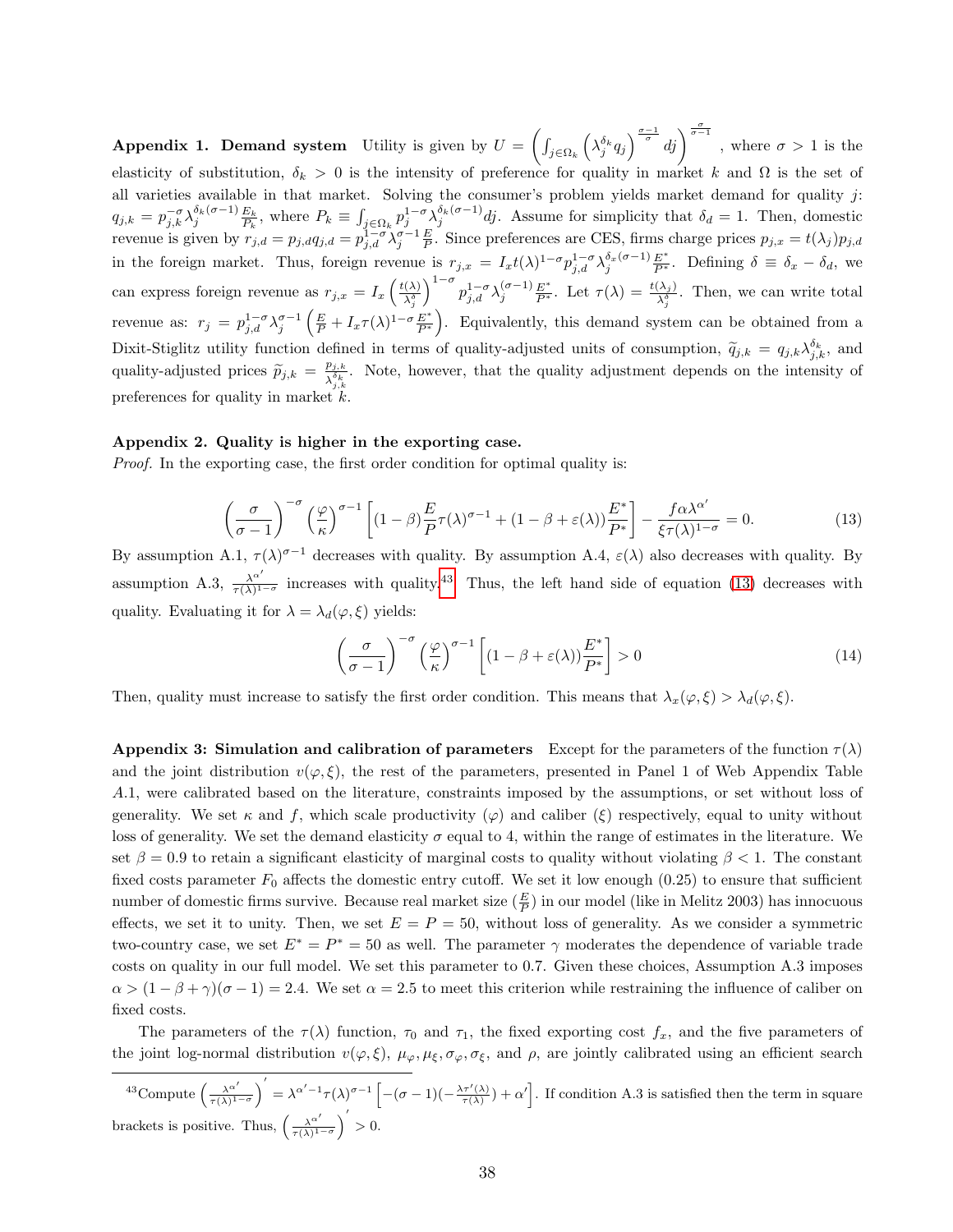**Appendix 1. Demand system** Utility is given by $U = \left( \int_{j \in \Omega_k} \left( \lambda_j^{\delta_k} q_j \right)^{\frac{\sigma-1}{\sigma}} dj \right)^{\frac{\sigma}{\sigma-1}}$, where $\sigma > 1$ is the elasticity of substitution, $\delta_k > 0$ is the intensity of preference for quality in market $k$ and $\Omega$ is the set of all varieties available in that market. Solving the consumer's problem yields market demand for quality $j$: $q_{j,k} = p_{j,k}^{-\sigma} \lambda_j^{\delta_k(\sigma-1)} \frac{E_k}{P_k}$, where $P_k \equiv \int_{j \in \Omega_k} p_j^{1-\sigma} \lambda_j^{\delta_k(\sigma-1)} dj$. Assume for simplicity that $\delta_d = 1$. Then, domestic revenue is given by $r_{j,d} = p_{j,d} q_{j,d} = p_{j,d}^{1-\sigma} \lambda_j^{\sigma-1} \frac{E}{P}$. Since preferences are CES, firms charge prices $p_{j,x} = t(\lambda_j) p_{j,d}$ in the foreign market. Thus, foreign revenue is $r_{j,x} = I_x t(\lambda)^{1-\sigma} p_{j,d}^{1-\sigma} \lambda_j^{\delta_x(\sigma-1)} \frac{E^*}{P^*}$. Defining $\delta \equiv \delta_x - \delta_d$, we can express foreign revenue as $r_{j,x} = I_x \left( \frac{t(\lambda)}{\lambda_j^{\delta}} \right)^{1-\sigma} p_{j,d}^{1-\sigma} \lambda_j^{(\sigma-1)} \frac{E^*}{P^*}$. Let $\tau(\lambda) = \frac{t(\lambda_j)}{\lambda_j^{\delta}}$. Then, we can write total revenue as: $r_j = p_{j,d}^{1-\sigma} \lambda_j^{\sigma-1} \left( \frac{E}{P} + I_x \tau(\lambda)^{1-\sigma} \frac{E^*}{P^*} \right)$. Equivalently, this demand system can be obtained from a Dixit-Stiglitz utility function defined in terms of quality-adjusted units of consumption, $\widetilde{q}_{j,k} = q_{j,k} \lambda_{j,k}^{\delta_k}$, and quality-adjusted prices $\widetilde{p}_{j,k} = \frac{p_{j,k}}{\lambda_{j,k}^{\delta_k}}$. Note, however, that the quality adjustment depends on the intensity of preferences for quality in market $k$.

**Appendix 2. Quality is higher in the exporting case.**

*Proof.* In the exporting case, the first order condition for optimal quality is:

$$\left( \frac{\sigma}{\sigma-1} \right)^{-\sigma} \left( \frac{\varphi}{\kappa} \right)^{\sigma-1} \left[ (1-\beta) \frac{E}{P} \tau(\lambda)^{\sigma-1} + (1 - \beta + \varepsilon(\lambda)) \frac{E^*}{P^*} \right] - \frac{f \alpha \lambda^{\alpha'}}{\xi \tau(\lambda)^{1-\sigma}} = 0. \tag{13}$$

By assumption A.1, $\tau(\lambda)^{\sigma-1}$ decreases with quality. By assumption A.4, $\varepsilon(\lambda)$ also decreases with quality. By assumption A.3, $\frac{\lambda^{\alpha'}}{\tau(\lambda)^{1-\sigma}}$ increases with quality.[43] Thus, the left hand side of equation (13) decreases with quality. Evaluating it for $\lambda = \lambda_d(\varphi, \xi)$ yields:

$$\left( \frac{\sigma}{\sigma-1} \right)^{-\sigma} \left( \frac{\varphi}{\kappa} \right)^{\sigma-1} \left[ (1 - \beta + \varepsilon(\lambda)) \frac{E^*}{P^*} \right] > 0 \tag{14}$$

Then, quality must increase to satisfy the first order condition. This means that $\lambda_x(\varphi, \xi) > \lambda_d(\varphi, \xi)$.

**Appendix 3: Simulation and calibration of parameters** Except for the parameters of the function $\tau(\lambda)$ and the joint distribution $v(\varphi, \xi)$, the rest of the parameters, presented in Panel 1 of Web Appendix Table A.1, were calibrated based on the literature, constraints imposed by the assumptions, or set without loss of generality. We set $\kappa$ and $f$, which scale productivity ($\varphi$) and caliber ($\xi$) respectively, equal to unity without loss of generality. We set the demand elasticity $\sigma$ equal to 4, within the range of estimates in the literature. We set $\beta = 0.9$ to retain a significant elasticity of marginal costs to quality without violating $\beta < 1$. The constant fixed costs parameter $F_0$ affects the domestic entry cutoff. We set it low enough (0.25) to ensure that sufficient number of domestic firms survive. Because real market size ($\frac{E}{P}$) in our model (like in Melitz 2003) has innocuous effects, we set it to unity. Then, we set $E = P = 50$, without loss of generality. As we consider a symmetric two-country case, we set $E^* = P^* = 50$ as well. The parameter $\gamma$ moderates the dependence of variable trade costs on quality in our full model. We set this parameter to 0.7. Given these choices, Assumption A.3 imposes $\alpha > (1 - \beta + \gamma)(\sigma - 1) = 2.4$. We set $\alpha = 2.5$ to meet this criterion while restraining the influence of caliber on fixed costs.

The parameters of the $\tau(\lambda)$ function, $\tau_0$ and $\tau_1$, the fixed exporting cost $f_x$, and the five parameters of the joint log-normal distribution $v(\varphi, \xi)$, $\mu_\varphi, \mu_\xi, \sigma_\varphi, \sigma_\xi$, and $\rho$, are jointly calibrated using an efficient search

[43] Compute $\left( \frac{\lambda^{\alpha'}}{\tau(\lambda)^{1-\sigma}} \right)' = \lambda^{\alpha'-1} \tau(\lambda)^{\sigma-1} \left[ -(\sigma-1)(-\frac{\lambda \tau'(\lambda)}{\tau(\lambda)}) + \alpha' \right]$. If condition A.3 is satisfied then the term in square brackets is positive. Thus, $\left( \frac{\lambda^{\alpha'}}{\tau(\lambda)^{1-\sigma}} \right)' > 0$.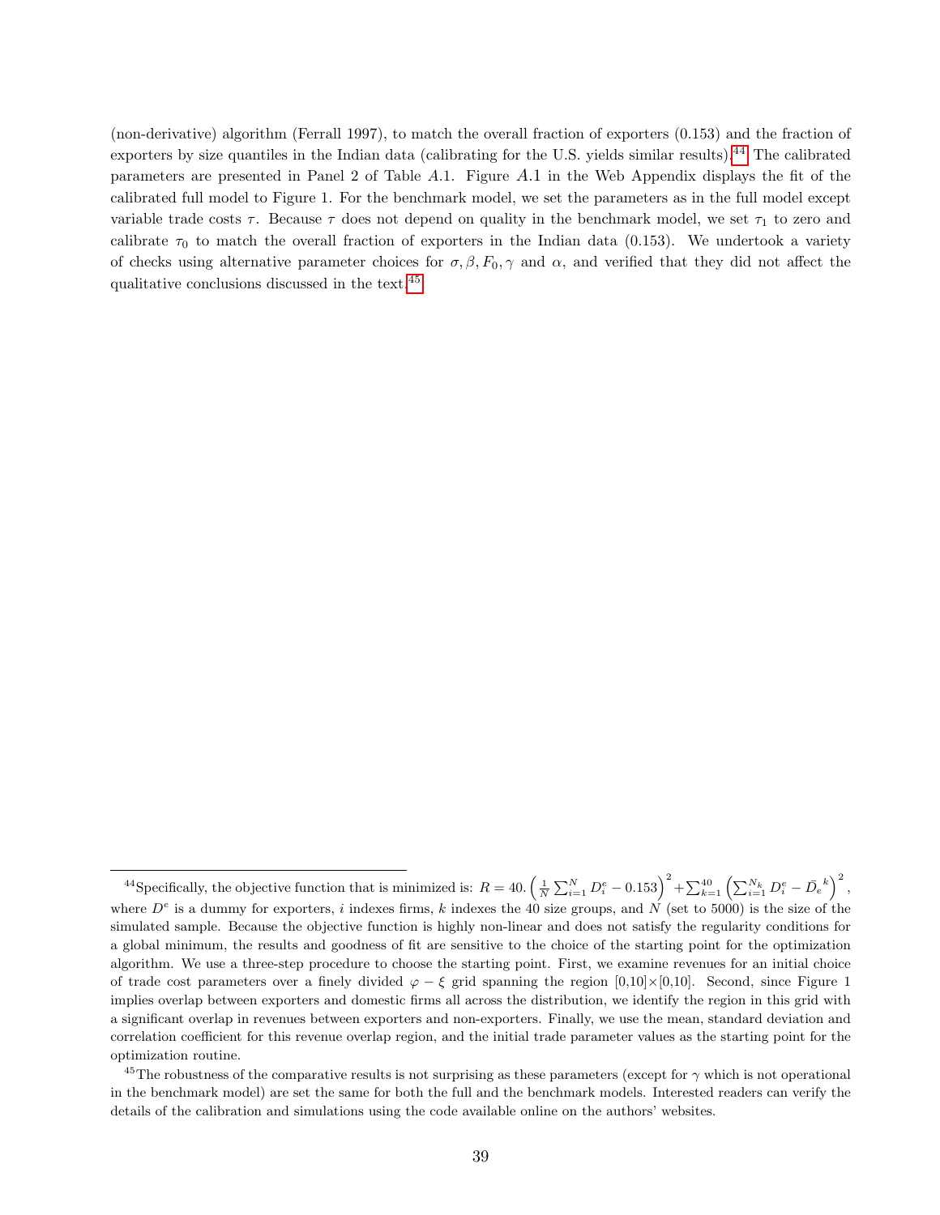(non-derivative) algorithm (Ferrall 1997), to match the overall fraction of exporters (0.153) and the fraction of exporters by size quantiles in the Indian data (calibrating for the U.S. yields similar results).[44] The calibrated parameters are presented in Panel 2 of Table $A.1$. Figure $A.1$ in the Web Appendix displays the fit of the calibrated full model to Figure 1. For the benchmark model, we set the parameters as in the full model except variable trade costs $\tau$. Because $\tau$ does not depend on quality in the benchmark model, we set $\tau_1$ to zero and calibrate $\tau_0$ to match the overall fraction of exporters in the Indian data (0.153). We undertook a variety of checks using alternative parameter choices for $\sigma, \beta, F_0, \gamma$ and $\alpha$, and verified that they did not affect the qualitative conclusions discussed in the text.[45]

---

[44] Specifically, the objective function that is minimized is: $R = 40.\left(\frac{1}{N}\sum_{i=1}^{N} D_i^e - 0.153\right)^2 + \sum_{k=1}^{40}\left(\sum_{i=1}^{N_k} D_i^e - \bar{D_e}^k\right)^2$, where $D^e$ is a dummy for exporters, $i$ indexes firms, $k$ indexes the 40 size groups, and $N$ (set to 5000) is the size of the simulated sample. Because the objective function is highly non-linear and does not satisfy the regularity conditions for a global minimum, the results and goodness of fit are sensitive to the choice of the starting point for the optimization algorithm. We use a three-step procedure to choose the starting point. First, we examine revenues for an initial choice of trade cost parameters over a finely divided $\varphi - \xi$ grid spanning the region [0,10]×[0,10]. Second, since Figure 1 implies overlap between exporters and domestic firms all across the distribution, we identify the region in this grid with a significant overlap in revenues between exporters and non-exporters. Finally, we use the mean, standard deviation and correlation coefficient for this revenue overlap region, and the initial trade parameter values as the starting point for the optimization routine.

[45] The robustness of the comparative results is not surprising as these parameters (except for $\gamma$ which is not operational in the benchmark model) are set the same for both the full and the benchmark models. Interested readers can verify the details of the calibration and simulations using the code available online on the authors' websites.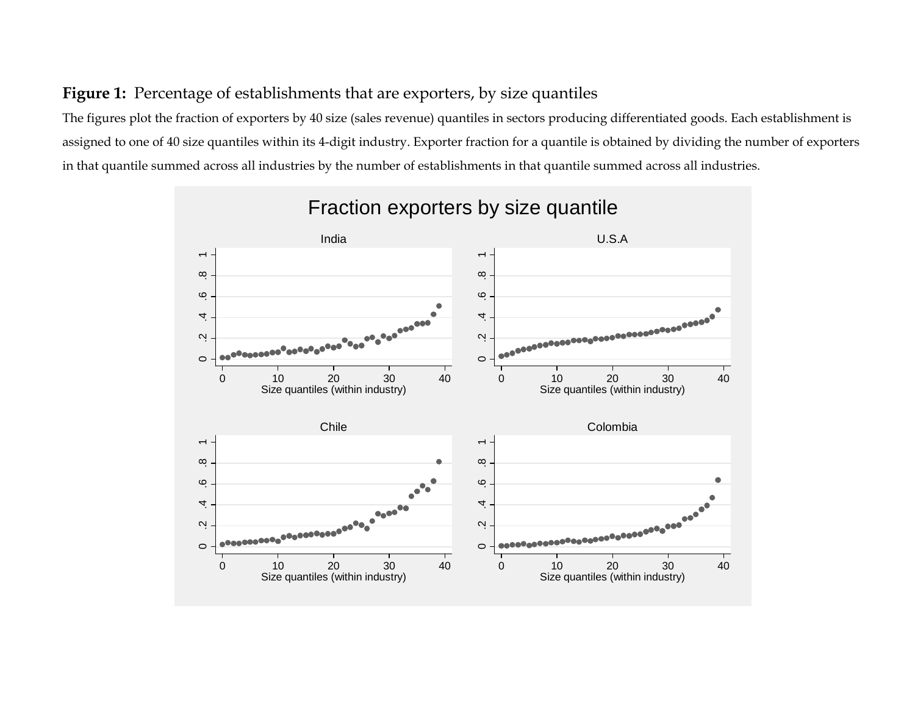**Figure 1:** Percentage of establishments that are exporters, by size quantiles

The figures plot the fraction of exporters by 40 size (sales revenue) quantiles in sectors producing differentiated goods. Each establishment is assigned to one of 40 size quantiles within its 4-digit industry. Exporter fraction for a quantile is obtained by dividing the number of exporters in that quantile summed across all industries by the number of establishments in that quantile summed across all industries.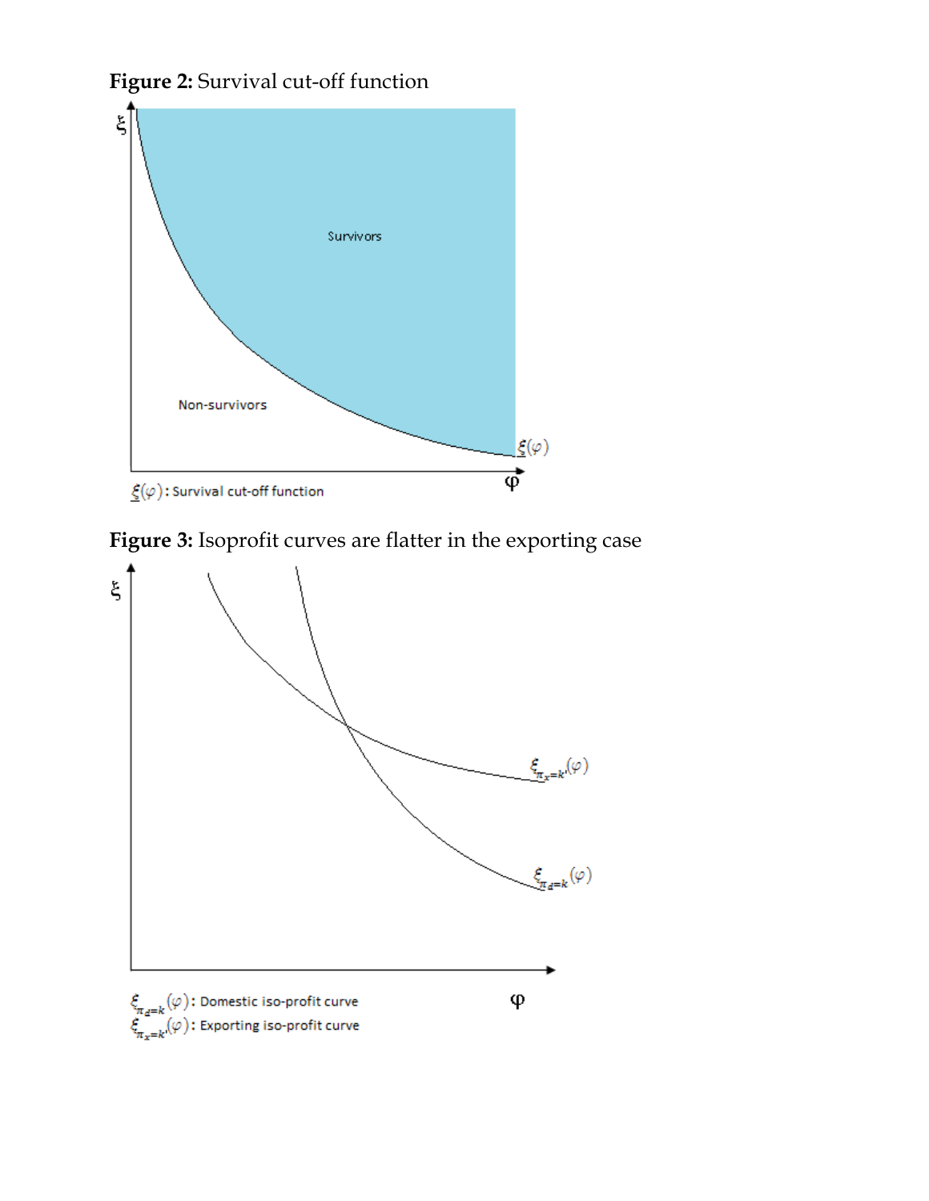**Figure 2:** Survival cut-off function

**Figure 3:** Isoprofit curves are flatter in the exporting case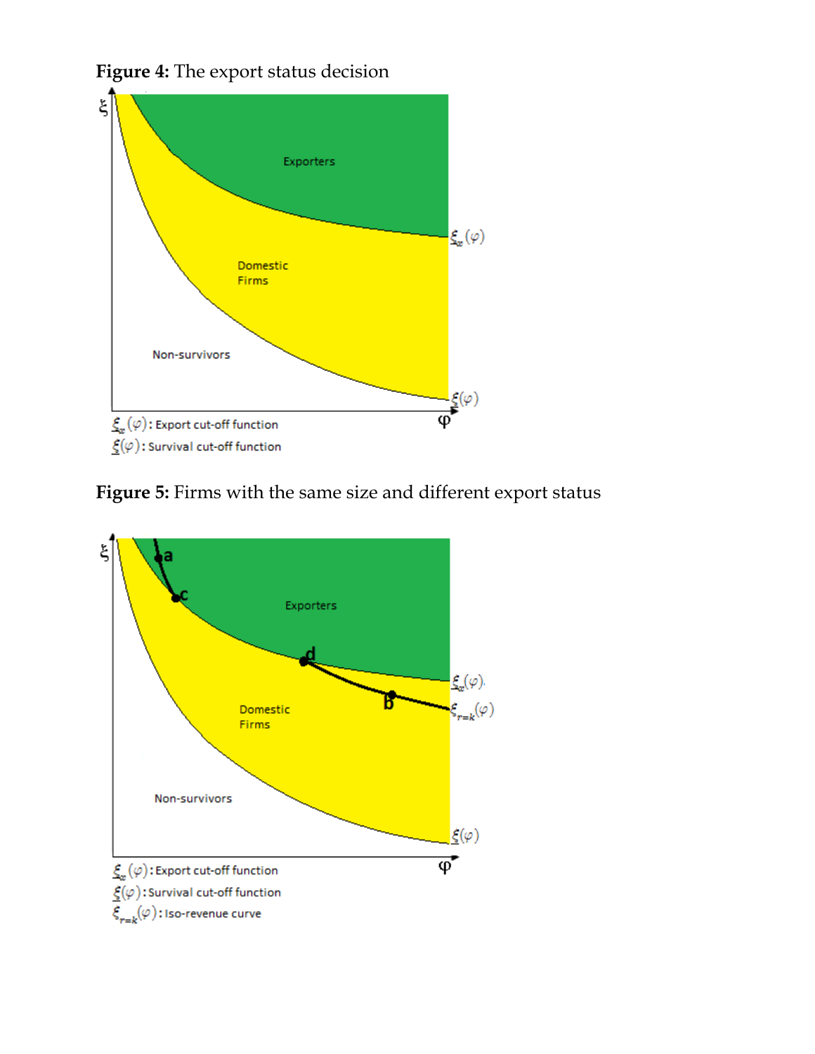**Figure 4:** The export status decision

**Figure 5:** Firms with the same size and different export status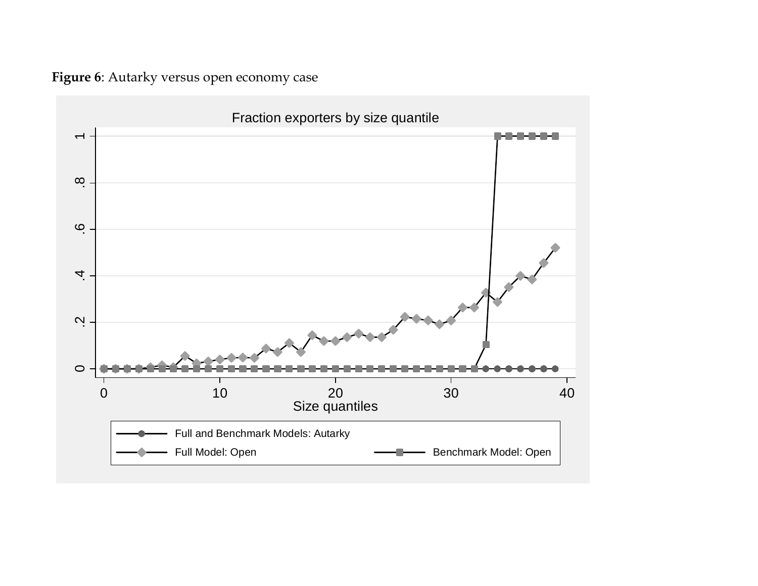**Figure 6**: Autarky versus open economy case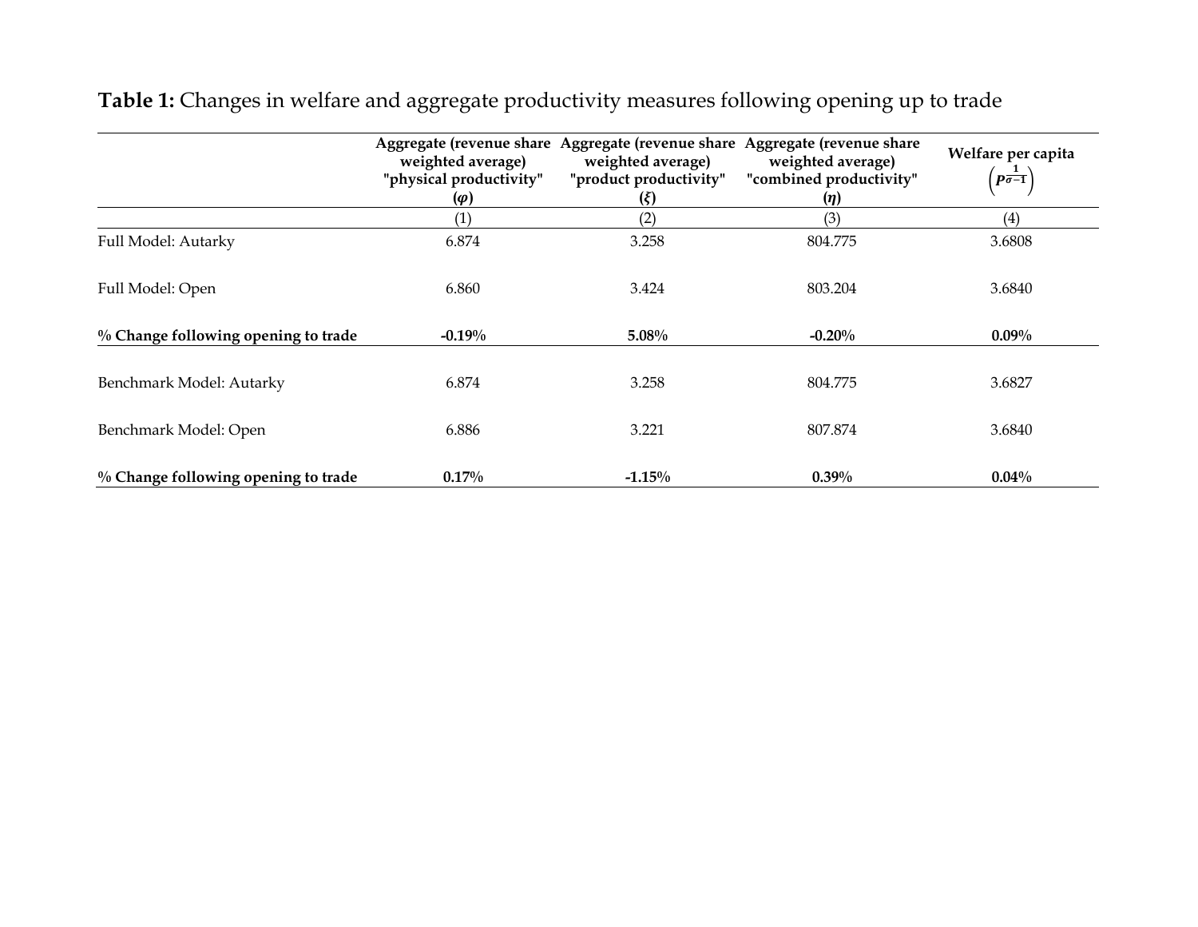**Table 1:** Changes in welfare and aggregate productivity measures following opening up to trade

| | Aggregate (revenue share weighted average) "physical productivity" ($\varphi$) | Aggregate (revenue share weighted average) "product productivity" ($\xi$) | Aggregate (revenue share weighted average) "combined productivity" ($\eta$) | Welfare per capita $\left(P^{\frac{1}{\sigma-1}}\right)$ |
|---|---|---|---|---|
| | (1) | (2) | (3) | (4) |
| Full Model: Autarky | 6.874 | 3.258 | 804.775 | 3.6808 |
| Full Model: Open | 6.860 | 3.424 | 803.204 | 3.6840 |
| **% Change following opening to trade** | **-0.19%** | **5.08%** | **-0.20%** | **0.09%** |
| Benchmark Model: Autarky | 6.874 | 3.258 | 804.775 | 3.6827 |
| Benchmark Model: Open | 6.886 | 3.221 | 807.874 | 3.6840 |
| **% Change following opening to trade** | **0.17%** | **-1.15%** | **0.39%** | **0.04%** |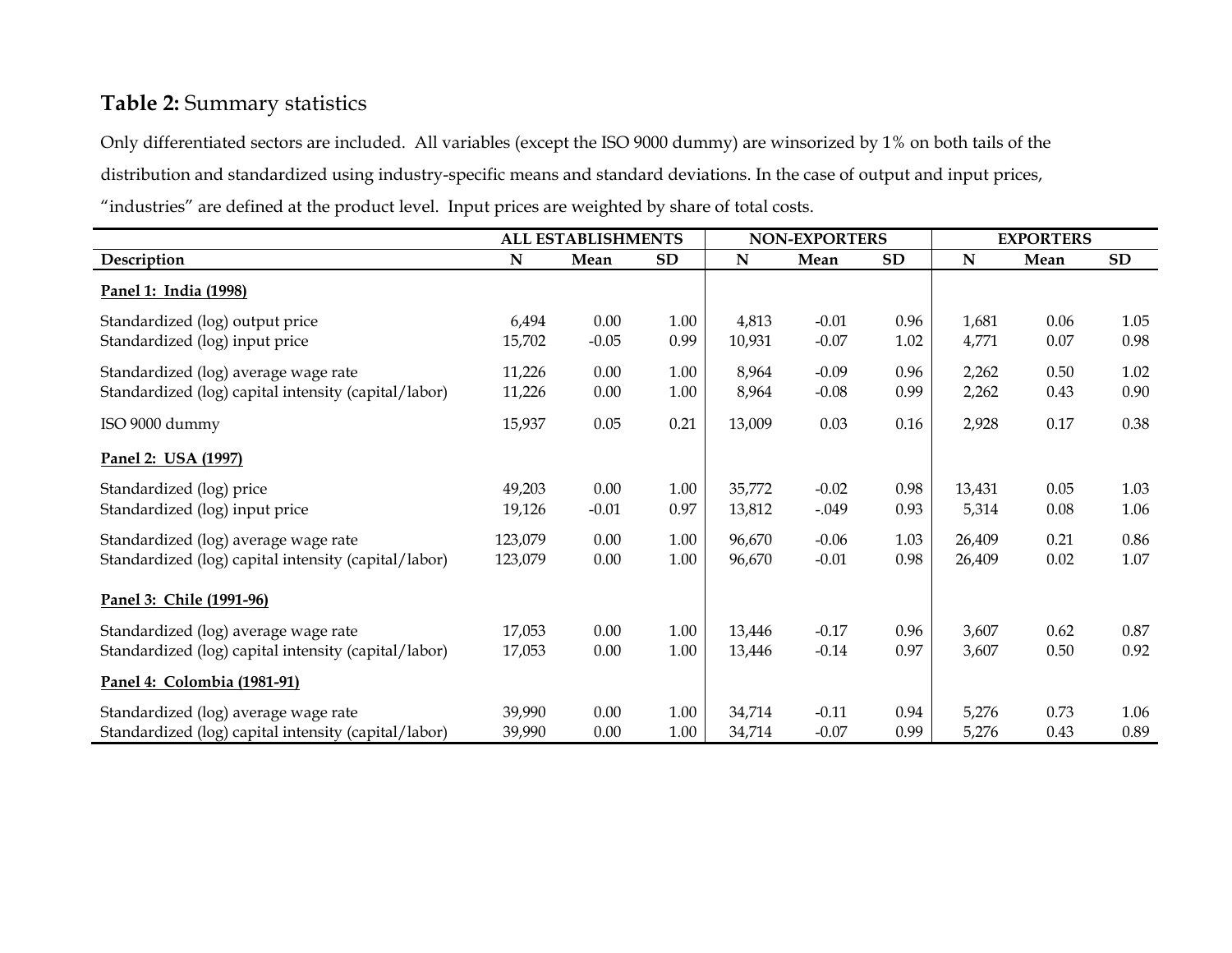**Table 2:** Summary statistics

Only differentiated sectors are included. All variables (except the ISO 9000 dummy) are winsorized by 1% on both tails of the distribution and standardized using industry-specific means and standard deviations. In the case of output and input prices, "industries" are defined at the product level. Input prices are weighted by share of total costs.

| | ALL ESTABLISHMENTS | | | NON-EXPORTERS | | | EXPORTERS | | |
|---|---|---|---|---|---|---|---|---|---|
| **Description** | **N** | **Mean** | **SD** | **N** | **Mean** | **SD** | **N** | **Mean** | **SD** |
| **Panel 1: India (1998)** | | | | | | | | | |
| Standardized (log) output price | 6,494 | 0.00 | 1.00 | 4,813 | -0.01 | 0.96 | 1,681 | 0.06 | 1.05 |
| Standardized (log) input price | 15,702 | -0.05 | 0.99 | 10,931 | -0.07 | 1.02 | 4,771 | 0.07 | 0.98 |
| Standardized (log) average wage rate | 11,226 | 0.00 | 1.00 | 8,964 | -0.09 | 0.96 | 2,262 | 0.50 | 1.02 |
| Standardized (log) capital intensity (capital/labor) | 11,226 | 0.00 | 1.00 | 8,964 | -0.08 | 0.99 | 2,262 | 0.43 | 0.90 |
| ISO 9000 dummy | 15,937 | 0.05 | 0.21 | 13,009 | 0.03 | 0.16 | 2,928 | 0.17 | 0.38 |
| **Panel 2: USA (1997)** | | | | | | | | | |
| Standardized (log) price | 49,203 | 0.00 | 1.00 | 35,772 | -0.02 | 0.98 | 13,431 | 0.05 | 1.03 |
| Standardized (log) input price | 19,126 | -0.01 | 0.97 | 13,812 | -.049 | 0.93 | 5,314 | 0.08 | 1.06 |
| Standardized (log) average wage rate | 123,079 | 0.00 | 1.00 | 96,670 | -0.06 | 1.03 | 26,409 | 0.21 | 0.86 |
| Standardized (log) capital intensity (capital/labor) | 123,079 | 0.00 | 1.00 | 96,670 | -0.01 | 0.98 | 26,409 | 0.02 | 1.07 |
| **Panel 3: Chile (1991-96)** | | | | | | | | | |
| Standardized (log) average wage rate | 17,053 | 0.00 | 1.00 | 13,446 | -0.17 | 0.96 | 3,607 | 0.62 | 0.87 |
| Standardized (log) capital intensity (capital/labor) | 17,053 | 0.00 | 1.00 | 13,446 | -0.14 | 0.97 | 3,607 | 0.50 | 0.92 |
| **Panel 4: Colombia (1981-91)** | | | | | | | | | |
| Standardized (log) average wage rate | 39,990 | 0.00 | 1.00 | 34,714 | -0.11 | 0.94 | 5,276 | 0.73 | 1.06 |
| Standardized (log) capital intensity (capital/labor) | 39,990 | 0.00 | 1.00 | 34,714 | -0.07 | 0.99 | 5,276 | 0.43 | 0.89 |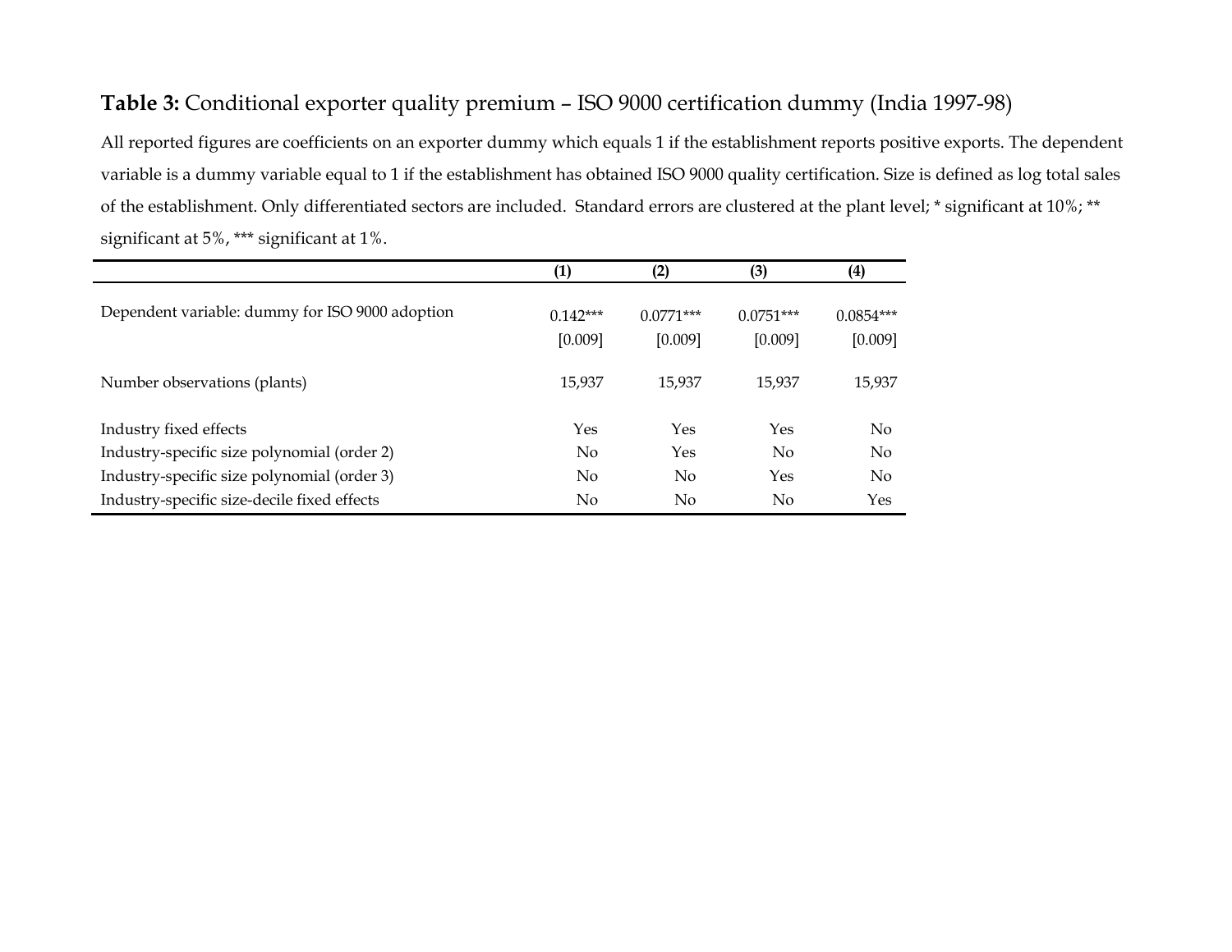**Table 3:** Conditional exporter quality premium – ISO 9000 certification dummy (India 1997-98)

All reported figures are coefficients on an exporter dummy which equals 1 if the establishment reports positive exports. The dependent variable is a dummy variable equal to 1 if the establishment has obtained ISO 9000 quality certification. Size is defined as log total sales of the establishment. Only differentiated sectors are included. Standard errors are clustered at the plant level; * significant at 10%; ** significant at 5%, *** significant at 1%.

| | (1) | (2) | (3) | (4) |
|---|---|---|---|---|
| Dependent variable: dummy for ISO 9000 adoption | 0.142*** | 0.0771*** | 0.0751*** | 0.0854*** |
| | [0.009] | [0.009] | [0.009] | [0.009] |
| Number observations (plants) | 15,937 | 15,937 | 15,937 | 15,937 |
| Industry fixed effects | Yes | Yes | Yes | No |
| Industry-specific size polynomial (order 2) | No | Yes | No | No |
| Industry-specific size polynomial (order 3) | No | No | Yes | No |
| Industry-specific size-decile fixed effects | No | No | No | Yes |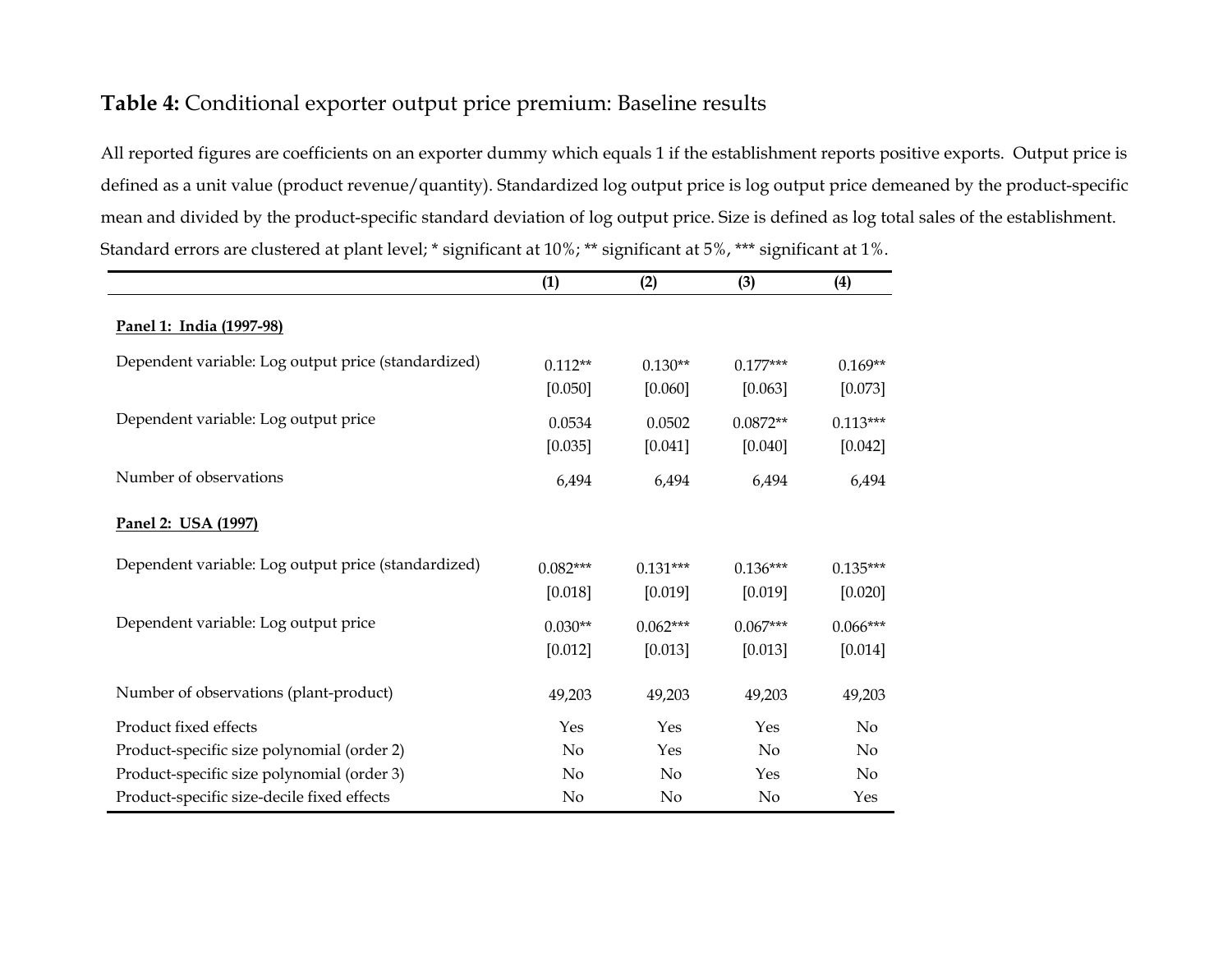**Table 4:** Conditional exporter output price premium: Baseline results

All reported figures are coefficients on an exporter dummy which equals 1 if the establishment reports positive exports. Output price is defined as a unit value (product revenue/quantity). Standardized log output price is log output price demeaned by the product-specific mean and divided by the product-specific standard deviation of log output price. Size is defined as log total sales of the establishment. Standard errors are clustered at plant level; * significant at 10%; ** significant at 5%, *** significant at 1%.

| | (1) | (2) | (3) | (4) |
|---|---|---|---|---|
| **Panel 1: India (1997-98)** | | | | |
| Dependent variable: Log output price (standardized) | 0.112** | 0.130** | 0.177*** | 0.169** |
| | [0.050] | [0.060] | [0.063] | [0.073] |
| Dependent variable: Log output price | 0.0534 | 0.0502 | 0.0872** | 0.113*** |
| | [0.035] | [0.041] | [0.040] | [0.042] |
| Number of observations | 6,494 | 6,494 | 6,494 | 6,494 |
| **Panel 2: USA (1997)** | | | | |
| Dependent variable: Log output price (standardized) | 0.082*** | 0.131*** | 0.136*** | 0.135*** |
| | [0.018] | [0.019] | [0.019] | [0.020] |
| Dependent variable: Log output price | 0.030** | 0.062*** | 0.067*** | 0.066*** |
| | [0.012] | [0.013] | [0.013] | [0.014] |
| Number of observations (plant-product) | 49,203 | 49,203 | 49,203 | 49,203 |
| Product fixed effects | Yes | Yes | Yes | No |
| Product-specific size polynomial (order 2) | No | Yes | No | No |
| Product-specific size polynomial (order 3) | No | No | Yes | No |
| Product-specific size-decile fixed effects | No | No | No | Yes |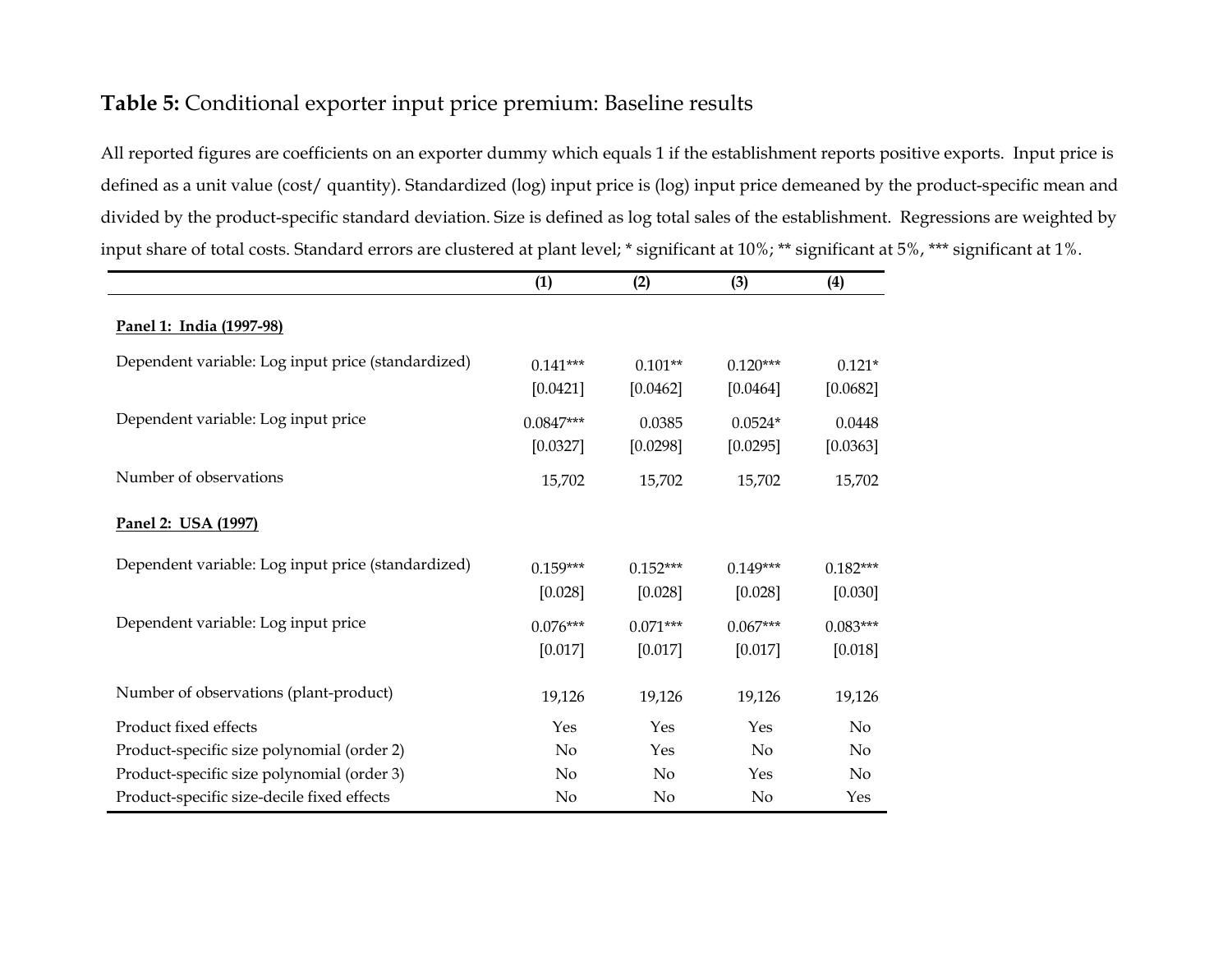**Table 5:** Conditional exporter input price premium: Baseline results

All reported figures are coefficients on an exporter dummy which equals 1 if the establishment reports positive exports. Input price is defined as a unit value (cost/ quantity). Standardized (log) input price is (log) input price demeaned by the product-specific mean and divided by the product-specific standard deviation. Size is defined as log total sales of the establishment. Regressions are weighted by input share of total costs. Standard errors are clustered at plant level; * significant at 10%; ** significant at 5%, *** significant at 1%.

| | (1) | (2) | (3) | (4) |
|---|---|---|---|---|
| **Panel 1: India (1997-98)** | | | | |
| Dependent variable: Log input price (standardized) | 0.141*** | 0.101** | 0.120*** | 0.121* |
| | [0.0421] | [0.0462] | [0.0464] | [0.0682] |
| Dependent variable: Log input price | 0.0847*** | 0.0385 | 0.0524* | 0.0448 |
| | [0.0327] | [0.0298] | [0.0295] | [0.0363] |
| Number of observations | 15,702 | 15,702 | 15,702 | 15,702 |
| **Panel 2: USA (1997)** | | | | |
| Dependent variable: Log input price (standardized) | 0.159*** | 0.152*** | 0.149*** | 0.182*** |
| | [0.028] | [0.028] | [0.028] | [0.030] |
| Dependent variable: Log input price | 0.076*** | 0.071*** | 0.067*** | 0.083*** |
| | [0.017] | [0.017] | [0.017] | [0.018] |
| Number of observations (plant-product) | 19,126 | 19,126 | 19,126 | 19,126 |
| Product fixed effects | Yes | Yes | Yes | No |
| Product-specific size polynomial (order 2) | No | Yes | No | No |
| Product-specific size polynomial (order 3) | No | No | Yes | No |
| Product-specific size-decile fixed effects | No | No | No | Yes |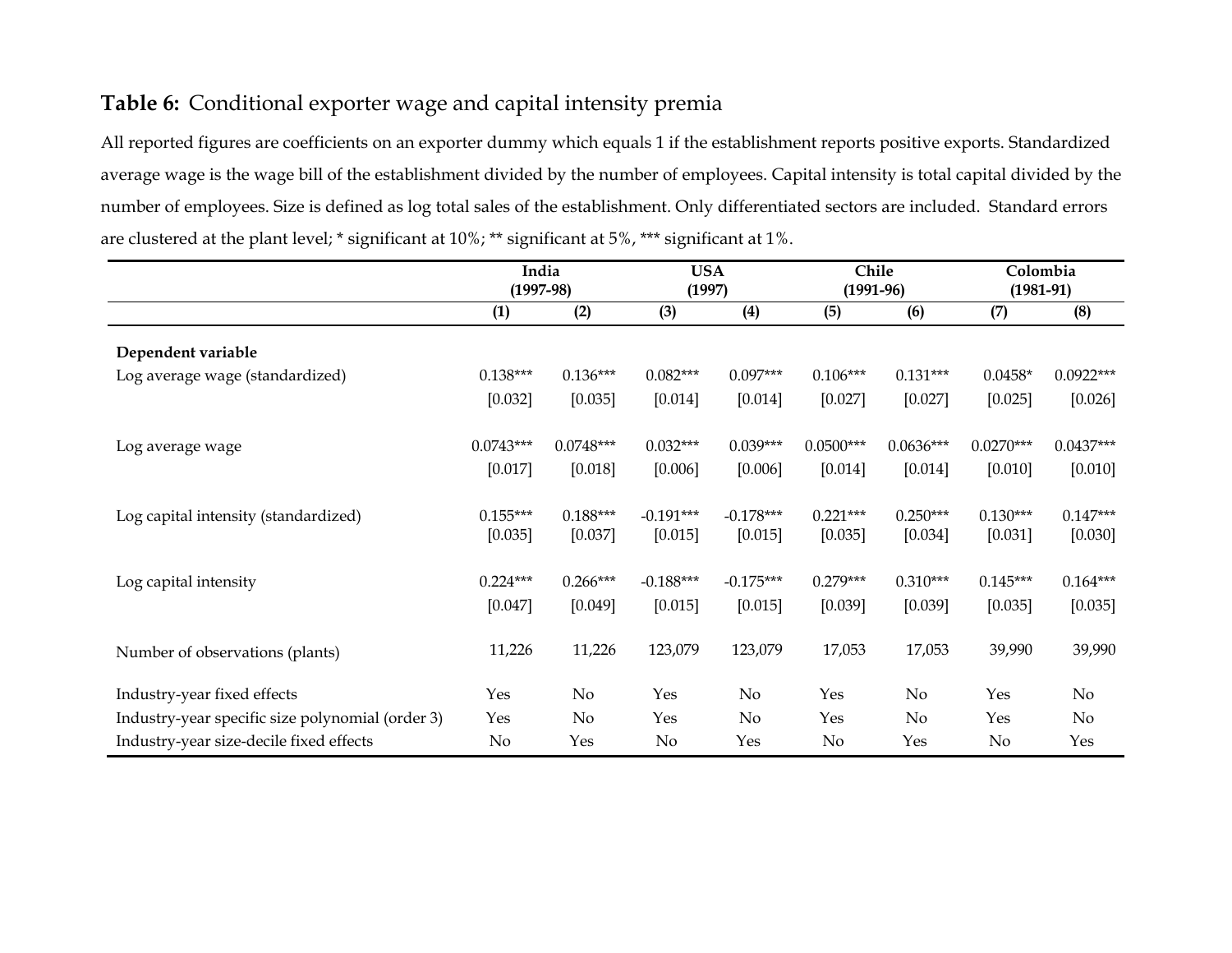**Table 6:** Conditional exporter wage and capital intensity premia

All reported figures are coefficients on an exporter dummy which equals 1 if the establishment reports positive exports. Standardized average wage is the wage bill of the establishment divided by the number of employees. Capital intensity is total capital divided by the number of employees. Size is defined as log total sales of the establishment. Only differentiated sectors are included. Standard errors are clustered at the plant level; * significant at 10%; ** significant at 5%, *** significant at 1%.

| | India (1997-98) | | USA (1997) | | Chile (1991-96) | | Colombia (1981-91) | |
|---|---|---|---|---|---|---|---|---|
| | (1) | (2) | (3) | (4) | (5) | (6) | (7) | (8) |
| **Dependent variable** | | | | | | | | |
| Log average wage (standardized) | 0.138*** | 0.136*** | 0.082*** | 0.097*** | 0.106*** | 0.131*** | 0.0458* | 0.0922*** |
| | [0.032] | [0.035] | [0.014] | [0.014] | [0.027] | [0.027] | [0.025] | [0.026] |
| Log average wage | 0.0743*** | 0.0748*** | 0.032*** | 0.039*** | 0.0500*** | 0.0636*** | 0.0270*** | 0.0437*** |
| | [0.017] | [0.018] | [0.006] | [0.006] | [0.014] | [0.014] | [0.010] | [0.010] |
| Log capital intensity (standardized) | 0.155*** | 0.188*** | -0.191*** | -0.178*** | 0.221*** | 0.250*** | 0.130*** | 0.147*** |
| | [0.035] | [0.037] | [0.015] | [0.015] | [0.035] | [0.034] | [0.031] | [0.030] |
| Log capital intensity | 0.224*** | 0.266*** | -0.188*** | -0.175*** | 0.279*** | 0.310*** | 0.145*** | 0.164*** |
| | [0.047] | [0.049] | [0.015] | [0.015] | [0.039] | [0.039] | [0.035] | [0.035] |
| Number of observations (plants) | 11,226 | 11,226 | 123,079 | 123,079 | 17,053 | 17,053 | 39,990 | 39,990 |
| Industry-year fixed effects | Yes | No | Yes | No | Yes | No | Yes | No |
| Industry-year specific size polynomial (order 3) | Yes | No | Yes | No | Yes | No | Yes | No |
| Industry-year size-decile fixed effects | No | Yes | No | Yes | No | Yes | No | Yes |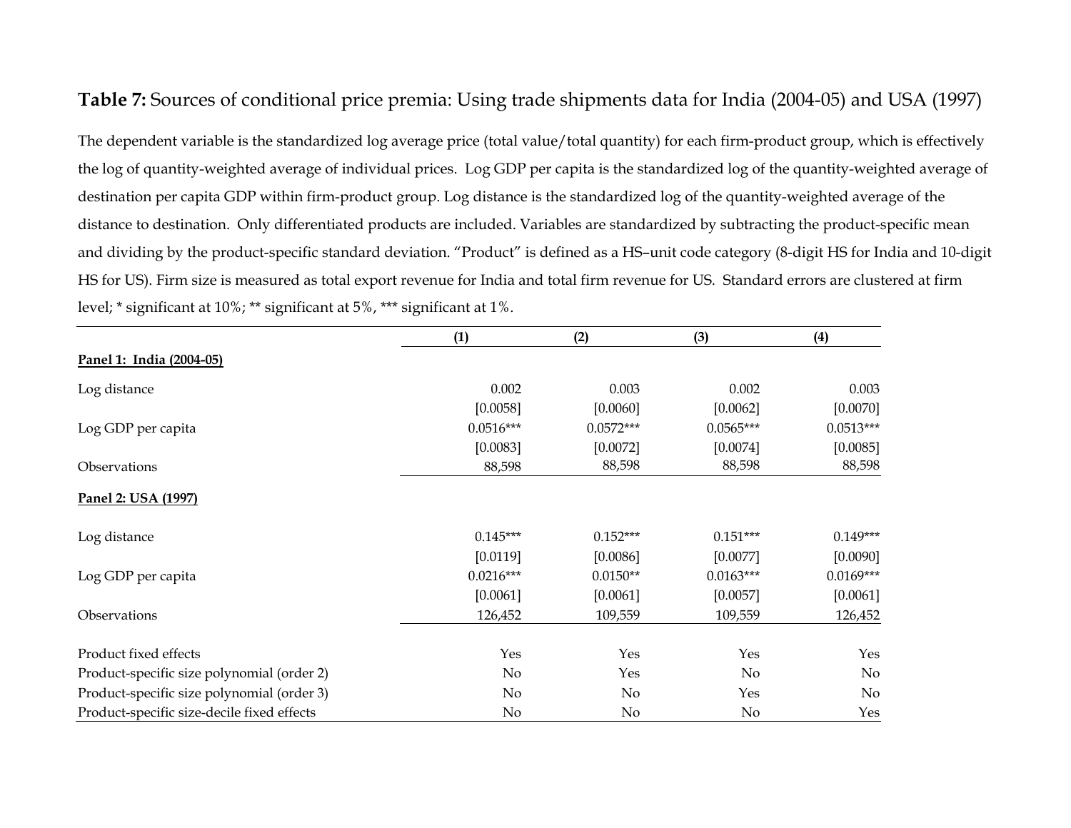**Table 7:** Sources of conditional price premia: Using trade shipments data for India (2004-05) and USA (1997)

The dependent variable is the standardized log average price (total value/total quantity) for each firm-product group, which is effectively the log of quantity-weighted average of individual prices. Log GDP per capita is the standardized log of the quantity-weighted average of destination per capita GDP within firm-product group. Log distance is the standardized log of the quantity-weighted average of the distance to destination. Only differentiated products are included. Variables are standardized by subtracting the product-specific mean and dividing by the product-specific standard deviation. "Product" is defined as a HS–unit code category (8-digit HS for India and 10-digit HS for US). Firm size is measured as total export revenue for India and total firm revenue for US. Standard errors are clustered at firm level; * significant at 10%; ** significant at 5%, *** significant at 1%.

| | (1) | (2) | (3) | (4) |
|---|---|---|---|---|
| **Panel 1: India (2004-05)** | | | | |
| Log distance | 0.002 | 0.003 | 0.002 | 0.003 |
| | [0.0058] | [0.0060] | [0.0062] | [0.0070] |
| Log GDP per capita | 0.0516*** | 0.0572*** | 0.0565*** | 0.0513*** |
| | [0.0083] | [0.0072] | [0.0074] | [0.0085] |
| Observations | 88,598 | 88,598 | 88,598 | 88,598 |
| **Panel 2: USA (1997)** | | | | |
| Log distance | 0.145*** | 0.152*** | 0.151*** | 0.149*** |
| | [0.0119] | [0.0086] | [0.0077] | [0.0090] |
| Log GDP per capita | 0.0216*** | 0.0150** | 0.0163*** | 0.0169*** |
| | [0.0061] | [0.0061] | [0.0057] | [0.0061] |
| Observations | 126,452 | 109,559 | 109,559 | 126,452 |
| Product fixed effects | Yes | Yes | Yes | Yes |
| Product-specific size polynomial (order 2) | No | Yes | No | No |
| Product-specific size polynomial (order 3) | No | No | Yes | No |
| Product-specific size-decile fixed effects | No | No | No | Yes |